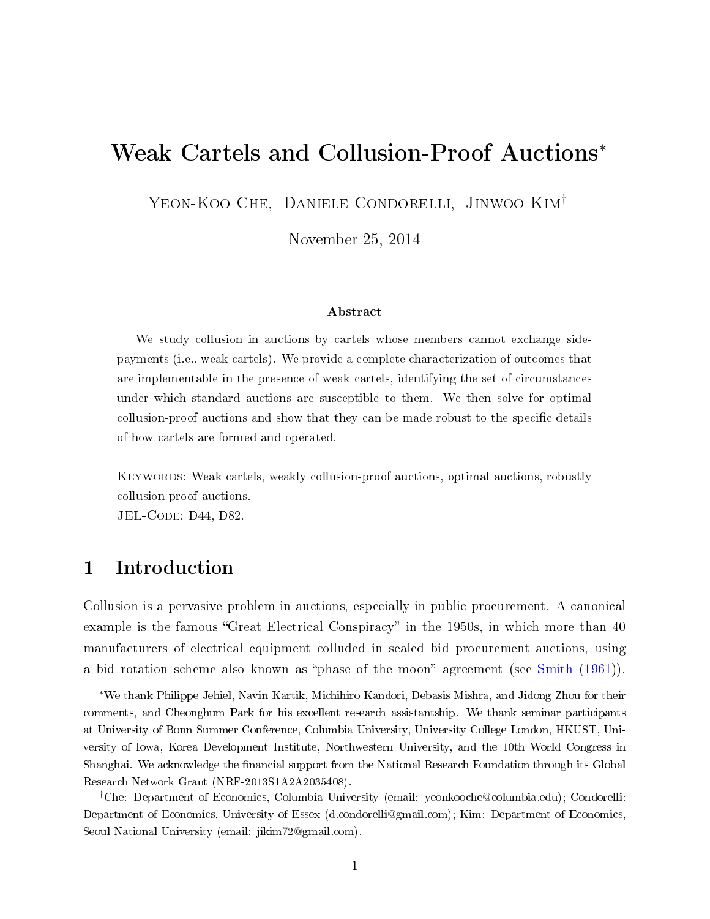# Weak Cartels and Collusion-Proof Auctions*

Yeon-Koo Che, Daniele Condorelli, Jinwoo Kim†

November 25, 2014

### Abstract

We study collusion in auctions by cartels whose members cannot exchange side-payments (i.e., weak cartels). We provide a complete characterization of outcomes that are implementable in the presence of weak cartels, identifying the set of circumstances under which standard auctions are susceptible to them. We then solve for optimal collusion-proof auctions and show that they can be made robust to the specific details of how cartels are formed and operated.

Keywords: Weak cartels, weakly collusion-proof auctions, optimal auctions, robustly collusion-proof auctions.
JEL-Code: D44, D82.

## 1 Introduction

Collusion is a pervasive problem in auctions, especially in public procurement. A canonical example is the famous "Great Electrical Conspiracy" in the 1950s, in which more than 40 manufacturers of electrical equipment colluded in sealed bid procurement auctions, using a bid rotation scheme also known as "phase of the moon" agreement (see Smith (1961)).

*We thank Philippe Jehiel, Navin Kartik, Michihiro Kandori, Debasis Mishra, and Jidong Zhou for their comments, and Cheonghum Park for his excellent research assistantship. We thank seminar participants at University of Bonn Summer Conference, Columbia University, University College London, HKUST, University of Iowa, Korea Development Institute, Northwestern University, and the 10th World Congress in Shanghai. We acknowledge the financial support from the National Research Foundation through its Global Research Network Grant (NRF-2013S1A2A2035408).

†Che: Department of Economics, Columbia University (email: yeonkooche@columbia.edu); Condorelli: Department of Economics, University of Essex (d.condorelli@gmail.com); Kim: Department of Economics, Seoul National University (email: jikim72@gmail.com).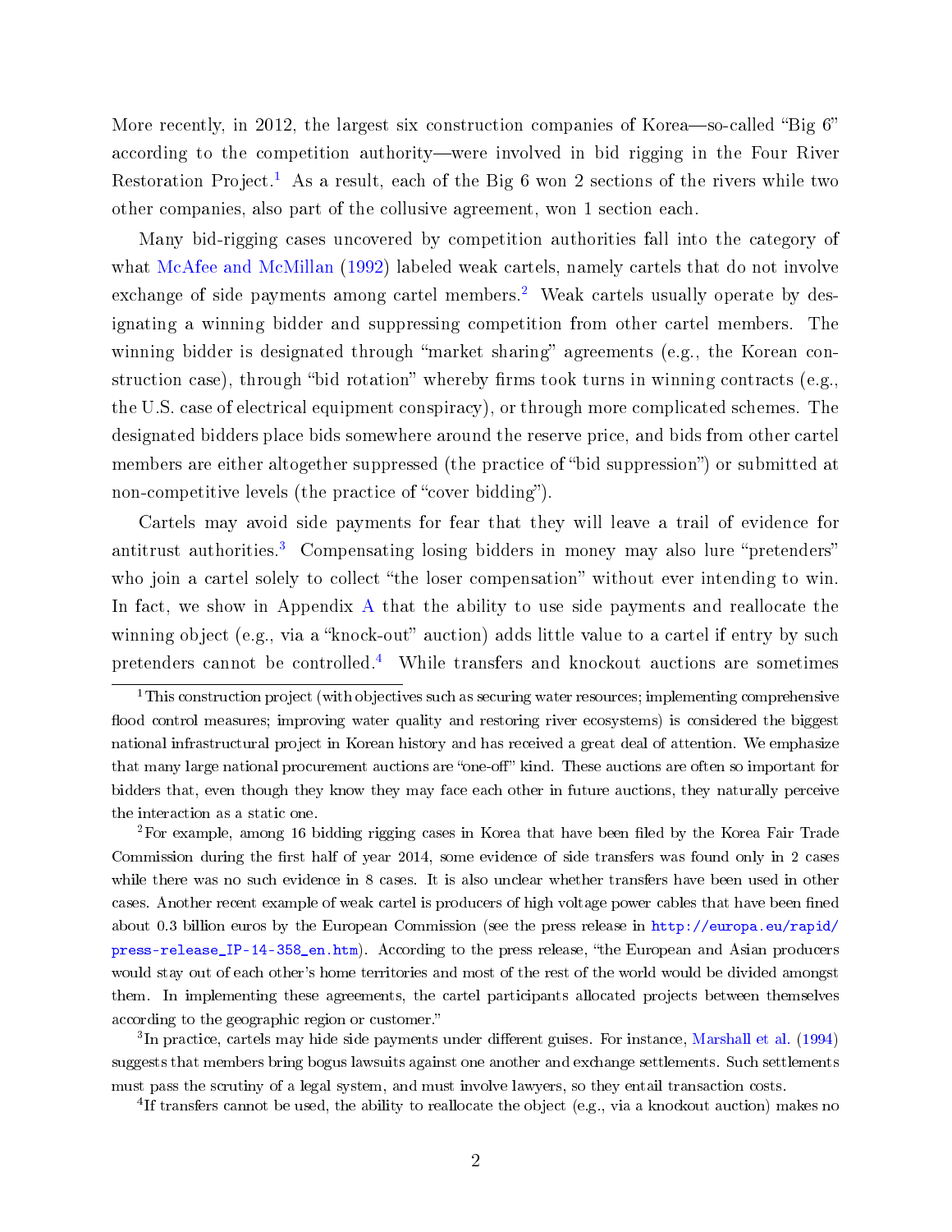More recently, in 2012, the largest six construction companies of Korea—so-called "Big 6" according to the competition authority—were involved in bid rigging in the Four River Restoration Project.[1] As a result, each of the Big 6 won 2 sections of the rivers while two other companies, also part of the collusive agreement, won 1 section each.

Many bid-rigging cases uncovered by competition authorities fall into the category of what McAfee and McMillan (1992) labeled weak cartels, namely cartels that do not involve exchange of side payments among cartel members.[2] Weak cartels usually operate by designating a winning bidder and suppressing competition from other cartel members. The winning bidder is designated through "market sharing" agreements (e.g., the Korean construction case), through "bid rotation" whereby firms took turns in winning contracts (e.g., the U.S. case of electrical equipment conspiracy), or through more complicated schemes. The designated bidders place bids somewhere around the reserve price, and bids from other cartel members are either altogether suppressed (the practice of "bid suppression") or submitted at non-competitive levels (the practice of "cover bidding").

Cartels may avoid side payments for fear that they will leave a trail of evidence for antitrust authorities.[3] Compensating losing bidders in money may also lure "pretenders" who join a cartel solely to collect "the loser compensation" without ever intending to win. In fact, we show in Appendix A that the ability to use side payments and reallocate the winning object (e.g., via a "knock-out" auction) adds little value to a cartel if entry by such pretenders cannot be controlled.[4] While transfers and knockout auctions are sometimes

---

[1] This construction project (with objectives such as securing water resources; implementing comprehensive flood control measures; improving water quality and restoring river ecosystems) is considered the biggest national infrastructural project in Korean history and has received a great deal of attention. We emphasize that many large national procurement auctions are "one-off" kind. These auctions are often so important for bidders that, even though they know they may face each other in future auctions, they naturally perceive the interaction as a static one.

[2] For example, among 16 bidding rigging cases in Korea that have been filed by the Korea Fair Trade Commission during the first half of year 2014, some evidence of side transfers was found only in 2 cases while there was no such evidence in 8 cases. It is also unclear whether transfers have been used in other cases. Another recent example of weak cartel is producers of high voltage power cables that have been fined about 0.3 billion euros by the European Commission (see the press release in http://europa.eu/rapid/press-release_IP-14-358_en.htm). According to the press release, "the European and Asian producers would stay out of each other's home territories and most of the rest of the world would be divided amongst them. In implementing these agreements, the cartel participants allocated projects between themselves according to the geographic region or customer."

[3] In practice, cartels may hide side payments under different guises. For instance, Marshall et al. (1994) suggests that members bring bogus lawsuits against one another and exchange settlements. Such settlements must pass the scrutiny of a legal system, and must involve lawyers, so they entail transaction costs.

[4] If transfers cannot be used, the ability to reallocate the object (e.g., via a knockout auction) makes no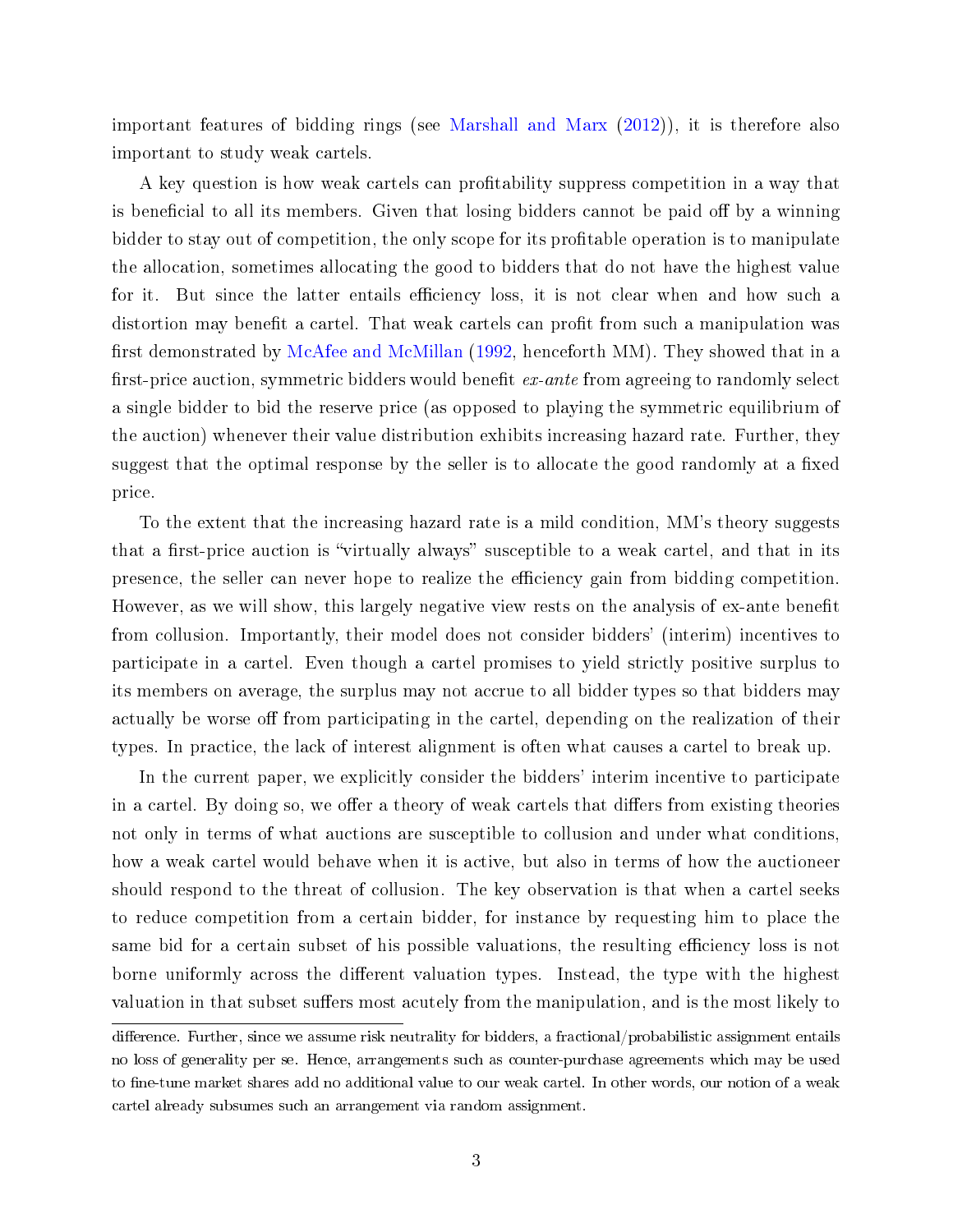important features of bidding rings (see Marshall and Marx (2012)), it is therefore also important to study weak cartels.

A key question is how weak cartels can profitability suppress competition in a way that is beneficial to all its members. Given that losing bidders cannot be paid off by a winning bidder to stay out of competition, the only scope for its profitable operation is to manipulate the allocation, sometimes allocating the good to bidders that do not have the highest value for it. But since the latter entails efficiency loss, it is not clear when and how such a distortion may benefit a cartel. That weak cartels can profit from such a manipulation was first demonstrated by McAfee and McMillan (1992, henceforth MM). They showed that in a first-price auction, symmetric bidders would benefit *ex-ante* from agreeing to randomly select a single bidder to bid the reserve price (as opposed to playing the symmetric equilibrium of the auction) whenever their value distribution exhibits increasing hazard rate. Further, they suggest that the optimal response by the seller is to allocate the good randomly at a fixed price.

To the extent that the increasing hazard rate is a mild condition, MM's theory suggests that a first-price auction is "virtually always" susceptible to a weak cartel, and that in its presence, the seller can never hope to realize the efficiency gain from bidding competition. However, as we will show, this largely negative view rests on the analysis of ex-ante benefit from collusion. Importantly, their model does not consider bidders' (interim) incentives to participate in a cartel. Even though a cartel promises to yield strictly positive surplus to its members on average, the surplus may not accrue to all bidder types so that bidders may actually be worse off from participating in the cartel, depending on the realization of their types. In practice, the lack of interest alignment is often what causes a cartel to break up.

In the current paper, we explicitly consider the bidders' interim incentive to participate in a cartel. By doing so, we offer a theory of weak cartels that differs from existing theories not only in terms of what auctions are susceptible to collusion and under what conditions, how a weak cartel would behave when it is active, but also in terms of how the auctioneer should respond to the threat of collusion. The key observation is that when a cartel seeks to reduce competition from a certain bidder, for instance by requesting him to place the same bid for a certain subset of his possible valuations, the resulting efficiency loss is not borne uniformly across the different valuation types. Instead, the type with the highest valuation in that subset suffers most acutely from the manipulation, and is the most likely to

difference. Further, since we assume risk neutrality for bidders, a fractional/probabilistic assignment entails no loss of generality per se. Hence, arrangements such as counter-purchase agreements which may be used to fine-tune market shares add no additional value to our weak cartel. In other words, our notion of a weak cartel already subsumes such an arrangement via random assignment.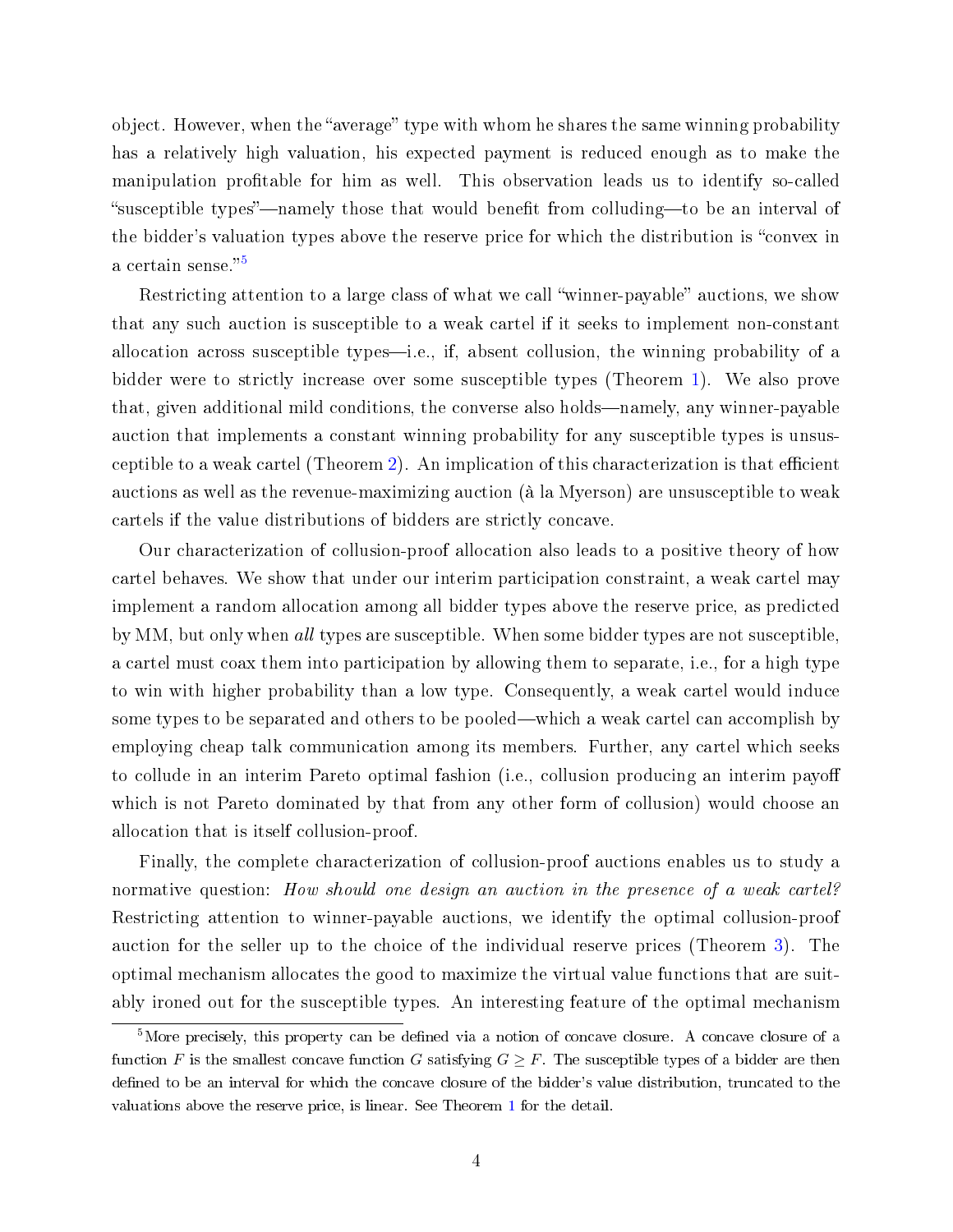object. However, when the "average" type with whom he shares the same winning probability has a relatively high valuation, his expected payment is reduced enough as to make the manipulation profitable for him as well. This observation leads us to identify so-called "susceptible types"—namely those that would benefit from colluding—to be an interval of the bidder's valuation types above the reserve price for which the distribution is "convex in a certain sense."[5]

Restricting attention to a large class of what we call "winner-payable" auctions, we show that any such auction is susceptible to a weak cartel if it seeks to implement non-constant allocation across susceptible types—i.e., if, absent collusion, the winning probability of a bidder were to strictly increase over some susceptible types (Theorem 1). We also prove that, given additional mild conditions, the converse also holds—namely, any winner-payable auction that implements a constant winning probability for any susceptible types is unsusceptible to a weak cartel (Theorem 2). An implication of this characterization is that efficient auctions as well as the revenue-maximizing auction (à la Myerson) are unsusceptible to weak cartels if the value distributions of bidders are strictly concave.

Our characterization of collusion-proof allocation also leads to a positive theory of how cartel behaves. We show that under our interim participation constraint, a weak cartel may implement a random allocation among all bidder types above the reserve price, as predicted by MM, but only when *all* types are susceptible. When some bidder types are not susceptible, a cartel must coax them into participation by allowing them to separate, i.e., for a high type to win with higher probability than a low type. Consequently, a weak cartel would induce some types to be separated and others to be pooled—which a weak cartel can accomplish by employing cheap talk communication among its members. Further, any cartel which seeks to collude in an interim Pareto optimal fashion (i.e., collusion producing an interim payoff which is not Pareto dominated by that from any other form of collusion) would choose an allocation that is itself collusion-proof.

Finally, the complete characterization of collusion-proof auctions enables us to study a normative question: *How should one design an auction in the presence of a weak cartel?* Restricting attention to winner-payable auctions, we identify the optimal collusion-proof auction for the seller up to the choice of the individual reserve prices (Theorem 3). The optimal mechanism allocates the good to maximize the virtual value functions that are suitably ironed out for the susceptible types. An interesting feature of the optimal mechanism

[5] More precisely, this property can be defined via a notion of concave closure. A concave closure of a function $F$ is the smallest concave function $G$ satisfying $G \geq F$. The susceptible types of a bidder are then defined to be an interval for which the concave closure of the bidder's value distribution, truncated to the valuations above the reserve price, is linear. See Theorem 1 for the detail.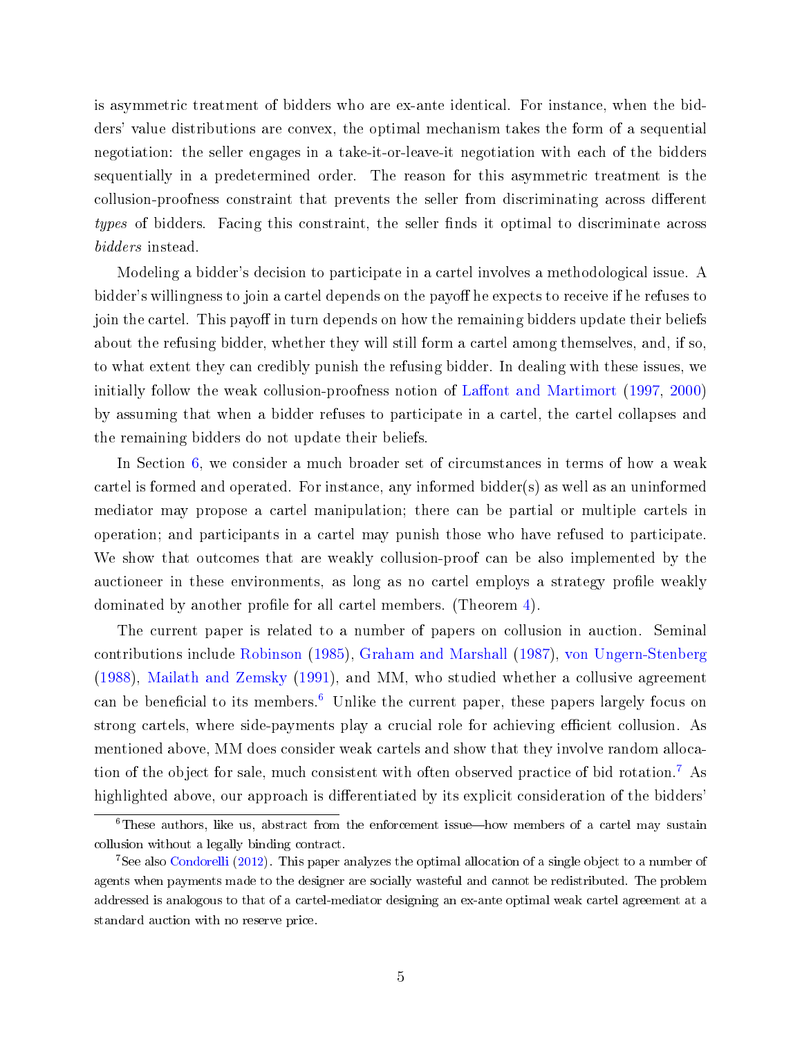is asymmetric treatment of bidders who are ex-ante identical. For instance, when the bidders' value distributions are convex, the optimal mechanism takes the form of a sequential negotiation: the seller engages in a take-it-or-leave-it negotiation with each of the bidders sequentially in a predetermined order. The reason for this asymmetric treatment is the collusion-proofness constraint that prevents the seller from discriminating across different *types* of bidders. Facing this constraint, the seller finds it optimal to discriminate across *bidders* instead.

Modeling a bidder's decision to participate in a cartel involves a methodological issue. A bidder's willingness to join a cartel depends on the payoff he expects to receive if he refuses to join the cartel. This payoff in turn depends on how the remaining bidders update their beliefs about the refusing bidder, whether they will still form a cartel among themselves, and, if so, to what extent they can credibly punish the refusing bidder. In dealing with these issues, we initially follow the weak collusion-proofness notion of Laffont and Martimort (1997, 2000) by assuming that when a bidder refuses to participate in a cartel, the cartel collapses and the remaining bidders do not update their beliefs.

In Section 6, we consider a much broader set of circumstances in terms of how a weak cartel is formed and operated. For instance, any informed bidder(s) as well as an uninformed mediator may propose a cartel manipulation; there can be partial or multiple cartels in operation; and participants in a cartel may punish those who have refused to participate. We show that outcomes that are weakly collusion-proof can be also implemented by the auctioneer in these environments, as long as no cartel employs a strategy profile weakly dominated by another profile for all cartel members. (Theorem 4).

The current paper is related to a number of papers on collusion in auction. Seminal contributions include Robinson (1985), Graham and Marshall (1987), von Ungern-Stenberg (1988), Mailath and Zemsky (1991), and MM, who studied whether a collusive agreement can be beneficial to its members.[6] Unlike the current paper, these papers largely focus on strong cartels, where side-payments play a crucial role for achieving efficient collusion. As mentioned above, MM does consider weak cartels and show that they involve random allocation of the object for sale, much consistent with often observed practice of bid rotation.[7] As highlighted above, our approach is differentiated by its explicit consideration of the bidders'

[6] These authors, like us, abstract from the enforcement issue—how members of a cartel may sustain collusion without a legally binding contract.

[7] See also Condorelli (2012). This paper analyzes the optimal allocation of a single object to a number of agents when payments made to the designer are socially wasteful and cannot be redistributed. The problem addressed is analogous to that of a cartel-mediator designing an ex-ante optimal weak cartel agreement at a standard auction with no reserve price.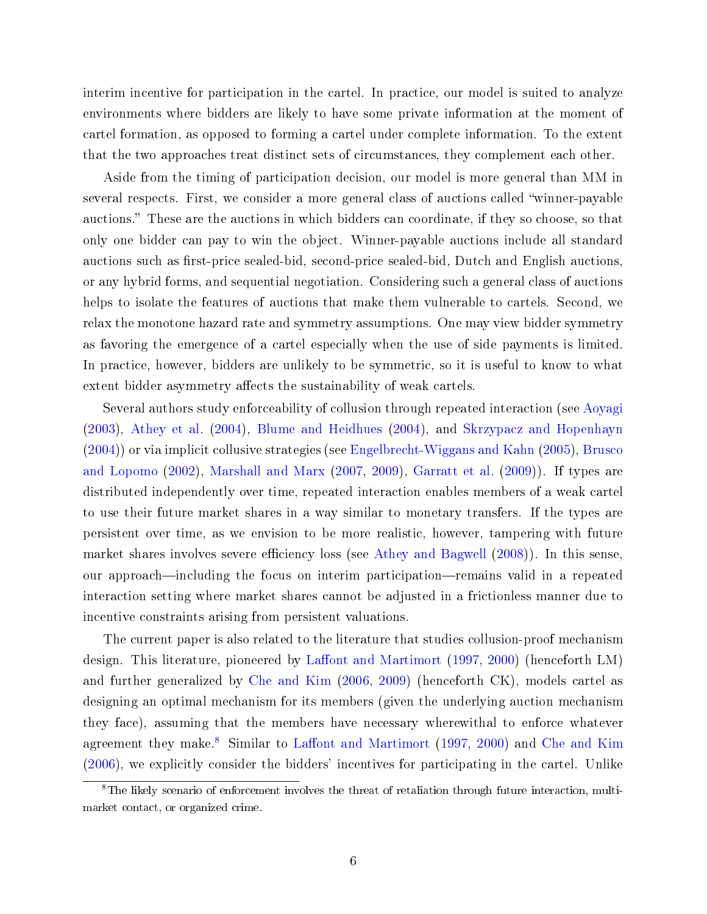interim incentive for participation in the cartel. In practice, our model is suited to analyze environments where bidders are likely to have some private information at the moment of cartel formation, as opposed to forming a cartel under complete information. To the extent that the two approaches treat distinct sets of circumstances, they complement each other.

Aside from the timing of participation decision, our model is more general than MM in several respects. First, we consider a more general class of auctions called "winner-payable auctions." These are the auctions in which bidders can coordinate, if they so choose, so that only one bidder can pay to win the object. Winner-payable auctions include all standard auctions such as first-price sealed-bid, second-price sealed-bid, Dutch and English auctions, or any hybrid forms, and sequential negotiation. Considering such a general class of auctions helps to isolate the features of auctions that make them vulnerable to cartels. Second, we relax the monotone hazard rate and symmetry assumptions. One may view bidder symmetry as favoring the emergence of a cartel especially when the use of side payments is limited. In practice, however, bidders are unlikely to be symmetric, so it is useful to know to what extent bidder asymmetry affects the sustainability of weak cartels.

Several authors study enforceability of collusion through repeated interaction (see Aoyagi (2003), Athey et al. (2004), Blume and Heidhues (2004), and Skrzypacz and Hopenhayn (2004)) or via implicit collusive strategies (see Engelbrecht-Wiggans and Kahn (2005), Brusco and Lopomo (2002), Marshall and Marx (2007, 2009), Garratt et al. (2009)). If types are distributed independently over time, repeated interaction enables members of a weak cartel to use their future market shares in a way similar to monetary transfers. If the types are persistent over time, as we envision to be more realistic, however, tampering with future market shares involves severe efficiency loss (see Athey and Bagwell (2008)). In this sense, our approach—including the focus on interim participation—remains valid in a repeated interaction setting where market shares cannot be adjusted in a frictionless manner due to incentive constraints arising from persistent valuations.

The current paper is also related to the literature that studies collusion-proof mechanism design. This literature, pioneered by Laffont and Martimort (1997, 2000) (henceforth LM) and further generalized by Che and Kim (2006, 2009) (henceforth CK), models cartel as designing an optimal mechanism for its members (given the underlying auction mechanism they face), assuming that the members have necessary wherewithal to enforce whatever agreement they make.[8] Similar to Laffont and Martimort (1997, 2000) and Che and Kim (2006), we explicitly consider the bidders' incentives for participating in the cartel. Unlike

[8] The likely scenario of enforcement involves the threat of retaliation through future interaction, multi-market contact, or organized crime.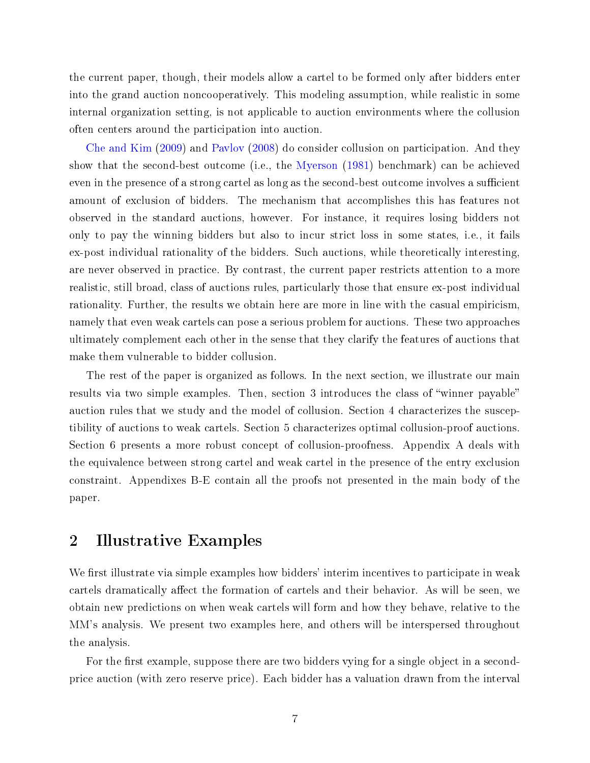the current paper, though, their models allow a cartel to be formed only after bidders enter into the grand auction noncooperatively. This modeling assumption, while realistic in some internal organization setting, is not applicable to auction environments where the collusion often centers around the participation into auction.

Che and Kim (2009) and Pavlov (2008) do consider collusion on participation. And they show that the second-best outcome (i.e., the Myerson (1981) benchmark) can be achieved even in the presence of a strong cartel as long as the second-best outcome involves a sufficient amount of exclusion of bidders. The mechanism that accomplishes this has features not observed in the standard auctions, however. For instance, it requires losing bidders not only to pay the winning bidders but also to incur strict loss in some states, i.e., it fails ex-post individual rationality of the bidders. Such auctions, while theoretically interesting, are never observed in practice. By contrast, the current paper restricts attention to a more realistic, still broad, class of auctions rules, particularly those that ensure ex-post individual rationality. Further, the results we obtain here are more in line with the casual empiricism, namely that even weak cartels can pose a serious problem for auctions. These two approaches ultimately complement each other in the sense that they clarify the features of auctions that make them vulnerable to bidder collusion.

The rest of the paper is organized as follows. In the next section, we illustrate our main results via two simple examples. Then, section 3 introduces the class of "winner payable" auction rules that we study and the model of collusion. Section 4 characterizes the susceptibility of auctions to weak cartels. Section 5 characterizes optimal collusion-proof auctions. Section 6 presents a more robust concept of collusion-proofness. Appendix A deals with the equivalence between strong cartel and weak cartel in the presence of the entry exclusion constraint. Appendixes B-E contain all the proofs not presented in the main body of the paper.

## 2 Illustrative Examples

We first illustrate via simple examples how bidders' interim incentives to participate in weak cartels dramatically affect the formation of cartels and their behavior. As will be seen, we obtain new predictions on when weak cartels will form and how they behave, relative to the MM's analysis. We present two examples here, and others will be interspersed throughout the analysis.

For the first example, suppose there are two bidders vying for a single object in a second-price auction (with zero reserve price). Each bidder has a valuation drawn from the interval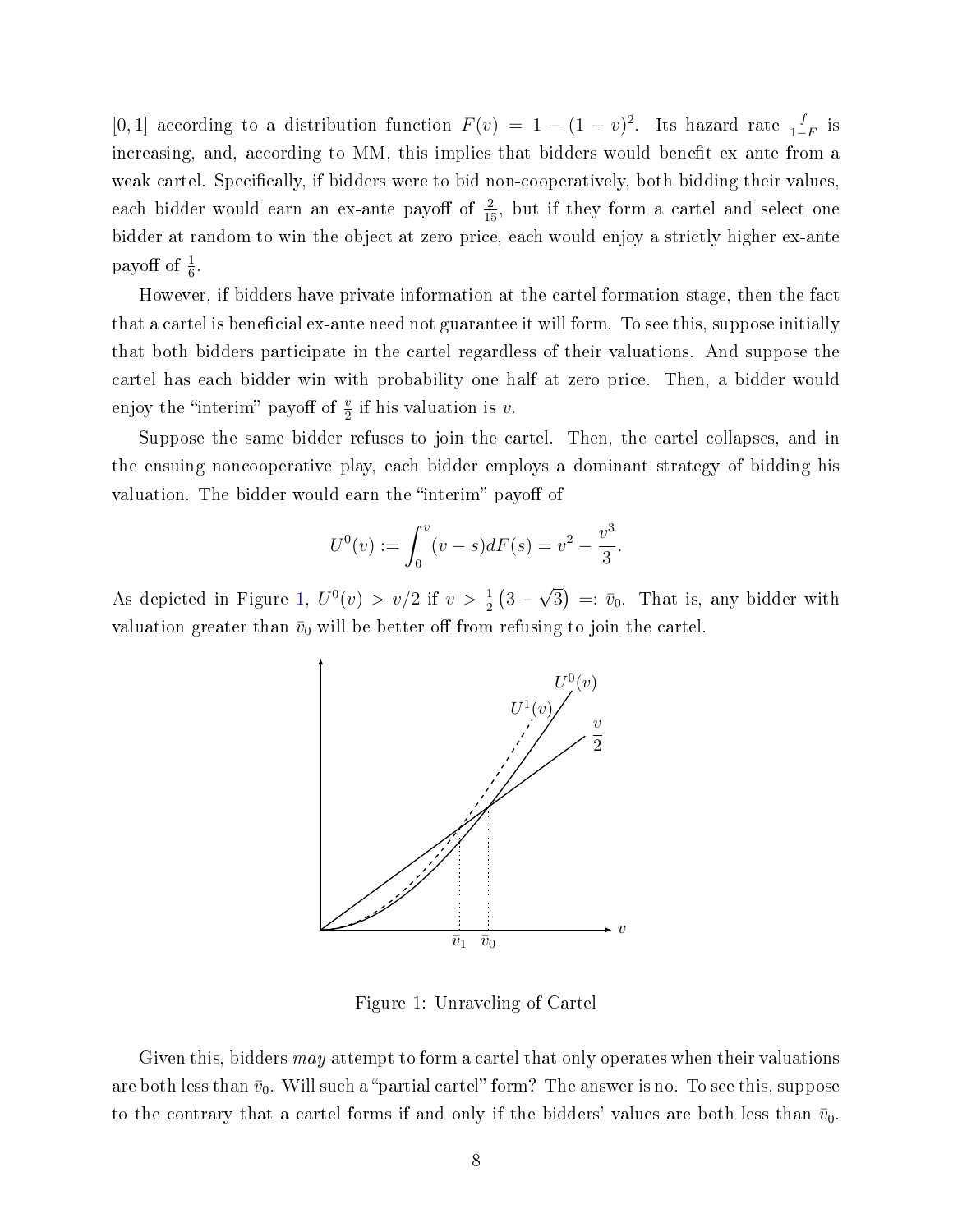[0, 1] according to a distribution function $F(v) = 1 - (1-v)^2$. Its hazard rate $\frac{f}{1-F}$ is increasing, and, according to MM, this implies that bidders would benefit ex ante from a weak cartel. Specifically, if bidders were to bid non-cooperatively, both bidding their values, each bidder would earn an ex-ante payoff of $\frac{2}{15}$, but if they form a cartel and select one bidder at random to win the object at zero price, each would enjoy a strictly higher ex-ante payoff of $\frac{1}{6}$.

However, if bidders have private information at the cartel formation stage, then the fact that a cartel is beneficial ex-ante need not guarantee it will form. To see this, suppose initially that both bidders participate in the cartel regardless of their valuations. And suppose the cartel has each bidder win with probability one half at zero price. Then, a bidder would enjoy the "interim" payoff of $\frac{v}{2}$ if his valuation is $v$.

Suppose the same bidder refuses to join the cartel. Then, the cartel collapses, and in the ensuing noncooperative play, each bidder employs a dominant strategy of bidding his valuation. The bidder would earn the "interim" payoff of

$$U^0(v) := \int_0^v (v-s)dF(s) = v^2 - \frac{v^3}{3}.$$

As depicted in Figure 1, $U^0(v) > v/2$ if $v > \frac{1}{2}(3-\sqrt{3}) =: \bar{v}_0$. That is, any bidder with valuation greater than $\bar{v}_0$ will be better off from refusing to join the cartel.

Figure 1: Unraveling of Cartel

Given this, bidders *may* attempt to form a cartel that only operates when their valuations are both less than $\bar{v}_0$. Will such a "partial cartel" form? The answer is no. To see this, suppose to the contrary that a cartel forms if and only if the bidders' values are both less than $\bar{v}_0$.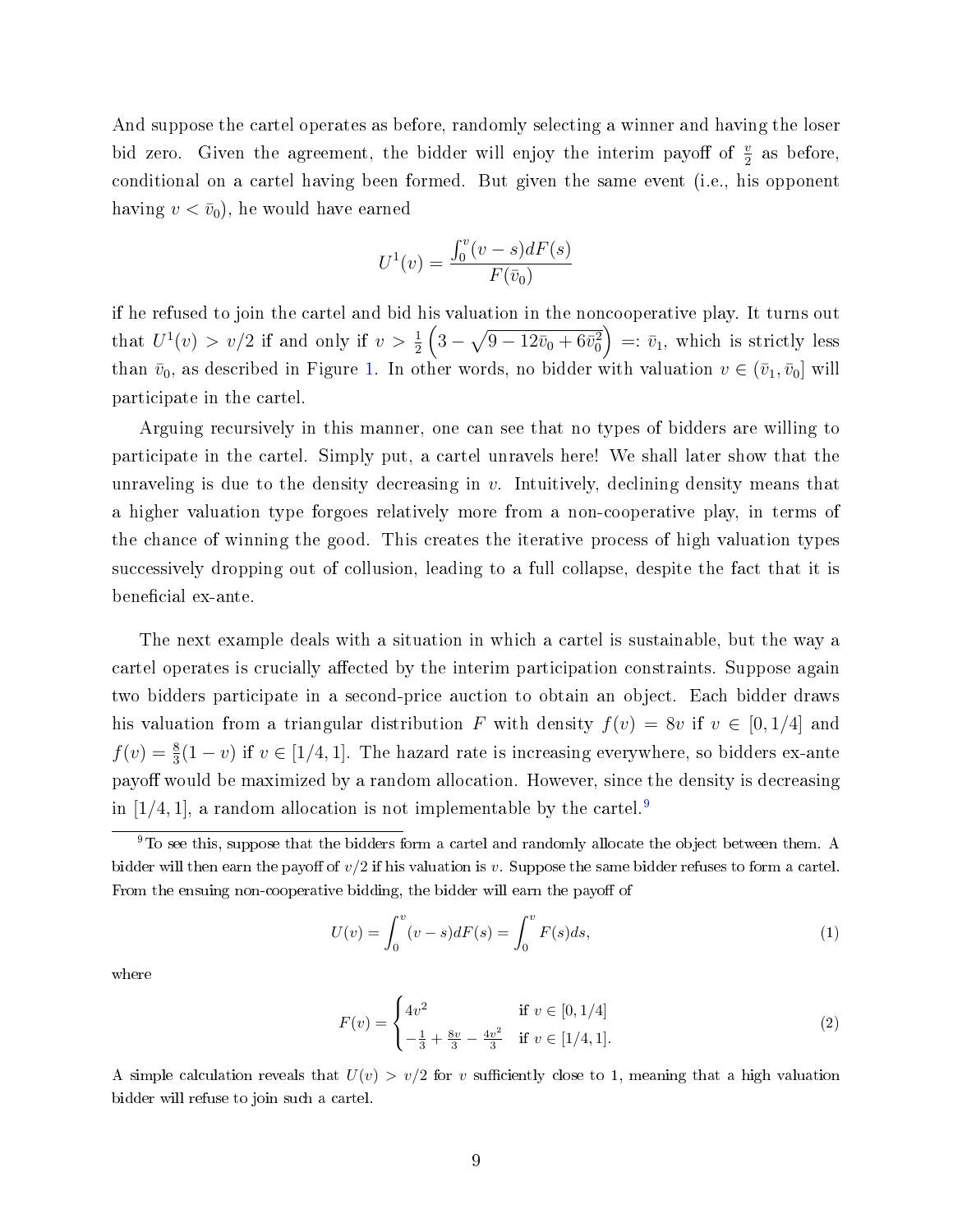And suppose the cartel operates as before, randomly selecting a winner and having the loser bid zero. Given the agreement, the bidder will enjoy the interim payoff of $\frac{v}{2}$ as before, conditional on a cartel having been formed. But given the same event (i.e., his opponent having $v < \bar{v}_0$), he would have earned

$$U^1(v) = \frac{\int_0^v (v-s)dF(s)}{F(\bar{v}_0)}$$

if he refused to join the cartel and bid his valuation in the noncooperative play. It turns out that $U^1(v) > v/2$ if and only if $v > \frac{1}{2}\left(3 - \sqrt{9 - 12\bar{v}_0 + 6\bar{v}_0^2}\right) =: \bar{v}_1$, which is strictly less than $\bar{v}_0$, as described in Figure 1. In other words, no bidder with valuation $v \in (\bar{v}_1, \bar{v}_0]$ will participate in the cartel.

Arguing recursively in this manner, one can see that no types of bidders are willing to participate in the cartel. Simply put, a cartel unravels here! We shall later show that the unraveling is due to the density decreasing in $v$. Intuitively, declining density means that a higher valuation type forgoes relatively more from a non-cooperative play, in terms of the chance of winning the good. This creates the iterative process of high valuation types successively dropping out of collusion, leading to a full collapse, despite the fact that it is beneficial ex-ante.

The next example deals with a situation in which a cartel is sustainable, but the way a cartel operates is crucially affected by the interim participation constraints. Suppose again two bidders participate in a second-price auction to obtain an object. Each bidder draws his valuation from a triangular distribution $F$ with density $f(v) = 8v$ if $v \in [0, 1/4]$ and $f(v) = \frac{8}{3}(1-v)$ if $v \in [1/4, 1]$. The hazard rate is increasing everywhere, so bidders ex-ante payoff would be maximized by a random allocation. However, since the density is decreasing in $[1/4, 1]$, a random allocation is not implementable by the cartel.[9]

[9] To see this, suppose that the bidders form a cartel and randomly allocate the object between them. A bidder will then earn the payoff of $v/2$ if his valuation is $v$. Suppose the same bidder refuses to form a cartel. From the ensuing non-cooperative bidding, the bidder will earn the payoff of

$$U(v) = \int_0^v (v-s)dF(s) = \int_0^v F(s)ds, \tag{1}$$

where

$$F(v) = \begin{cases} 4v^2 & \text{if } v \in [0, 1/4] \\ -\frac{1}{3} + \frac{8v}{3} - \frac{4v^2}{3} & \text{if } v \in [1/4, 1]. \end{cases} \tag{2}$$

A simple calculation reveals that $U(v) > v/2$ for $v$ sufficiently close to 1, meaning that a high valuation bidder will refuse to join such a cartel.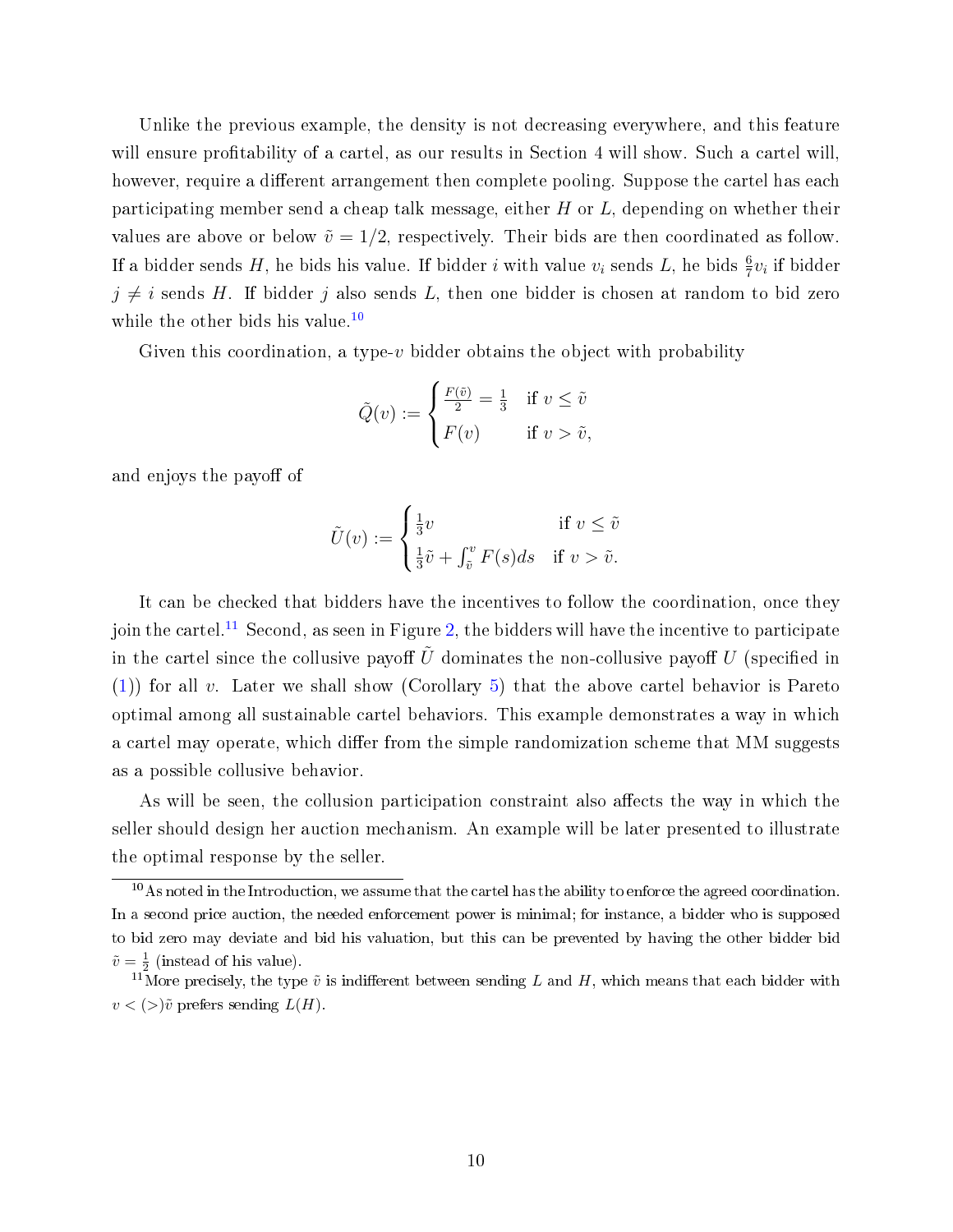Unlike the previous example, the density is not decreasing everywhere, and this feature will ensure profitability of a cartel, as our results in Section 4 will show. Such a cartel will, however, require a different arrangement then complete pooling. Suppose the cartel has each participating member send a cheap talk message, either $H$ or $L$, depending on whether their values are above or below $\tilde{v} = 1/2$, respectively. Their bids are then coordinated as follow. If a bidder sends $H$, he bids his value. If bidder $i$ with value $v_i$ sends $L$, he bids $\frac{6}{7}v_i$ if bidder $j \neq i$ sends $H$. If bidder $j$ also sends $L$, then one bidder is chosen at random to bid zero while the other bids his value.[10]

Given this coordination, a type-$v$ bidder obtains the object with probability

$$\tilde{Q}(v) := \begin{cases} \frac{F(\tilde{v})}{2} = \frac{1}{3} & \text{if } v \leq \tilde{v} \\ F(v) & \text{if } v > \tilde{v}, \end{cases}$$

and enjoys the payoff of

$$\tilde{U}(v) := \begin{cases} \frac{1}{3}v & \text{if } v \leq \tilde{v} \\ \frac{1}{3}\tilde{v} + \int_{\tilde{v}}^{v} F(s)ds & \text{if } v > \tilde{v}. \end{cases}$$

It can be checked that bidders have the incentives to follow the coordination, once they join the cartel.[11] Second, as seen in Figure 2, the bidders will have the incentive to participate in the cartel since the collusive payoff $\tilde{U}$ dominates the non-collusive payoff $U$ (specified in (1)) for all $v$. Later we shall show (Corollary 5) that the above cartel behavior is Pareto optimal among all sustainable cartel behaviors. This example demonstrates a way in which a cartel may operate, which differ from the simple randomization scheme that MM suggests as a possible collusive behavior.

As will be seen, the collusion participation constraint also affects the way in which the seller should design her auction mechanism. An example will be later presented to illustrate the optimal response by the seller.

[10] As noted in the Introduction, we assume that the cartel has the ability to enforce the agreed coordination. In a second price auction, the needed enforcement power is minimal; for instance, a bidder who is supposed to bid zero may deviate and bid his valuation, but this can be prevented by having the other bidder bid $\tilde{v} = \frac{1}{2}$ (instead of his value).

[11] More precisely, the type $\tilde{v}$ is indifferent between sending $L$ and $H$, which means that each bidder with $v < (>)\tilde{v}$ prefers sending $L(H)$.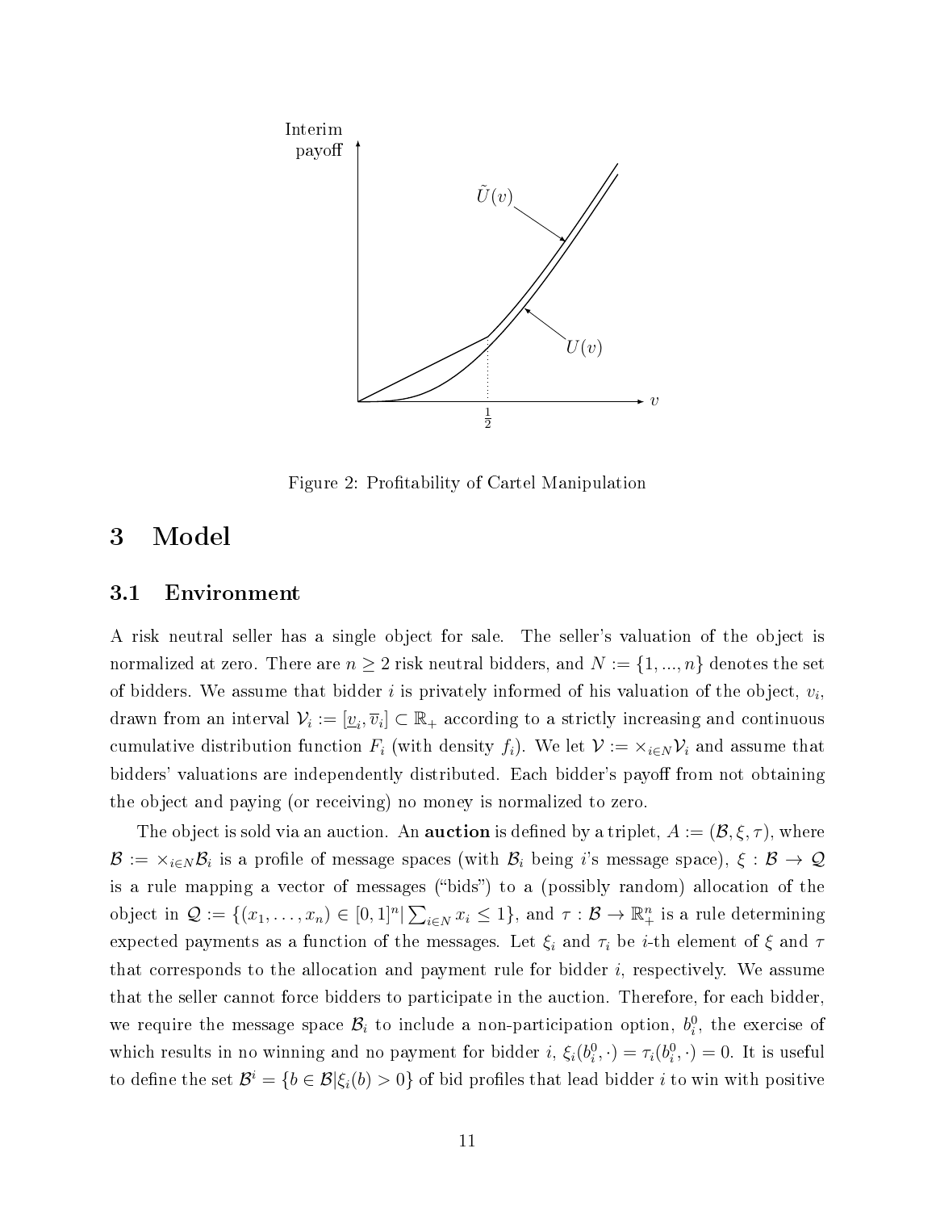Figure 2: Profitability of Cartel Manipulation

# 3 Model

## 3.1 Environment

A risk neutral seller has a single object for sale. The seller's valuation of the object is normalized at zero. There are $n \geq 2$ risk neutral bidders, and $N := \{1, ..., n\}$ denotes the set of bidders. We assume that bidder $i$ is privately informed of his valuation of the object, $v_i$, drawn from an interval $\mathcal{V}_i := [\underline{v}_i, \overline{v}_i] \subset \mathbb{R}_+$ according to a strictly increasing and continuous cumulative distribution function $F_i$ (with density $f_i$). We let $\mathcal{V} := \times_{i \in N} \mathcal{V}_i$ and assume that bidders' valuations are independently distributed. Each bidder's payoff from not obtaining the object and paying (or receiving) no money is normalized to zero.

The object is sold via an auction. An **auction** is defined by a triplet, $A := (\mathcal{B}, \xi, \tau)$, where $\mathcal{B} := \times_{i \in N} \mathcal{B}_i$ is a profile of message spaces (with $\mathcal{B}_i$ being $i$'s message space), $\xi : \mathcal{B} \to \mathcal{Q}$ is a rule mapping a vector of messages ("bids") to a (possibly random) allocation of the object in $\mathcal{Q} := \{(x_1, \ldots, x_n) \in [0, 1]^n | \sum_{i \in N} x_i \leq 1\}$, and $\tau : \mathcal{B} \to \mathbb{R}^n_+$ is a rule determining expected payments as a function of the messages. Let $\xi_i$ and $\tau_i$ be $i$-th element of $\xi$ and $\tau$ that corresponds to the allocation and payment rule for bidder $i$, respectively. We assume that the seller cannot force bidders to participate in the auction. Therefore, for each bidder, we require the message space $\mathcal{B}_i$ to include a non-participation option, $b_i^0$, the exercise of which results in no winning and no payment for bidder $i$, $\xi_i(b_i^0, \cdot) = \tau_i(b_i^0, \cdot) = 0$. It is useful to define the set $\mathcal{B}^i = \{b \in \mathcal{B} | \xi_i(b) > 0\}$ of bid profiles that lead bidder $i$ to win with positive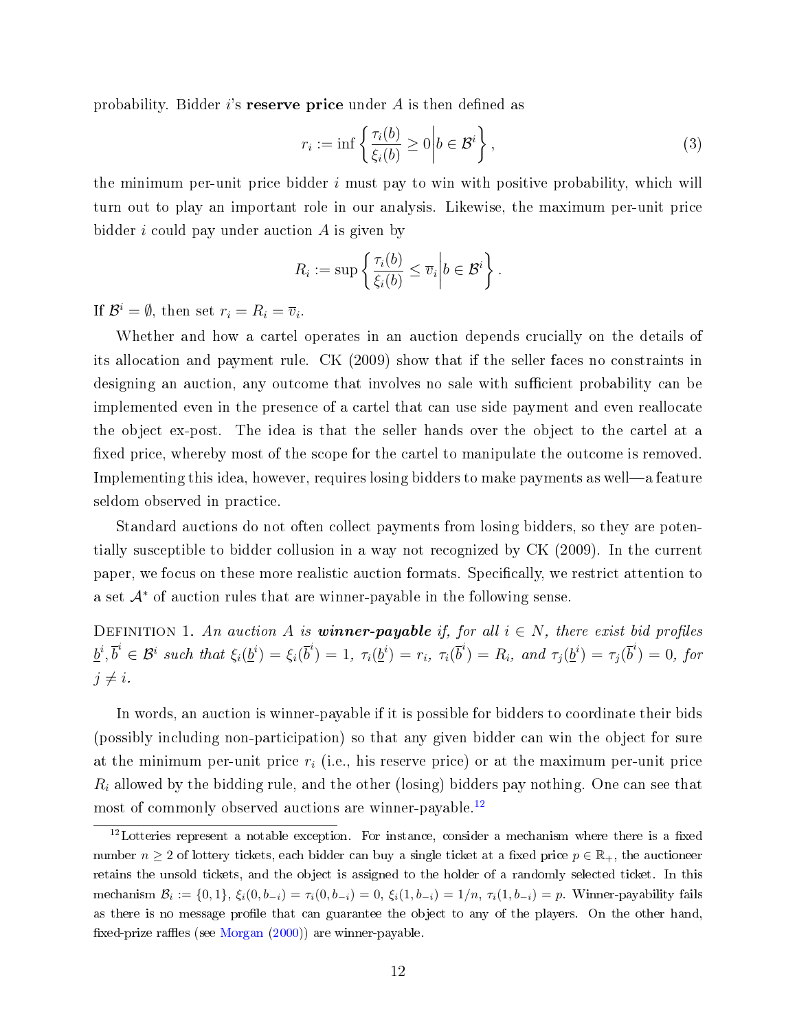probability. Bidder $i$'s **reserve price** under $A$ is then defined as

$$r_i := \inf \left\{ \frac{\tau_i(b)}{\xi_i(b)} \geq 0 \middle| b \in \mathcal{B}^i \right\}, \tag{3}$$

the minimum per-unit price bidder $i$ must pay to win with positive probability, which will turn out to play an important role in our analysis. Likewise, the maximum per-unit price bidder $i$ could pay under auction $A$ is given by

$$R_i := \sup \left\{ \frac{\tau_i(b)}{\xi_i(b)} \leq \overline{v}_i \middle| b \in \mathcal{B}^i \right\}.$$

If $\mathcal{B}^i = \emptyset$, then set $r_i = R_i = \overline{v}_i$.

Whether and how a cartel operates in an auction depends crucially on the details of its allocation and payment rule. CK (2009) show that if the seller faces no constraints in designing an auction, any outcome that involves no sale with sufficient probability can be implemented even in the presence of a cartel that can use side payment and even reallocate the object ex-post. The idea is that the seller hands over the object to the cartel at a fixed price, whereby most of the scope for the cartel to manipulate the outcome is removed. Implementing this idea, however, requires losing bidders to make payments as well—a feature seldom observed in practice.

Standard auctions do not often collect payments from losing bidders, so they are potentially susceptible to bidder collusion in a way not recognized by CK (2009). In the current paper, we focus on these more realistic auction formats. Specifically, we restrict attention to a set $\mathcal{A}^*$ of auction rules that are winner-payable in the following sense.

Definition 1. *An auction $A$ is **winner-payable** if, for all $i \in N$, there exist bid profiles $\underline{b}^i, \overline{b}^i \in \mathcal{B}^i$ such that $\xi_i(\underline{b}^i) = \xi_i(\overline{b}^i) = 1$, $\tau_i(\underline{b}^i) = r_i$, $\tau_i(\overline{b}^i) = R_i$, and $\tau_j(\underline{b}^i) = \tau_j(\overline{b}^i) = 0$, for $j \neq i$.*

In words, an auction is winner-payable if it is possible for bidders to coordinate their bids (possibly including non-participation) so that any given bidder can win the object for sure at the minimum per-unit price $r_i$ (i.e., his reserve price) or at the maximum per-unit price $R_i$ allowed by the bidding rule, and the other (losing) bidders pay nothing. One can see that most of commonly observed auctions are winner-payable.[12]

[12] Lotteries represent a notable exception. For instance, consider a mechanism where there is a fixed number $n \geq 2$ of lottery tickets, each bidder can buy a single ticket at a fixed price $p \in \mathbb{R}_+$, the auctioneer retains the unsold tickets, and the object is assigned to the holder of a randomly selected ticket. In this mechanism $\mathcal{B}_i := \{0, 1\}$, $\xi_i(0, b_{-i}) = \tau_i(0, b_{-i}) = 0$, $\xi_i(1, b_{-i}) = 1/n$, $\tau_i(1, b_{-i}) = p$. Winner-payability fails as there is no message profile that can guarantee the object to any of the players. On the other hand, fixed-prize raffles (see Morgan (2000)) are winner-payable.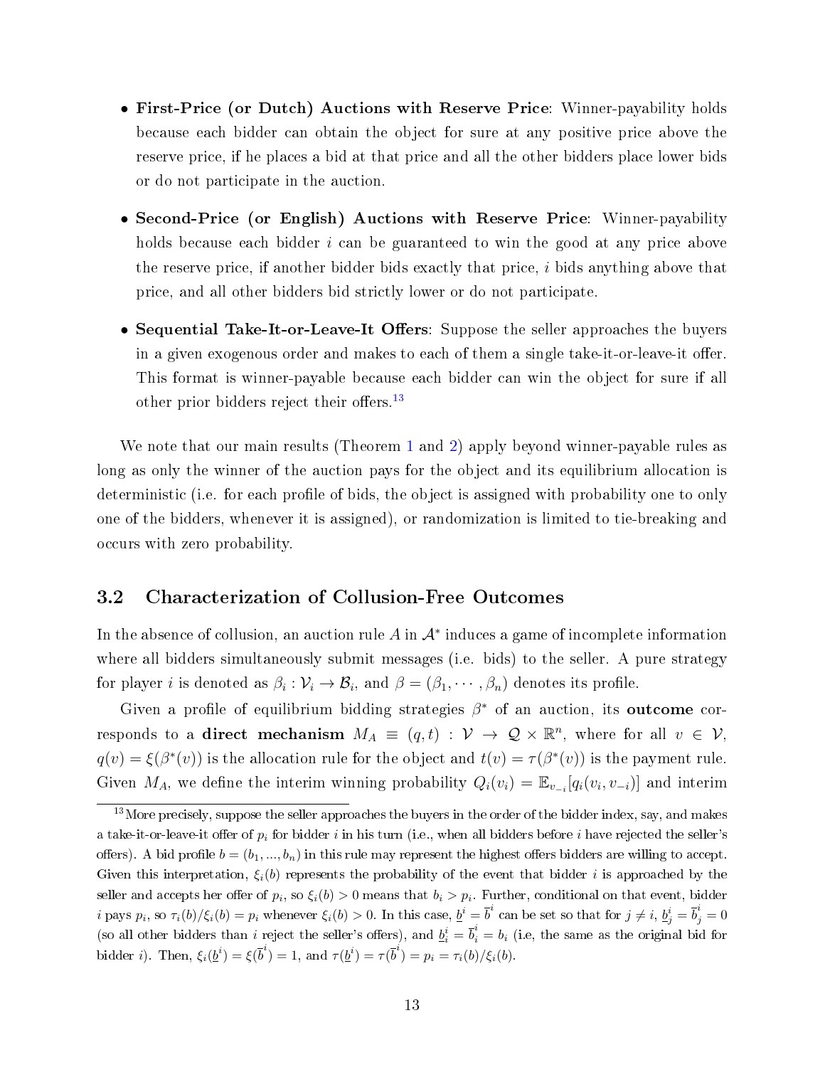- **First-Price (or Dutch) Auctions with Reserve Price**: Winner-payability holds because each bidder can obtain the object for sure at any positive price above the reserve price, if he places a bid at that price and all the other bidders place lower bids or do not participate in the auction.

- **Second-Price (or English) Auctions with Reserve Price**: Winner-payability holds because each bidder $i$ can be guaranteed to win the good at any price above the reserve price, if another bidder bids exactly that price, $i$ bids anything above that price, and all other bidders bid strictly lower or do not participate.

- **Sequential Take-It-or-Leave-It Offers**: Suppose the seller approaches the buyers in a given exogenous order and makes to each of them a single take-it-or-leave-it offer. This format is winner-payable because each bidder can win the object for sure if all other prior bidders reject their offers.[13]

We note that our main results (Theorem 1 and 2) apply beyond winner-payable rules as long as only the winner of the auction pays for the object and its equilibrium allocation is deterministic (i.e. for each profile of bids, the object is assigned with probability one to only one of the bidders, whenever it is assigned), or randomization is limited to tie-breaking and occurs with zero probability.

## 3.2 Characterization of Collusion-Free Outcomes

In the absence of collusion, an auction rule $A$ in $\mathcal{A}^*$ induces a game of incomplete information where all bidders simultaneously submit messages (i.e. bids) to the seller. A pure strategy for player $i$ is denoted as $\beta_i : \mathcal{V}_i \to \mathcal{B}_i$, and $\beta = (\beta_1, \cdots, \beta_n)$ denotes its profile.

Given a profile of equilibrium bidding strategies $\beta^*$ of an auction, its **outcome** corresponds to a **direct mechanism** $M_A \equiv (q, t) : \mathcal{V} \to \mathcal{Q} \times \mathbb{R}^n$, where for all $v \in \mathcal{V}$, $q(v) = \xi(\beta^*(v))$ is the allocation rule for the object and $t(v) = \tau(\beta^*(v))$ is the payment rule. Given $M_A$, we define the interim winning probability $Q_i(v_i) = \mathbb{E}_{v_{-i}}[q_i(v_i, v_{-i})]$ and interim

[13] More precisely, suppose the seller approaches the buyers in the order of the bidder index, say, and makes a take-it-or-leave-it offer of $p_i$ for bidder $i$ in his turn (i.e., when all bidders before $i$ have rejected the seller's offers). A bid profile $b = (b_1, ..., b_n)$ in this rule may represent the highest offers bidders are willing to accept. Given this interpretation, $\xi_i(b)$ represents the probability of the event that bidder $i$ is approached by the seller and accepts her offer of $p_i$, so $\xi_i(b) > 0$ means that $b_i > p_i$. Further, conditional on that event, bidder $i$ pays $p_i$, so $\tau_i(b)/\xi_i(b) = p_i$ whenever $\xi_i(b) > 0$. In this case, $\underline{b}^i = \overline{b}^i$ can be set so that for $j \neq i$, $\underline{b}^i_j = \overline{b}^i_j = 0$ (so all other bidders than $i$ reject the seller's offers), and $\underline{b}^i_i = \overline{b}^i_i = b_i$ (i.e, the same as the original bid for bidder $i$). Then, $\xi_i(\underline{b}^i) = \xi(\overline{b}^i) = 1$, and $\tau(\underline{b}^i) = \tau(\overline{b}^i) = p_i = \tau_i(b)/\xi_i(b)$.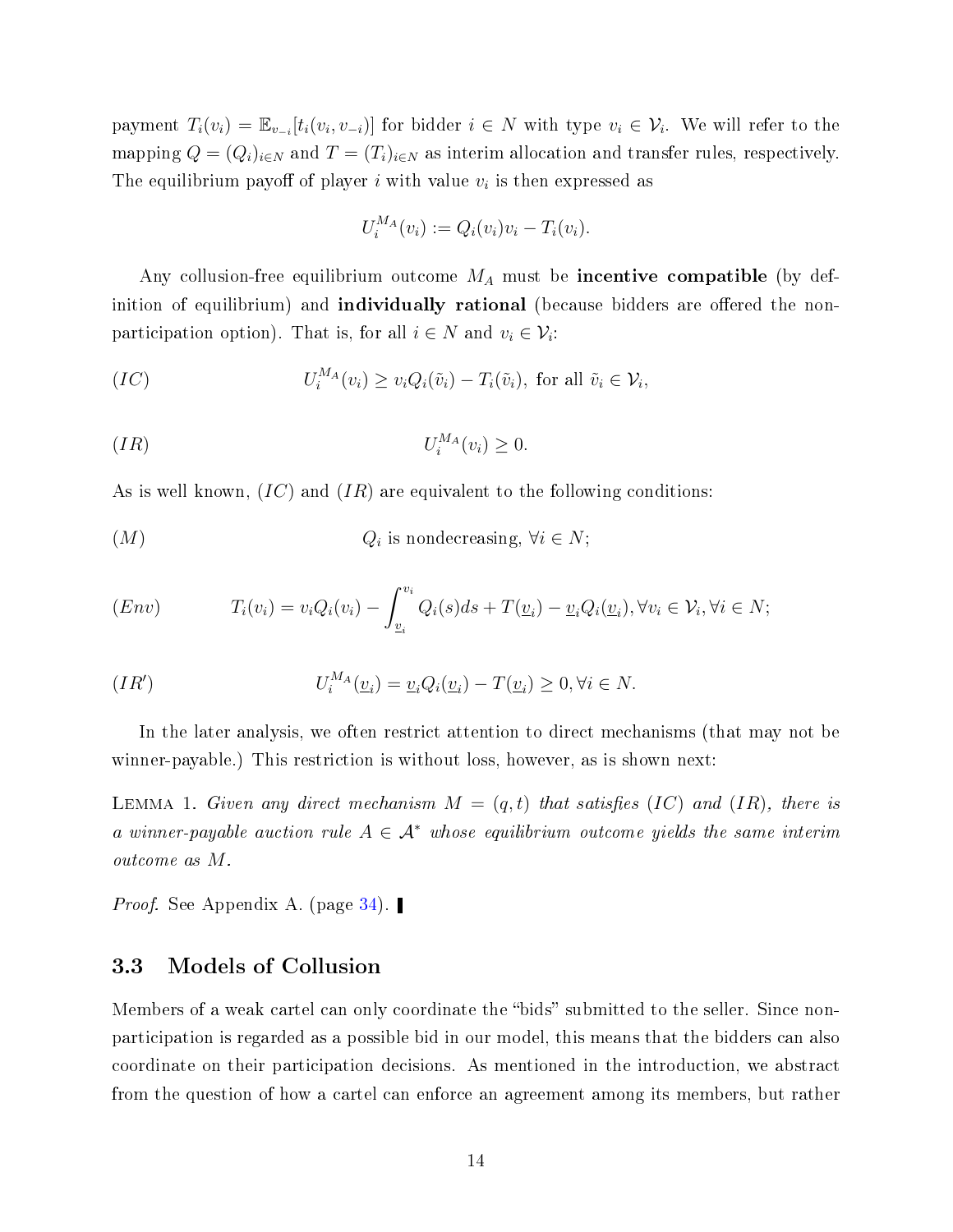payment $T_i(v_i) = \mathbb{E}_{v_{-i}}[t_i(v_i, v_{-i})]$ for bidder $i \in N$ with type $v_i \in \mathcal{V}_i$. We will refer to the mapping $Q = (Q_i)_{i \in N}$ and $T = (T_i)_{i \in N}$ as interim allocation and transfer rules, respectively. The equilibrium payoff of player $i$ with value $v_i$ is then expressed as

$$U_i^{M_A}(v_i) := Q_i(v_i)v_i - T_i(v_i).$$

Any collusion-free equilibrium outcome $M_A$ must be **incentive compatible** (by definition of equilibrium) and **individually rational** (because bidders are offered the non-participation option). That is, for all $i \in N$ and $v_i \in \mathcal{V}_i$:

$$(IC) \qquad U_i^{M_A}(v_i) \geq v_i Q_i(\tilde{v}_i) - T_i(\tilde{v}_i), \text{ for all } \tilde{v}_i \in \mathcal{V}_i,$$

$$(IR) \qquad U_i^{M_A}(v_i) \geq 0.$$

As is well known, $(IC)$ and $(IR)$ are equivalent to the following conditions:

$$(M) \qquad Q_i \text{ is nondecreasing}, \forall i \in N;$$

$$(Env) \qquad T_i(v_i) = v_i Q_i(v_i) - \int_{\underline{v}_i}^{v_i} Q_i(s)ds + T(\underline{v}_i) - \underline{v}_i Q_i(\underline{v}_i), \forall v_i \in \mathcal{V}_i, \forall i \in N;$$

$$(IR') \qquad U_i^{M_A}(\underline{v}_i) = \underline{v}_i Q_i(\underline{v}_i) - T(\underline{v}_i) \geq 0, \forall i \in N.$$

In the later analysis, we often restrict attention to direct mechanisms (that may not be winner-payable.) This restriction is without loss, however, as is shown next:

Lemma 1. *Given any direct mechanism $M = (q, t)$ that satisfies $(IC)$ and $(IR)$, there is a winner-payable auction rule $A \in \mathcal{A}^*$ whose equilibrium outcome yields the same interim outcome as $M$.*

*Proof*. See Appendix A. (page 34). ▌

## 3.3 Models of Collusion

Members of a weak cartel can only coordinate the "bids" submitted to the seller. Since non-participation is regarded as a possible bid in our model, this means that the bidders can also coordinate on their participation decisions. As mentioned in the introduction, we abstract from the question of how a cartel can enforce an agreement among its members, but rather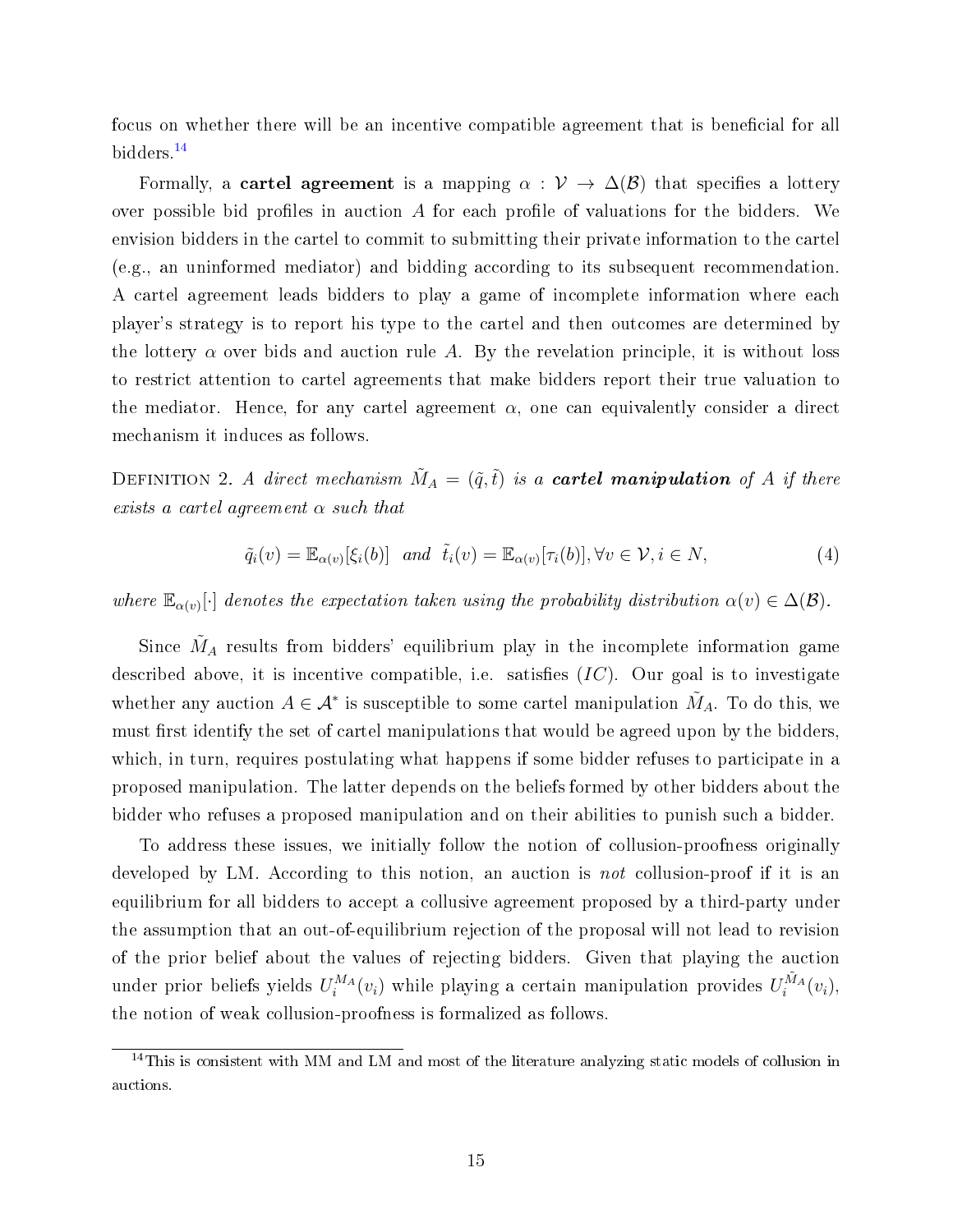focus on whether there will be an incentive compatible agreement that is beneficial for all bidders.[14]

Formally, a **cartel agreement** is a mapping $\alpha : \mathcal{V} \to \Delta(\mathcal{B})$ that specifies a lottery over possible bid profiles in auction $A$ for each profile of valuations for the bidders. We envision bidders in the cartel to commit to submitting their private information to the cartel (e.g., an uninformed mediator) and bidding according to its subsequent recommendation. A cartel agreement leads bidders to play a game of incomplete information where each player's strategy is to report his type to the cartel and then outcomes are determined by the lottery $\alpha$ over bids and auction rule $A$. By the revelation principle, it is without loss to restrict attention to cartel agreements that make bidders report their true valuation to the mediator. Hence, for any cartel agreement $\alpha$, one can equivalently consider a direct mechanism it induces as follows.

Definition 2. *A direct mechanism $\tilde{M}_A = (\tilde{q}, \tilde{t})$ is a* ***cartel manipulation*** *of $A$ if there exists a cartel agreement $\alpha$ such that*

$$\tilde{q}_i(v) = \mathbb{E}_{\alpha(v)}[\xi_i(b)] \quad \text{and} \quad \tilde{t}_i(v) = \mathbb{E}_{\alpha(v)}[\tau_i(b)], \forall v \in \mathcal{V}, i \in N, \tag{4}$$

*where $\mathbb{E}_{\alpha(v)}[\cdot]$ denotes the expectation taken using the probability distribution $\alpha(v) \in \Delta(\mathcal{B})$.*

Since $\tilde{M}_A$ results from bidders' equilibrium play in the incomplete information game described above, it is incentive compatible, i.e. satisfies $(IC)$. Our goal is to investigate whether any auction $A \in \mathcal{A}^*$ is susceptible to some cartel manipulation $\tilde{M}_A$. To do this, we must first identify the set of cartel manipulations that would be agreed upon by the bidders, which, in turn, requires postulating what happens if some bidder refuses to participate in a proposed manipulation. The latter depends on the beliefs formed by other bidders about the bidder who refuses a proposed manipulation and on their abilities to punish such a bidder.

To address these issues, we initially follow the notion of collusion-proofness originally developed by LM. According to this notion, an auction is *not* collusion-proof if it is an equilibrium for all bidders to accept a collusive agreement proposed by a third-party under the assumption that an out-of-equilibrium rejection of the proposal will not lead to revision of the prior belief about the values of rejecting bidders. Given that playing the auction under prior beliefs yields $U_i^{M_A}(v_i)$ while playing a certain manipulation provides $U_i^{\tilde{M}_A}(v_i)$, the notion of weak collusion-proofness is formalized as follows.

[14] This is consistent with MM and LM and most of the literature analyzing static models of collusion in auctions.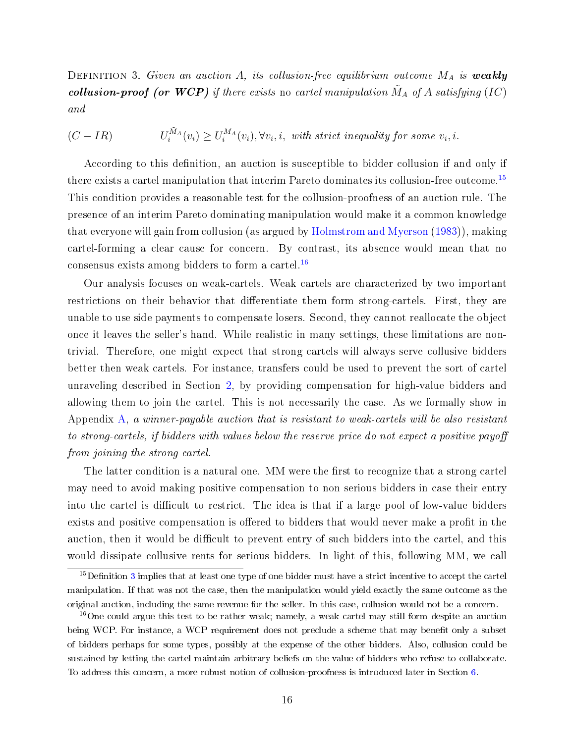Definition 3. *Given an auction $A$, its collusion-free equilibrium outcome $M_A$ is* ***weakly collusion-proof (or WCP)*** *if there exists* no *cartel manipulation $\tilde{M}_A$ of $A$ satisfying (IC) and*

$$(C-IR) \qquad U_i^{\tilde{M}_A}(v_i) \geq U_i^{M_A}(v_i), \forall v_i, i, \text{ with strict inequality for some } v_i, i.$$

According to this definition, an auction is susceptible to bidder collusion if and only if there exists a cartel manipulation that interim Pareto dominates its collusion-free outcome.[15] This condition provides a reasonable test for the collusion-proofness of an auction rule. The presence of an interim Pareto dominating manipulation would make it a common knowledge that everyone will gain from collusion (as argued by Holmstrom and Myerson (1983)), making cartel-forming a clear cause for concern. By contrast, its absence would mean that no consensus exists among bidders to form a cartel.[16]

Our analysis focuses on weak-cartels. Weak cartels are characterized by two important restrictions on their behavior that differentiate them form strong-cartels. First, they are unable to use side payments to compensate losers. Second, they cannot reallocate the object once it leaves the seller's hand. While realistic in many settings, these limitations are non-trivial. Therefore, one might expect that strong cartels will always serve collusive bidders better then weak cartels. For instance, transfers could be used to prevent the sort of cartel unraveling described in Section 2, by providing compensation for high-value bidders and allowing them to join the cartel. This is not necessarily the case. As we formally show in Appendix A, *a winner-payable auction that is resistant to weak-cartels will be also resistant to strong-cartels, if bidders with values below the reserve price do not expect a positive payoff from joining the strong cartel.*

The latter condition is a natural one. MM were the first to recognize that a strong cartel may need to avoid making positive compensation to non serious bidders in case their entry into the cartel is difficult to restrict. The idea is that if a large pool of low-value bidders exists and positive compensation is offered to bidders that would never make a profit in the auction, then it would be difficult to prevent entry of such bidders into the cartel, and this would dissipate collusive rents for serious bidders. In light of this, following MM, we call

[15] Definition 3 implies that at least one type of one bidder must have a strict incentive to accept the cartel manipulation. If that was not the case, then the manipulation would yield exactly the same outcome as the original auction, including the same revenue for the seller. In this case, collusion would not be a concern.

[16] One could argue this test to be rather weak; namely, a weak cartel may still form despite an auction being WCP. For instance, a WCP requirement does not preclude a scheme that may benefit only a subset of bidders perhaps for some types, possibly at the expense of the other bidders. Also, collusion could be sustained by letting the cartel maintain arbitrary beliefs on the value of bidders who refuse to collaborate. To address this concern, a more robust notion of collusion-proofness is introduced later in Section 6.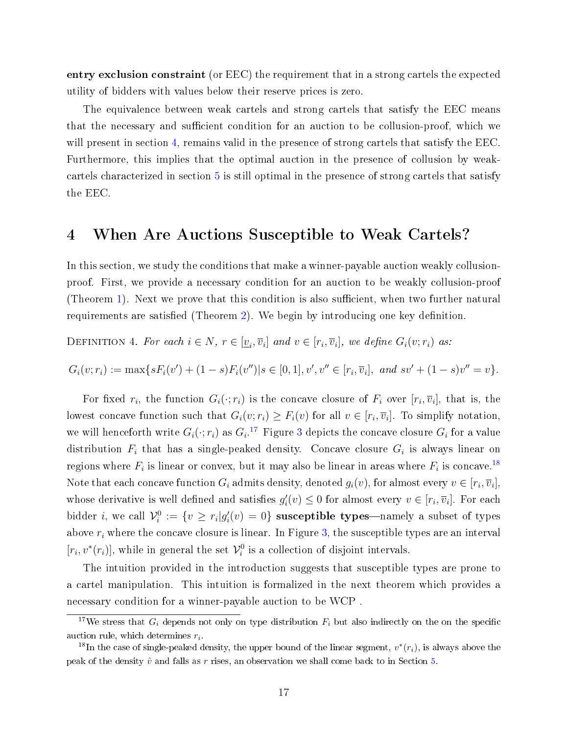**entry exclusion constraint** (or EEC) the requirement that in a strong cartels the expected utility of bidders with values below their reserve prices is zero.

The equivalence between weak cartels and strong cartels that satisfy the EEC means that the necessary and sufficient condition for an auction to be collusion-proof, which we will present in section 4, remains valid in the presence of strong cartels that satisfy the EEC. Furthermore, this implies that the optimal auction in the presence of collusion by weak-cartels characterized in section 5 is still optimal in the presence of strong cartels that satisfy the EEC.

# 4 When Are Auctions Susceptible to Weak Cartels?

In this section, we study the conditions that make a winner-payable auction weakly collusion-proof. First, we provide a necessary condition for an auction to be weakly collusion-proof (Theorem 1). Next we prove that this condition is also sufficient, when two further natural requirements are satisfied (Theorem 2). We begin by introducing one key definition.

Definition 4. *For each $i \in N$, $r \in [\underline{v}_i, \overline{v}_i]$ and $v \in [r_i, \overline{v}_i]$, we define $G_i(v; r_i)$ as:*

$$G_i(v; r_i) := \max\{sF_i(v') + (1-s)F_i(v'') | s \in [0,1], v', v'' \in [r_i, \overline{v}_i], \text{ and } sv' + (1-s)v'' = v\}.$$

For fixed $r_i$, the function $G_i(\cdot; r_i)$ is the concave closure of $F_i$ over $[r_i, \overline{v}_i]$, that is, the lowest concave function such that $G_i(v; r_i) \geq F_i(v)$ for all $v \in [r_i, \overline{v}_i]$. To simplify notation, we will henceforth write $G_i(\cdot; r_i)$ as $G_i$.[17] Figure 3 depicts the concave closure $G_i$ for a value distribution $F_i$ that has a single-peaked density. Concave closure $G_i$ is always linear on regions where $F_i$ is linear or convex, but it may also be linear in areas where $F_i$ is concave.[18] Note that each concave function $G_i$ admits density, denoted $g_i(v)$, for almost every $v \in [r_i, \overline{v}_i]$, whose derivative is well defined and satisfies $g_i'(v) \leq 0$ for almost every $v \in [r_i, \overline{v}_i]$. For each bidder $i$, we call $\mathcal{V}_i^0 := \{v \geq r_i | g_i'(v) = 0\}$ **susceptible types**—namely a subset of types above $r_i$ where the concave closure is linear. In Figure 3, the susceptible types are an interval $[r_i, v^*(r_i)]$, while in general the set $\mathcal{V}_i^0$ is a collection of disjoint intervals.

The intuition provided in the introduction suggests that susceptible types are prone to a cartel manipulation. This intuition is formalized in the next theorem which provides a necessary condition for a winner-payable auction to be WCP .

[17] We stress that $G_i$ depends not only on type distribution $F_i$ but also indirectly on the on the specific auction rule, which determines $r_i$.

[18] In the case of single-peaked density, the upper bound of the linear segment, $v^*(r_i)$, is always above the peak of the density $\hat{v}$ and falls as $r$ rises, an observation we shall come back to in Section 5.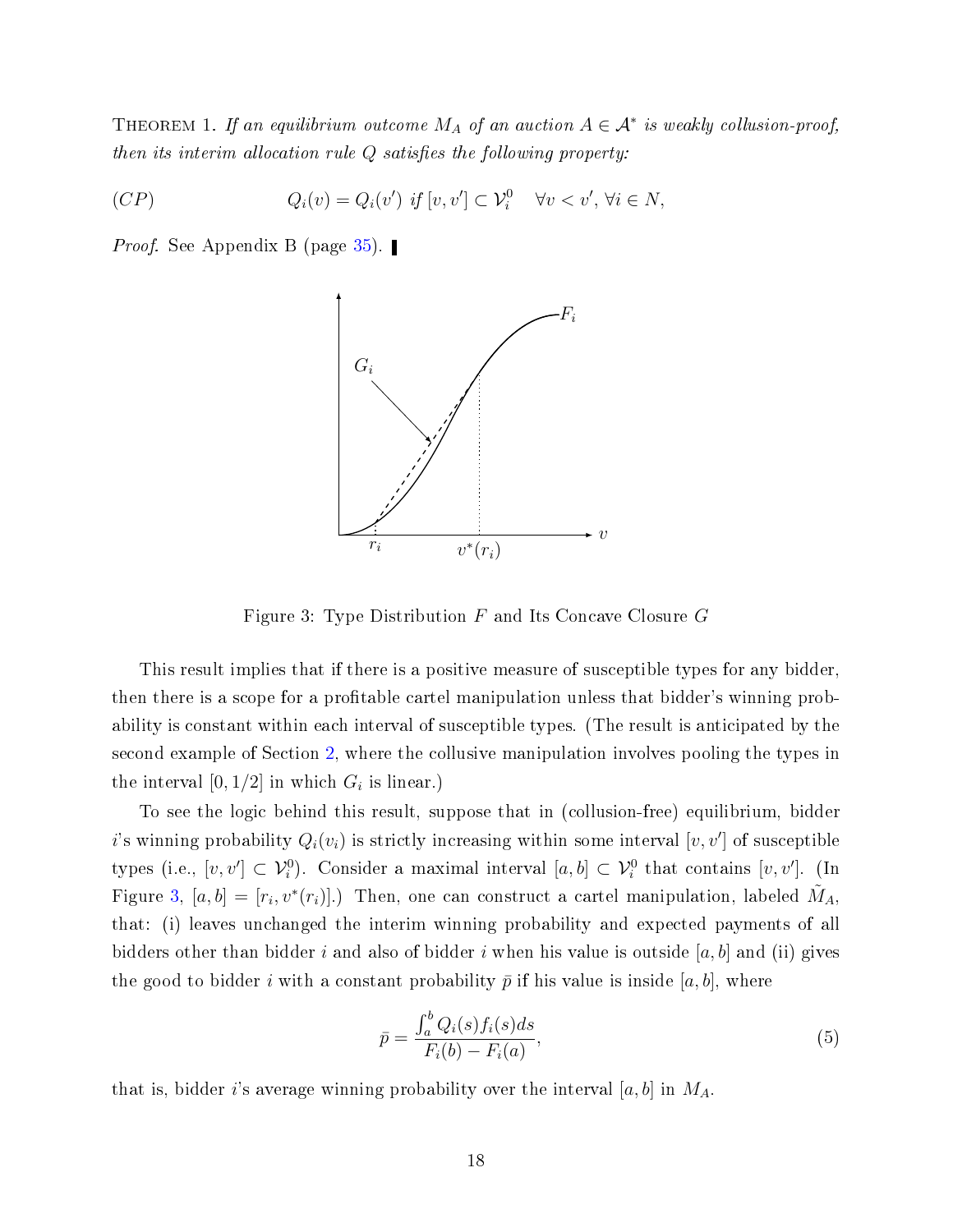THEOREM 1. *If an equilibrium outcome $M_A$ of an auction $A \in \mathcal{A}^*$ is weakly collusion-proof, then its interim allocation rule $Q$ satisfies the following property:*

$$(CP) \qquad Q_i(v) = Q_i(v') \text{ if } [v, v'] \subset \mathcal{V}_i^0 \quad \forall v < v', \forall i \in N,$$

*Proof.* See Appendix B (page 35). ▌

Figure 3: Type Distribution $F$ and Its Concave Closure $G$

This result implies that if there is a positive measure of susceptible types for any bidder, then there is a scope for a profitable cartel manipulation unless that bidder's winning probability is constant within each interval of susceptible types. (The result is anticipated by the second example of Section 2, where the collusive manipulation involves pooling the types in the interval $[0, 1/2]$ in which $G_i$ is linear.)

To see the logic behind this result, suppose that in (collusion-free) equilibrium, bidder $i$'s winning probability $Q_i(v_i)$ is strictly increasing within some interval $[v, v']$ of susceptible types (i.e., $[v, v'] \subset \mathcal{V}_i^0$). Consider a maximal interval $[a, b] \subset \mathcal{V}_i^0$ that contains $[v, v']$. (In Figure 3, $[a, b] = [r_i, v^*(r_i)]$.) Then, one can construct a cartel manipulation, labeled $\tilde{M}_A$, that: (i) leaves unchanged the interim winning probability and expected payments of all bidders other than bidder $i$ and also of bidder $i$ when his value is outside $[a, b]$ and (ii) gives the good to bidder $i$ with a constant probability $\bar{p}$ if his value is inside $[a, b]$, where

$$\bar{p} = \frac{\int_a^b Q_i(s) f_i(s) ds}{F_i(b) - F_i(a)}, \tag{5}$$

that is, bidder $i$'s average winning probability over the interval $[a, b]$ in $M_A$.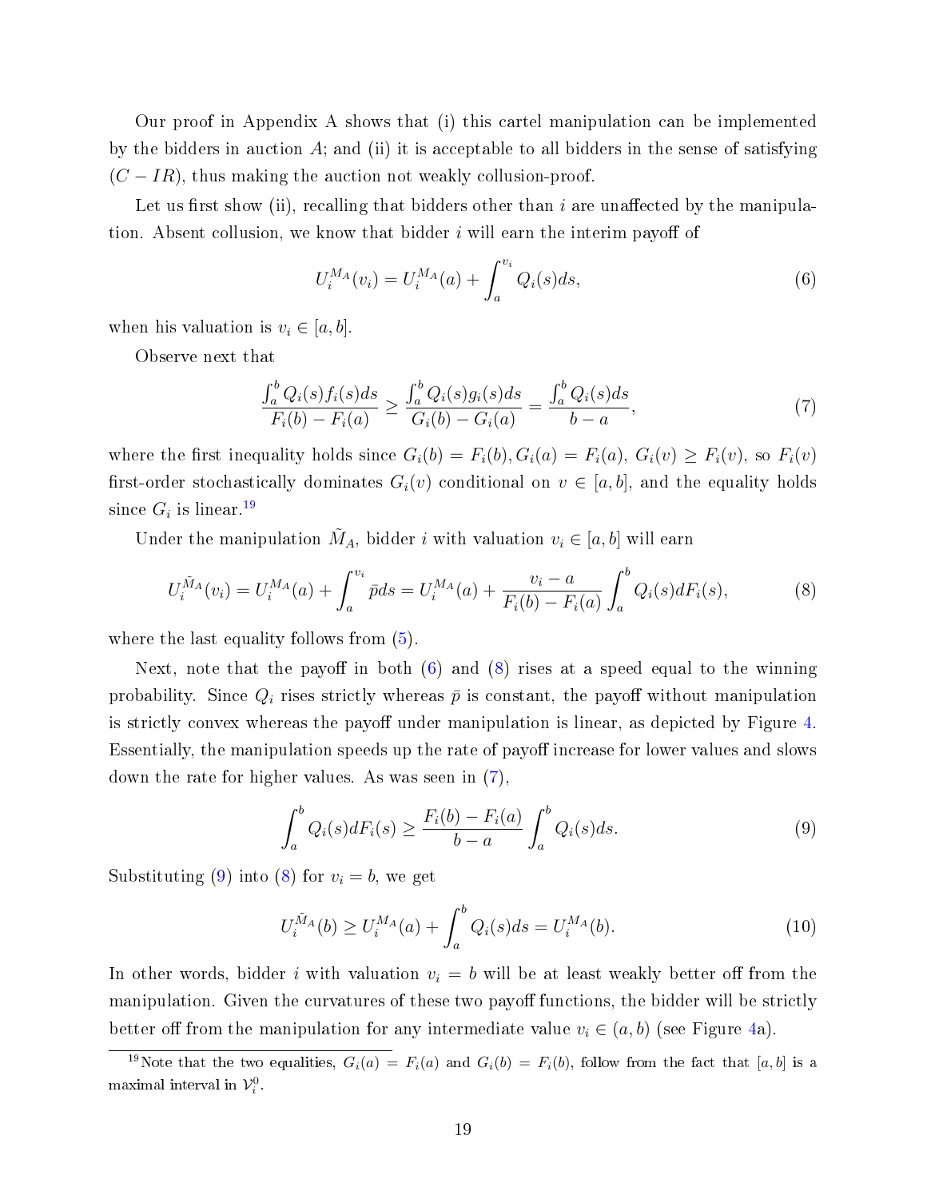Our proof in Appendix A shows that (i) this cartel manipulation can be implemented by the bidders in auction $A$; and (ii) it is acceptable to all bidders in the sense of satisfying $(C-IR)$, thus making the auction not weakly collusion-proof.

Let us first show (ii), recalling that bidders other than $i$ are unaffected by the manipulation. Absent collusion, we know that bidder $i$ will earn the interim payoff of

$$U_i^{M_A}(v_i) = U_i^{M_A}(a) + \int_a^{v_i} Q_i(s)ds, \tag{6}$$

when his valuation is $v_i \in [a,b]$.

Observe next that

$$\frac{\int_a^b Q_i(s)f_i(s)ds}{F_i(b)-F_i(a)} \geq \frac{\int_a^b Q_i(s)g_i(s)ds}{G_i(b)-G_i(a)} = \frac{\int_a^b Q_i(s)ds}{b-a}, \tag{7}$$

where the first inequality holds since $G_i(b) = F_i(b), G_i(a) = F_i(a)$, $G_i(v) \geq F_i(v)$, so $F_i(v)$ first-order stochastically dominates $G_i(v)$ conditional on $v \in [a,b]$, and the equality holds since $G_i$ is linear.[19]

Under the manipulation $\tilde{M}_A$, bidder $i$ with valuation $v_i \in [a,b]$ will earn

$$U_i^{\tilde{M}_A}(v_i) = U_i^{M_A}(a) + \int_a^{v_i} \bar{p}ds = U_i^{M_A}(a) + \frac{v_i - a}{F_i(b)-F_i(a)}\int_a^b Q_i(s)dF_i(s), \tag{8}$$

where the last equality follows from (5).

Next, note that the payoff in both (6) and (8) rises at a speed equal to the winning probability. Since $Q_i$ rises strictly whereas $\bar{p}$ is constant, the payoff without manipulation is strictly convex whereas the payoff under manipulation is linear, as depicted by Figure 4. Essentially, the manipulation speeds up the rate of payoff increase for lower values and slows down the rate for higher values. As was seen in (7),

$$\int_a^b Q_i(s)dF_i(s) \geq \frac{F_i(b)-F_i(a)}{b-a}\int_a^b Q_i(s)ds. \tag{9}$$

Substituting (9) into (8) for $v_i = b$, we get

$$U_i^{\tilde{M}_A}(b) \geq U_i^{M_A}(a) + \int_a^b Q_i(s)ds = U_i^{M_A}(b). \tag{10}$$

In other words, bidder $i$ with valuation $v_i = b$ will be at least weakly better off from the manipulation. Given the curvatures of these two payoff functions, the bidder will be strictly better off from the manipulation for any intermediate value $v_i \in (a,b)$ (see Figure 4a).

[19] Note that the two equalities, $G_i(a) = F_i(a)$ and $G_i(b) = F_i(b)$, follow from the fact that $[a,b]$ is a maximal interval in $\mathcal{V}_i^0$.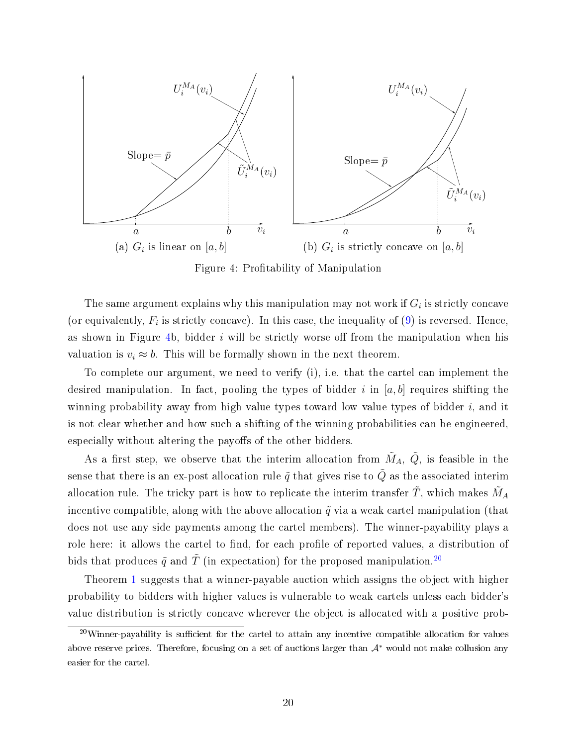(a) $G_i$ is linear on $[a, b]$

(b) $G_i$ is strictly concave on $[a, b]$

Figure 4: Profitability of Manipulation

The same argument explains why this manipulation may not work if $G_i$ is strictly concave (or equivalently, $F_i$ is strictly concave). In this case, the inequality of (9) is reversed. Hence, as shown in Figure 4b, bidder $i$ will be strictly worse off from the manipulation when his valuation is $v_i \approx b$. This will be formally shown in the next theorem.

To complete our argument, we need to verify (i), i.e. that the cartel can implement the desired manipulation. In fact, pooling the types of bidder $i$ in $[a, b]$ requires shifting the winning probability away from high value types toward low value types of bidder $i$, and it is not clear whether and how such a shifting of the winning probabilities can be engineered, especially without altering the payoffs of the other bidders.

As a first step, we observe that the interim allocation from $\tilde{M}_A$, $\tilde{Q}$, is feasible in the sense that there is an ex-post allocation rule $\tilde{q}$ that gives rise to $\tilde{Q}$ as the associated interim allocation rule. The tricky part is how to replicate the interim transfer $\tilde{T}$, which makes $\tilde{M}_A$ incentive compatible, along with the above allocation $\tilde{q}$ via a weak cartel manipulation (that does not use any side payments among the cartel members). The winner-payability plays a role here: it allows the cartel to find, for each profile of reported values, a distribution of bids that produces $\tilde{q}$ and $\tilde{T}$ (in expectation) for the proposed manipulation.[20]

Theorem 1 suggests that a winner-payable auction which assigns the object with higher probability to bidders with higher values is vulnerable to weak cartels unless each bidder's value distribution is strictly concave wherever the object is allocated with a positive prob-

[20]Winner-payability is sufficient for the cartel to attain any incentive compatible allocation for values above reserve prices. Therefore, focusing on a set of auctions larger than $\mathcal{A}^*$ would not make collusion any easier for the cartel.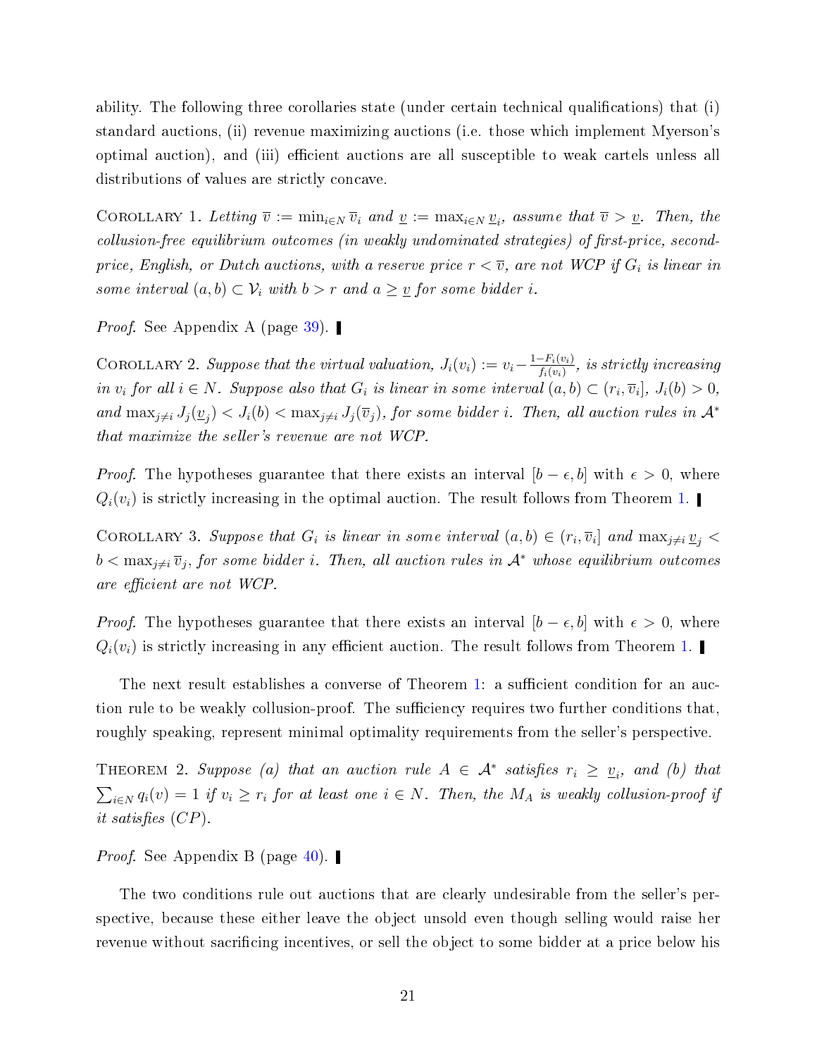ability. The following three corollaries state (under certain technical qualifications) that (i) standard auctions, (ii) revenue maximizing auctions (i.e. those which implement Myerson's optimal auction), and (iii) efficient auctions are all susceptible to weak cartels unless all distributions of values are strictly concave.

Corollary 1. *Letting $\overline{v} := \min_{i\in N} \overline{v}_i$ and $\underline{v} := \max_{i\in N} \underline{v}_i$, assume that $\overline{v} > \underline{v}$. Then, the collusion-free equilibrium outcomes (in weakly undominated strategies) of first-price, second-price, English, or Dutch auctions, with a reserve price $r < \overline{v}$, are not WCP if $G_i$ is linear in some interval $(a, b) \subset \mathcal{V}_i$ with $b > r$ and $a \geq \underline{v}$ for some bidder $i$.*

*Proof.* See Appendix A (page 39). ▌

Corollary 2. *Suppose that the virtual valuation, $J_i(v_i) := v_i - \frac{1-F_i(v_i)}{f_i(v_i)}$, is strictly increasing in $v_i$ for all $i \in N$. Suppose also that $G_i$ is linear in some interval $(a, b) \subset (r_i, \overline{v}_i]$, $J_i(b) > 0$, and $\max_{j\neq i} J_j(\underline{v}_j) < J_i(b) < \max_{j\neq i} J_j(\overline{v}_j)$, for some bidder $i$. Then, all auction rules in $\mathcal{A}^*$ that maximize the seller's revenue are not WCP.*

*Proof.* The hypotheses guarantee that there exists an interval $[b - \epsilon, b]$ with $\epsilon > 0$, where $Q_i(v_i)$ is strictly increasing in the optimal auction. The result follows from Theorem 1. ▌

Corollary 3. *Suppose that $G_i$ is linear in some interval $(a, b) \in (r_i, \overline{v}_i]$ and $\max_{j\neq i} \underline{v}_j < b < \max_{j\neq i} \overline{v}_j$, for some bidder $i$. Then, all auction rules in $\mathcal{A}^*$ whose equilibrium outcomes are efficient are not WCP.*

*Proof.* The hypotheses guarantee that there exists an interval $[b - \epsilon, b]$ with $\epsilon > 0$, where $Q_i(v_i)$ is strictly increasing in any efficient auction. The result follows from Theorem 1. ▌

The next result establishes a converse of Theorem 1: a sufficient condition for an auction rule to be weakly collusion-proof. The sufficiency requires two further conditions that, roughly speaking, represent minimal optimality requirements from the seller's perspective.

Theorem 2. *Suppose (a) that an auction rule $A \in \mathcal{A}^*$ satisfies $r_i \geq \underline{v}_i$, and (b) that $\sum_{i\in N} q_i(v) = 1$ if $v_i \geq r_i$ for at least one $i \in N$. Then, the $M_A$ is weakly collusion-proof if it satisfies (CP).*

*Proof.* See Appendix B (page 40). ▌

The two conditions rule out auctions that are clearly undesirable from the seller's perspective, because these either leave the object unsold even though selling would raise her revenue without sacrificing incentives, or sell the object to some bidder at a price below his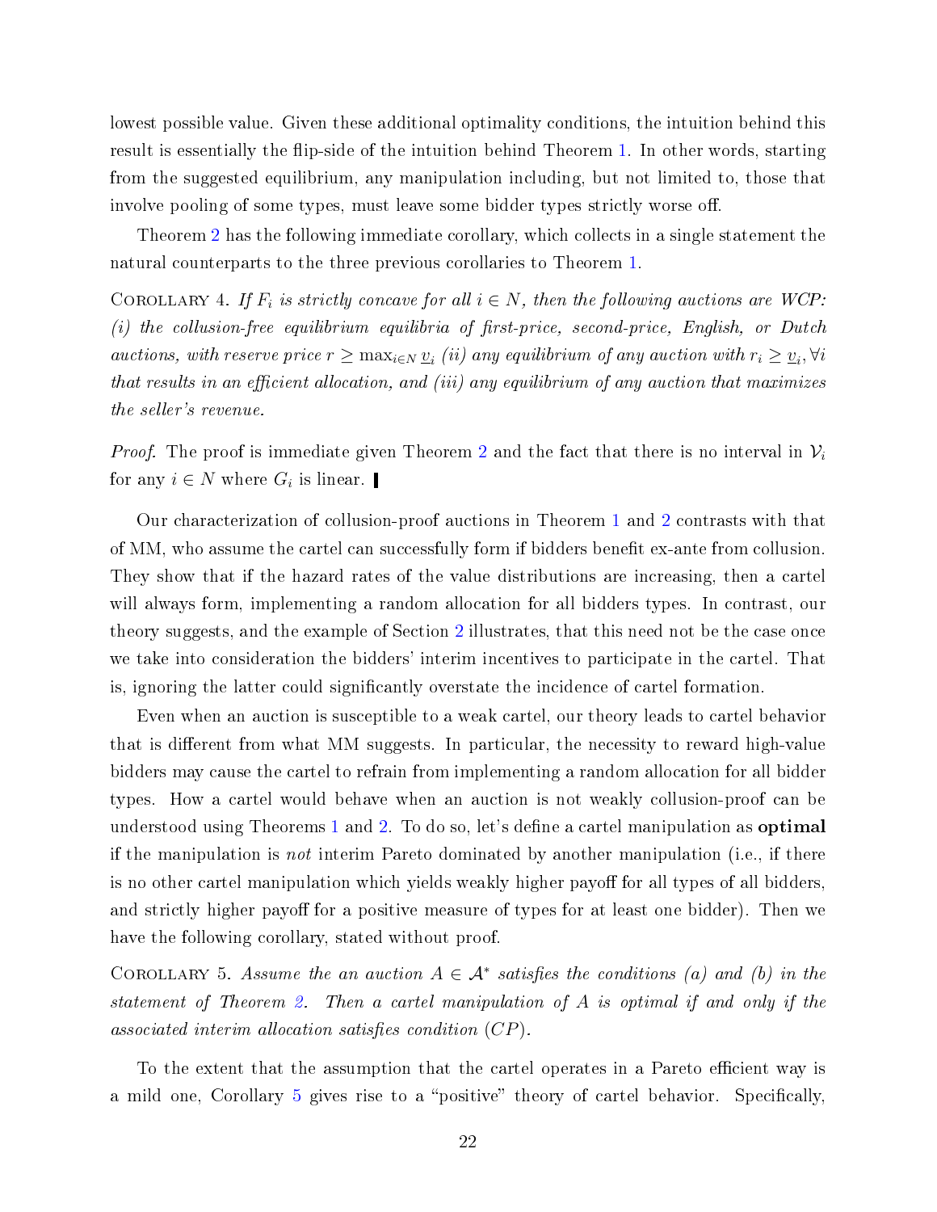lowest possible value. Given these additional optimality conditions, the intuition behind this result is essentially the flip-side of the intuition behind Theorem 1. In other words, starting from the suggested equilibrium, any manipulation including, but not limited to, those that involve pooling of some types, must leave some bidder types strictly worse off.

Theorem 2 has the following immediate corollary, which collects in a single statement the natural counterparts to the three previous corollaries to Theorem 1.

Corollary 4. *If $F_i$ is strictly concave for all $i \in N$, then the following auctions are WCP: (i) the collusion-free equilibrium equilibria of first-price, second-price, English, or Dutch auctions, with reserve price $r \geq \max_{i \in N} \underline{v}_i$ (ii) any equilibrium of any auction with $r_i \geq \underline{v}_i, \forall i$ that results in an efficient allocation, and (iii) any equilibrium of any auction that maximizes the seller's revenue.*

*Proof.* The proof is immediate given Theorem 2 and the fact that there is no interval in $\mathcal{V}_i$ for any $i \in N$ where $G_i$ is linear. ▍

Our characterization of collusion-proof auctions in Theorem 1 and 2 contrasts with that of MM, who assume the cartel can successfully form if bidders benefit ex-ante from collusion. They show that if the hazard rates of the value distributions are increasing, then a cartel will always form, implementing a random allocation for all bidders types. In contrast, our theory suggests, and the example of Section 2 illustrates, that this need not be the case once we take into consideration the bidders' interim incentives to participate in the cartel. That is, ignoring the latter could significantly overstate the incidence of cartel formation.

Even when an auction is susceptible to a weak cartel, our theory leads to cartel behavior that is different from what MM suggests. In particular, the necessity to reward high-value bidders may cause the cartel to refrain from implementing a random allocation for all bidder types. How a cartel would behave when an auction is not weakly collusion-proof can be understood using Theorems 1 and 2. To do so, let's define a cartel manipulation as **optimal** if the manipulation is *not* interim Pareto dominated by another manipulation (i.e., if there is no other cartel manipulation which yields weakly higher payoff for all types of all bidders, and strictly higher payoff for a positive measure of types for at least one bidder). Then we have the following corollary, stated without proof.

Corollary 5. *Assume the an auction $A \in \mathcal{A}^*$ satisfies the conditions (a) and (b) in the statement of Theorem 2. Then a cartel manipulation of $A$ is optimal if and only if the associated interim allocation satisfies condition $(CP)$.*

To the extent that the assumption that the cartel operates in a Pareto efficient way is a mild one, Corollary 5 gives rise to a "positive" theory of cartel behavior. Specifically,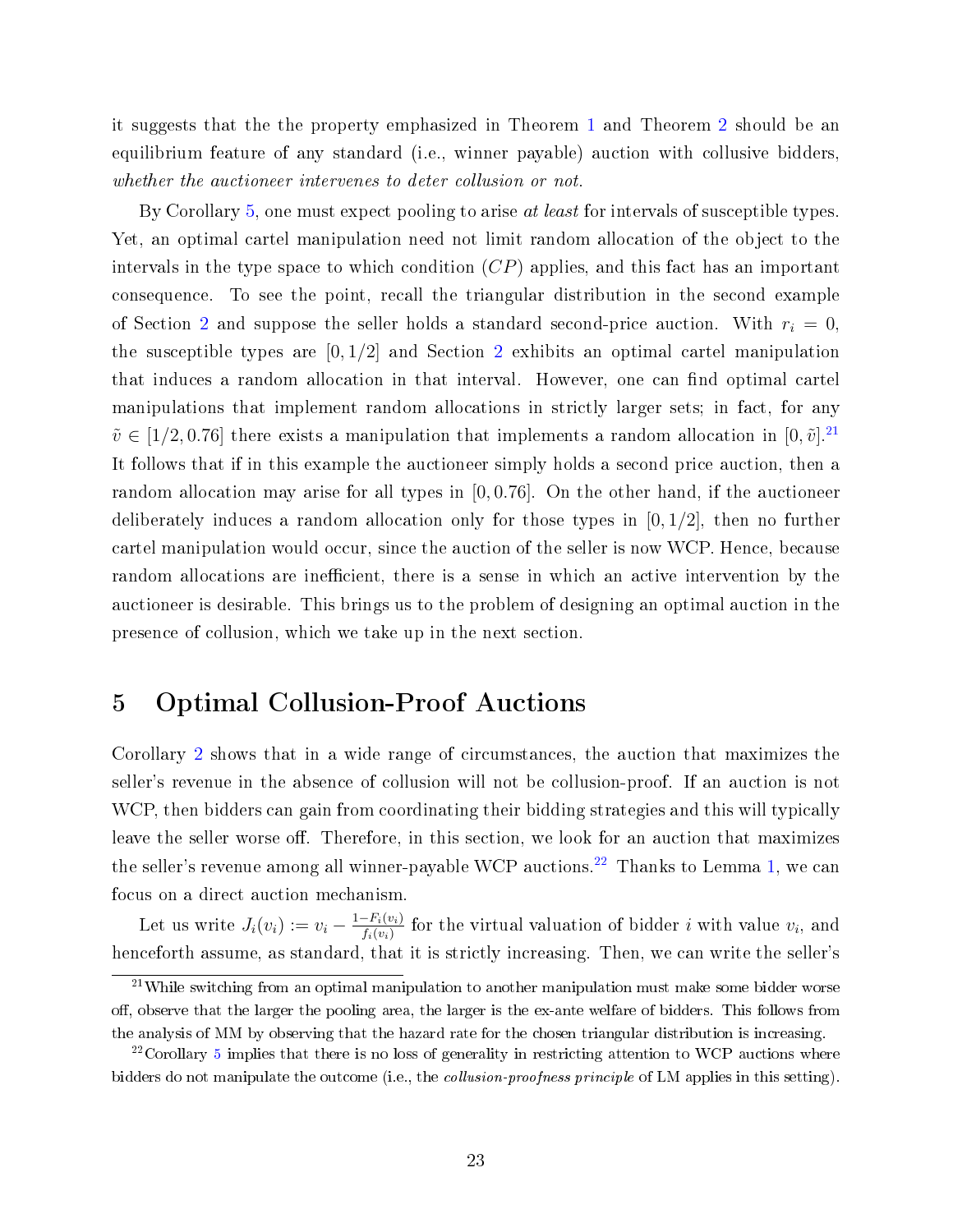it suggests that the the property emphasized in Theorem 1 and Theorem 2 should be an equilibrium feature of any standard (i.e., winner payable) auction with collusive bidders, *whether the auctioneer intervenes to deter collusion or not.*

By Corollary 5, one must expect pooling to arise *at least* for intervals of susceptible types. Yet, an optimal cartel manipulation need not limit random allocation of the object to the intervals in the type space to which condition $(CP)$ applies, and this fact has an important consequence. To see the point, recall the triangular distribution in the second example of Section 2 and suppose the seller holds a standard second-price auction. With $r_i = 0$, the susceptible types are $[0, 1/2]$ and Section 2 exhibits an optimal cartel manipulation that induces a random allocation in that interval. However, one can find optimal cartel manipulations that implement random allocations in strictly larger sets; in fact, for any $\tilde{v} \in [1/2, 0.76]$ there exists a manipulation that implements a random allocation in $[0, \tilde{v}]$.[21] It follows that if in this example the auctioneer simply holds a second price auction, then a random allocation may arise for all types in $[0, 0.76]$. On the other hand, if the auctioneer deliberately induces a random allocation only for those types in $[0, 1/2]$, then no further cartel manipulation would occur, since the auction of the seller is now WCP. Hence, because random allocations are inefficient, there is a sense in which an active intervention by the auctioneer is desirable. This brings us to the problem of designing an optimal auction in the presence of collusion, which we take up in the next section.

## 5 Optimal Collusion-Proof Auctions

Corollary 2 shows that in a wide range of circumstances, the auction that maximizes the seller's revenue in the absence of collusion will not be collusion-proof. If an auction is not WCP, then bidders can gain from coordinating their bidding strategies and this will typically leave the seller worse off. Therefore, in this section, we look for an auction that maximizes the seller's revenue among all winner-payable WCP auctions.[22] Thanks to Lemma 1, we can focus on a direct auction mechanism.

Let us write $J_i(v_i) := v_i - \frac{1-F_i(v_i)}{f_i(v_i)}$ for the virtual valuation of bidder $i$ with value $v_i$, and henceforth assume, as standard, that it is strictly increasing. Then, we can write the seller's

---

[21] While switching from an optimal manipulation to another manipulation must make some bidder worse off, observe that the larger the pooling area, the larger is the ex-ante welfare of bidders. This follows from the analysis of MM by observing that the hazard rate for the chosen triangular distribution is increasing.

[22] Corollary 5 implies that there is no loss of generality in restricting attention to WCP auctions where bidders do not manipulate the outcome (i.e., the *collusion-proofness principle* of LM applies in this setting).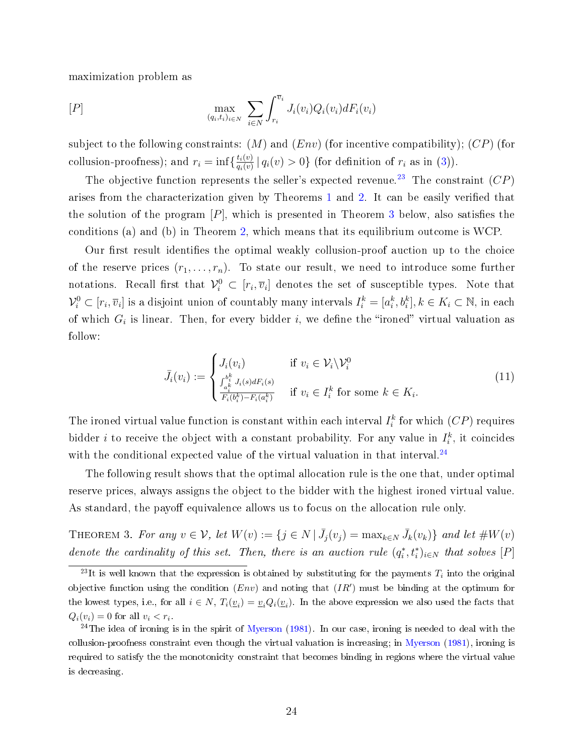maximization problem as

$$[P] \qquad \max_{(q_i,t_i)_{i\in N}} \sum_{i\in N} \int_{r_i}^{\overline{v}_i} J_i(v_i) Q_i(v_i) dF_i(v_i)$$

subject to the following constraints: $(M)$ and $(Env)$ (for incentive compatibility); $(CP)$ (for collusion-proofness); and $r_i = \inf\{\frac{t_i(v)}{q_i(v)} \mid q_i(v) > 0\}$ (for definition of $r_i$ as in (3)).

The objective function represents the seller's expected revenue.[23] The constraint $(CP)$ arises from the characterization given by Theorems 1 and 2. It can be easily verified that the solution of the program $[P]$, which is presented in Theorem 3 below, also satisfies the conditions (a) and (b) in Theorem 2, which means that its equilibrium outcome is WCP.

Our first result identifies the optimal weakly collusion-proof auction up to the choice of the reserve prices $(r_1, \ldots, r_n)$. To state our result, we need to introduce some further notations. Recall first that $\mathcal{V}_i^0 \subset [r_i, \overline{v}_i]$ denotes the set of susceptible types. Note that $\mathcal{V}_i^0 \subset [r_i, \overline{v}_i]$ is a disjoint union of countably many intervals $I_i^k = [a_i^k, b_i^k], k \in K_i \subset \mathbb{N}$, in each of which $G_i$ is linear. Then, for every bidder $i$, we define the "ironed" virtual valuation as follow:

$$\bar{J}_i(v_i) := \begin{cases} J_i(v_i) & \text{if } v_i \in \mathcal{V}_i \backslash \mathcal{V}_i^0 \\ \frac{\int_{a_i^k}^{b_i^k} J_i(s) dF_i(s)}{F_i(b_i^k) - F_i(a_i^k)} & \text{if } v_i \in I_i^k \text{ for some } k \in K_i. \end{cases} \tag{11}$$

The ironed virtual value function is constant within each interval $I_i^k$ for which $(CP)$ requires bidder $i$ to receive the object with a constant probability. For any value in $I_i^k$, it coincides with the conditional expected value of the virtual valuation in that interval.[24]

The following result shows that the optimal allocation rule is the one that, under optimal reserve prices, always assigns the object to the bidder with the highest ironed virtual value. As standard, the payoff equivalence allows us to focus on the allocation rule only.

THEOREM 3. *For any $v \in \mathcal{V}$, let $W(v) := \{j \in N \mid \bar{J}_j(v_j) = \max_{k\in N} \bar{J}_k(v_k)\}$ and let $\#W(v)$ denote the cardinality of this set. Then, there is an auction rule $(q_i^*, t_i^*)_{i\in N}$ that solves $[P]$*

---

[23] It is well known that the expression is obtained by substituting for the payments $T_i$ into the original objective function using the condition $(Env)$ and noting that $(IR')$ must be binding at the optimum for the lowest types, i.e., for all $i \in N$, $T_i(\underline{v}_i) = \underline{v}_i Q_i(\underline{v}_i)$. In the above expression we also used the facts that $Q_i(v_i) = 0$ for all $v_i < r_i$.

[24] The idea of ironing is in the spirit of Myerson (1981). In our case, ironing is needed to deal with the collusion-proofness constraint even though the virtual valuation is increasing; in Myerson (1981), ironing is required to satisfy the the monotonicity constraint that becomes binding in regions where the virtual value is decreasing.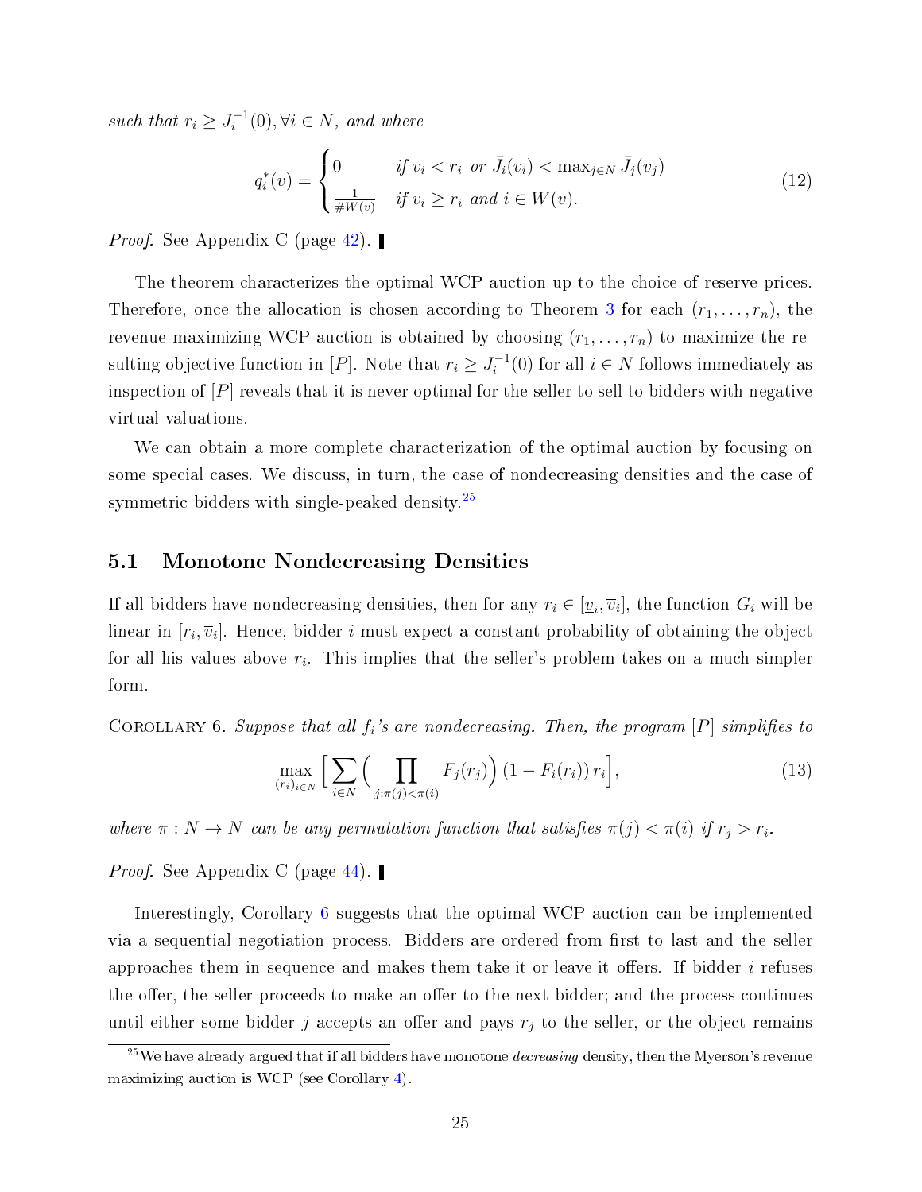*such that* $r_i \geq J_i^{-1}(0), \forall i \in N$*, and where*

$$q_i^*(v) = \begin{cases} 0 & \text{if } v_i < r_i \text{ or } \bar{J}_i(v_i) < \max_{j \in N} \bar{J}_j(v_j) \\ \frac{1}{\#W(v)} & \text{if } v_i \geq r_i \text{ and } i \in W(v). \end{cases} \tag{12}$$

*Proof.* See Appendix C (page 42). ∎

The theorem characterizes the optimal WCP auction up to the choice of reserve prices. Therefore, once the allocation is chosen according to Theorem 3 for each $(r_1, \ldots, r_n)$, the revenue maximizing WCP auction is obtained by choosing $(r_1, \ldots, r_n)$ to maximize the resulting objective function in $[P]$. Note that $r_i \geq J_i^{-1}(0)$ for all $i \in N$ follows immediately as inspection of $[P]$ reveals that it is never optimal for the seller to sell to bidders with negative virtual valuations.

We can obtain a more complete characterization of the optimal auction by focusing on some special cases. We discuss, in turn, the case of nondecreasing densities and the case of symmetric bidders with single-peaked density.[25]

## 5.1 Monotone Nondecreasing Densities

If all bidders have nondecreasing densities, then for any $r_i \in [\underline{v}_i, \overline{v}_i]$, the function $G_i$ will be linear in $[r_i, \overline{v}_i]$. Hence, bidder $i$ must expect a constant probability of obtaining the object for all his values above $r_i$. This implies that the seller's problem takes on a much simpler form.

Corollary 6. *Suppose that all $f_i$'s are nondecreasing. Then, the program $[P]$ simplifies to*

$$\max_{(r_i)_{i \in N}} \Big[ \sum_{i \in N} \Big( \prod_{j: \pi(j) < \pi(i)} F_j(r_j) \Big) (1 - F_i(r_i)) \, r_i \Big], \tag{13}$$

*where $\pi : N \to N$ can be any permutation function that satisfies $\pi(j) < \pi(i)$ if $r_j > r_i$.*

*Proof.* See Appendix C (page 44). ∎

Interestingly, Corollary 6 suggests that the optimal WCP auction can be implemented via a sequential negotiation process. Bidders are ordered from first to last and the seller approaches them in sequence and makes them take-it-or-leave-it offers. If bidder $i$ refuses the offer, the seller proceeds to make an offer to the next bidder; and the process continues until either some bidder $j$ accepts an offer and pays $r_j$ to the seller, or the object remains

[25] We have already argued that if all bidders have monotone *decreasing* density, then the Myerson's revenue maximizing auction is WCP (see Corollary 4).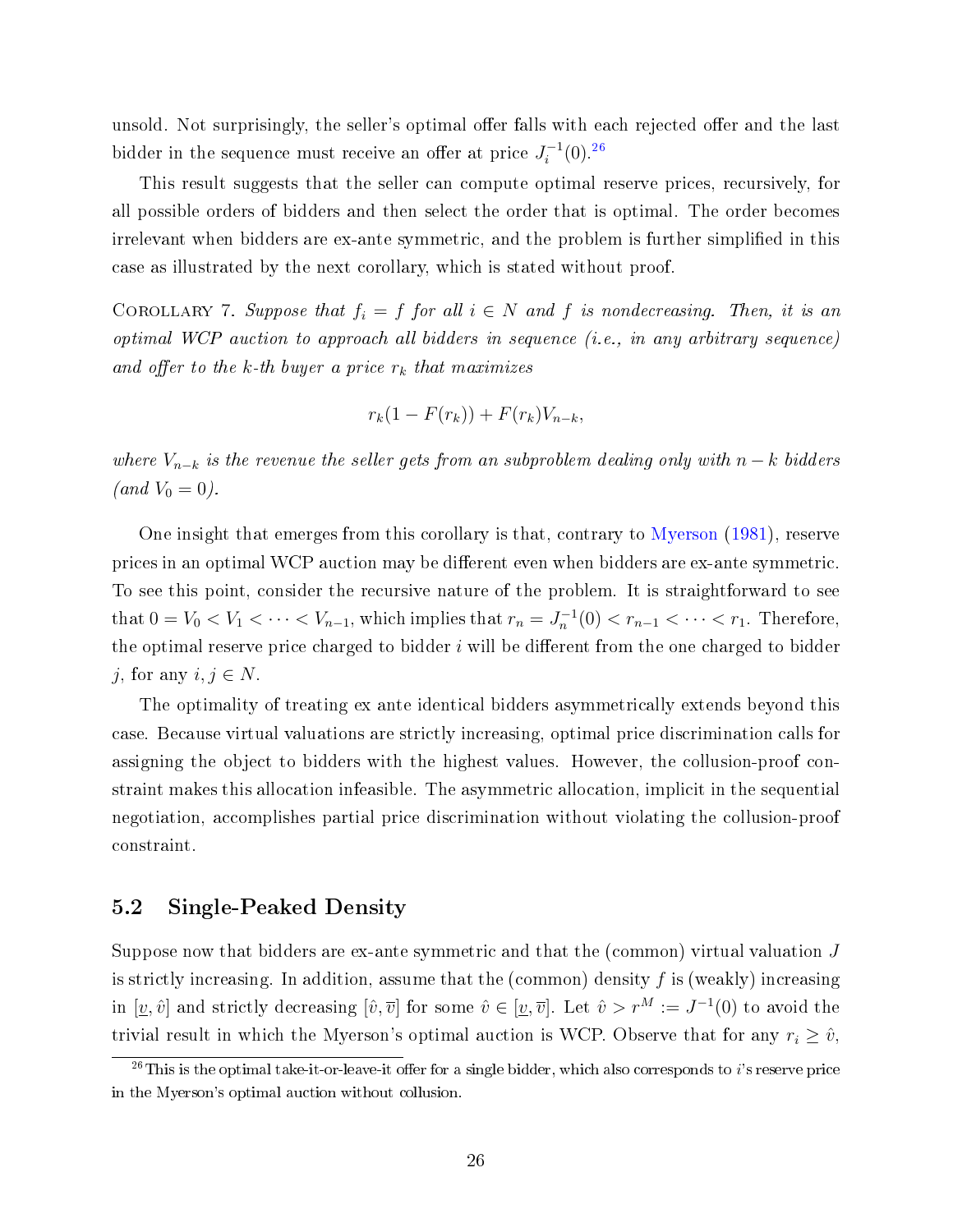unsold. Not surprisingly, the seller's optimal offer falls with each rejected offer and the last bidder in the sequence must receive an offer at price $J_i^{-1}(0)$.[26]

This result suggests that the seller can compute optimal reserve prices, recursively, for all possible orders of bidders and then select the order that is optimal. The order becomes irrelevant when bidders are ex-ante symmetric, and the problem is further simplified in this case as illustrated by the next corollary, which is stated without proof.

Corollary 7. *Suppose that $f_i = f$ for all $i \in N$ and $f$ is nondecreasing. Then, it is an optimal WCP auction to approach all bidders in sequence (i.e., in any arbitrary sequence) and offer to the k-th buyer a price $r_k$ that maximizes*

$$r_k(1 - F(r_k)) + F(r_k)V_{n-k},$$

*where $V_{n-k}$ is the revenue the seller gets from an subproblem dealing only with $n - k$ bidders (and $V_0 = 0$).*

One insight that emerges from this corollary is that, contrary to Myerson (1981), reserve prices in an optimal WCP auction may be different even when bidders are ex-ante symmetric. To see this point, consider the recursive nature of the problem. It is straightforward to see that $0 = V_0 < V_1 < \cdots < V_{n-1}$, which implies that $r_n = J_n^{-1}(0) < r_{n-1} < \cdots < r_1$. Therefore, the optimal reserve price charged to bidder $i$ will be different from the one charged to bidder $j$, for any $i, j \in N$.

The optimality of treating ex ante identical bidders asymmetrically extends beyond this case. Because virtual valuations are strictly increasing, optimal price discrimination calls for assigning the object to bidders with the highest values. However, the collusion-proof constraint makes this allocation infeasible. The asymmetric allocation, implicit in the sequential negotiation, accomplishes partial price discrimination without violating the collusion-proof constraint.

## 5.2 Single-Peaked Density

Suppose now that bidders are ex-ante symmetric and that the (common) virtual valuation $J$ is strictly increasing. In addition, assume that the (common) density $f$ is (weakly) increasing in $[\underline{v}, \hat{v}]$ and strictly decreasing $[\hat{v}, \overline{v}]$ for some $\hat{v} \in [\underline{v}, \overline{v}]$. Let $\hat{v} > r^M := J^{-1}(0)$ to avoid the trivial result in which the Myerson's optimal auction is WCP. Observe that for any $r_i \geq \hat{v}$,

[26] This is the optimal take-it-or-leave-it offer for a single bidder, which also corresponds to $i$'s reserve price in the Myerson's optimal auction without collusion.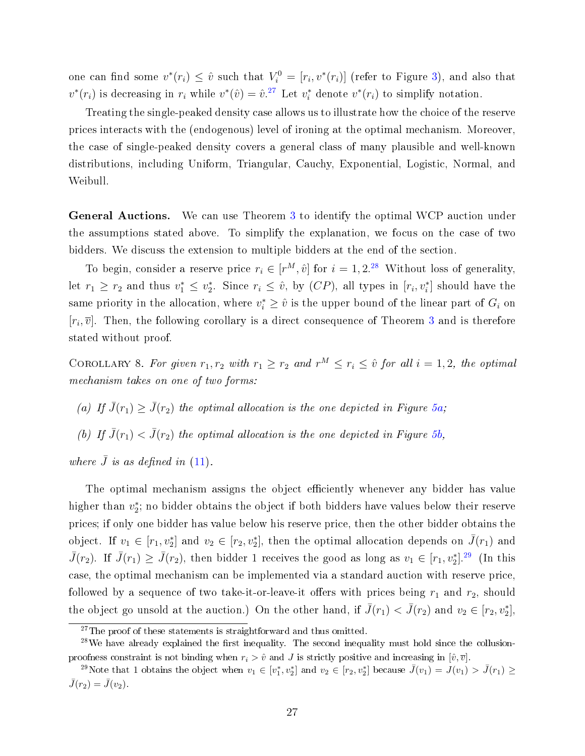one can find some $v^*(r_i) \leq \hat{v}$ such that $V_i^0 = [r_i, v^*(r_i)]$ (refer to Figure 3), and also that $v^*(r_i)$ is decreasing in $r_i$ while $v^*(\hat{v}) = \hat{v}$.[27] Let $v_i^*$ denote $v^*(r_i)$ to simplify notation.

Treating the single-peaked density case allows us to illustrate how the choice of the reserve prices interacts with the (endogenous) level of ironing at the optimal mechanism. Moreover, the case of single-peaked density covers a general class of many plausible and well-known distributions, including Uniform, Triangular, Cauchy, Exponential, Logistic, Normal, and Weibull.

**General Auctions.** We can use Theorem 3 to identify the optimal WCP auction under the assumptions stated above. To simplify the explanation, we focus on the case of two bidders. We discuss the extension to multiple bidders at the end of the section.

To begin, consider a reserve price $r_i \in [r^M, \hat{v}]$ for $i = 1, 2$.[28] Without loss of generality, let $r_1 \geq r_2$ and thus $v_1^* \leq v_2^*$. Since $r_i \leq \hat{v}$, by $(CP)$, all types in $[r_i, v_i^*]$ should have the same priority in the allocation, where $v_i^* \geq \hat{v}$ is the upper bound of the linear part of $G_i$ on $[r_i, \overline{v}]$. Then, the following corollary is a direct consequence of Theorem 3 and is therefore stated without proof.

Corollary 8. *For given $r_1, r_2$ with $r_1 \geq r_2$ and $r^M \leq r_i \leq \hat{v}$ for all $i = 1, 2$, the optimal mechanism takes on one of two forms:*

*(a) If $\bar{J}(r_1) \geq \bar{J}(r_2)$ the optimal allocation is the one depicted in Figure 5a;*

*(b) If $\bar{J}(r_1) < \bar{J}(r_2)$ the optimal allocation is the one depicted in Figure 5b,*

*where $\bar{J}$ is as defined in (11).*

The optimal mechanism assigns the object efficiently whenever any bidder has value higher than $v_2^*$; no bidder obtains the object if both bidders have values below their reserve prices; if only one bidder has value below his reserve price, then the other bidder obtains the object. If $v_1 \in [r_1, v_2^*]$ and $v_2 \in [r_2, v_2^*]$, then the optimal allocation depends on $\bar{J}(r_1)$ and $\bar{J}(r_2)$. If $\bar{J}(r_1) \geq \bar{J}(r_2)$, then bidder 1 receives the good as long as $v_1 \in [r_1, v_2^*]$.[29] (In this case, the optimal mechanism can be implemented via a standard auction with reserve price, followed by a sequence of two take-it-or-leave-it offers with prices being $r_1$ and $r_2$, should the object go unsold at the auction.) On the other hand, if $\bar{J}(r_1) < \bar{J}(r_2)$ and $v_2 \in [r_2, v_2^*]$,

---

[27] The proof of these statements is straightforward and thus omitted.

[28] We have already explained the first inequality. The second inequality must hold since the collusion-proofness constraint is not binding when $r_i > \hat{v}$ and $J$ is strictly positive and increasing in $[\hat{v}, \overline{v}]$.

[29] Note that 1 obtains the object when $v_1 \in [v_1^*, v_2^*]$ and $v_2 \in [r_2, v_2^*]$ because $\bar{J}(v_1) = J(v_1) > \bar{J}(r_1) \geq \bar{J}(r_2) = \bar{J}(v_2)$.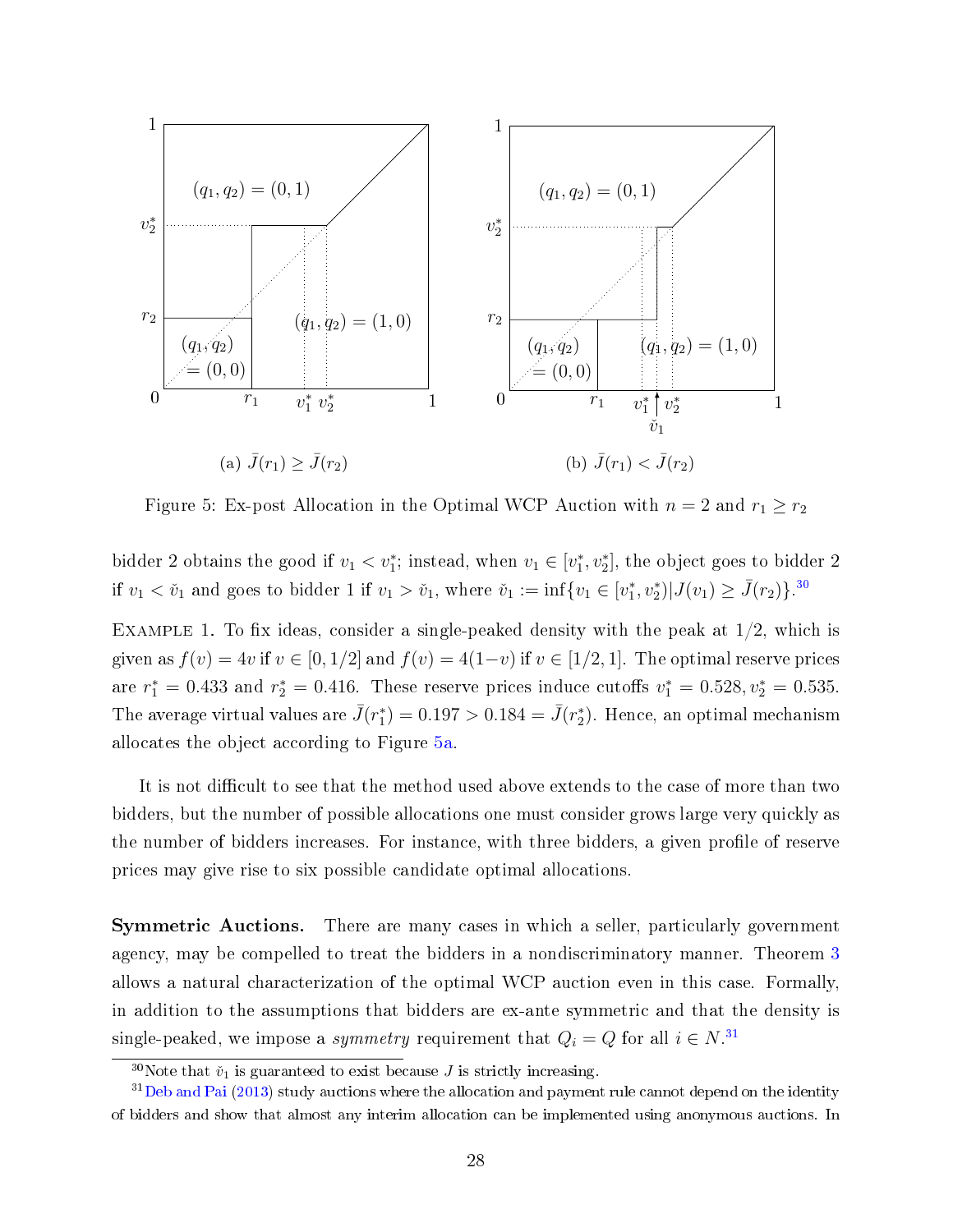Figure 5: Ex-post Allocation in the Optimal WCP Auction with $n = 2$ and $r_1 \geq r_2$

(a) $\bar{J}(r_1) \geq \bar{J}(r_2)$

(b) $\bar{J}(r_1) < \bar{J}(r_2)$

bidder 2 obtains the good if $v_1 < v_1^*$; instead, when $v_1 \in [v_1^*, v_2^*]$, the object goes to bidder 2 if $v_1 < \check{v}_1$ and goes to bidder 1 if $v_1 > \check{v}_1$, where $\check{v}_1 := \inf\{v_1 \in [v_1^*, v_2^*) | J(v_1) \geq \bar{J}(r_2)\}$.[30]

Example 1. To fix ideas, consider a single-peaked density with the peak at 1/2, which is given as $f(v) = 4v$ if $v \in [0, 1/2]$ and $f(v) = 4(1-v)$ if $v \in [1/2, 1]$. The optimal reserve prices are $r_1^* = 0.433$ and $r_2^* = 0.416$. These reserve prices induce cutoffs $v_1^* = 0.528, v_2^* = 0.535$. The average virtual values are $\bar{J}(r_1^*) = 0.197 > 0.184 = \bar{J}(r_2^*)$. Hence, an optimal mechanism allocates the object according to Figure 5a.

It is not difficult to see that the method used above extends to the case of more than two bidders, but the number of possible allocations one must consider grows large very quickly as the number of bidders increases. For instance, with three bidders, a given profile of reserve prices may give rise to six possible candidate optimal allocations.

**Symmetric Auctions.** There are many cases in which a seller, particularly government agency, may be compelled to treat the bidders in a nondiscriminatory manner. Theorem 3 allows a natural characterization of the optimal WCP auction even in this case. Formally, in addition to the assumptions that bidders are ex-ante symmetric and that the density is single-peaked, we impose a *symmetry* requirement that $Q_i = Q$ for all $i \in N$.[31]

[30] Note that $\check{v}_1$ is guaranteed to exist because $J$ is strictly increasing.

[31] Deb and Pai (2013) study auctions where the allocation and payment rule cannot depend on the identity of bidders and show that almost any interim allocation can be implemented using anonymous auctions. In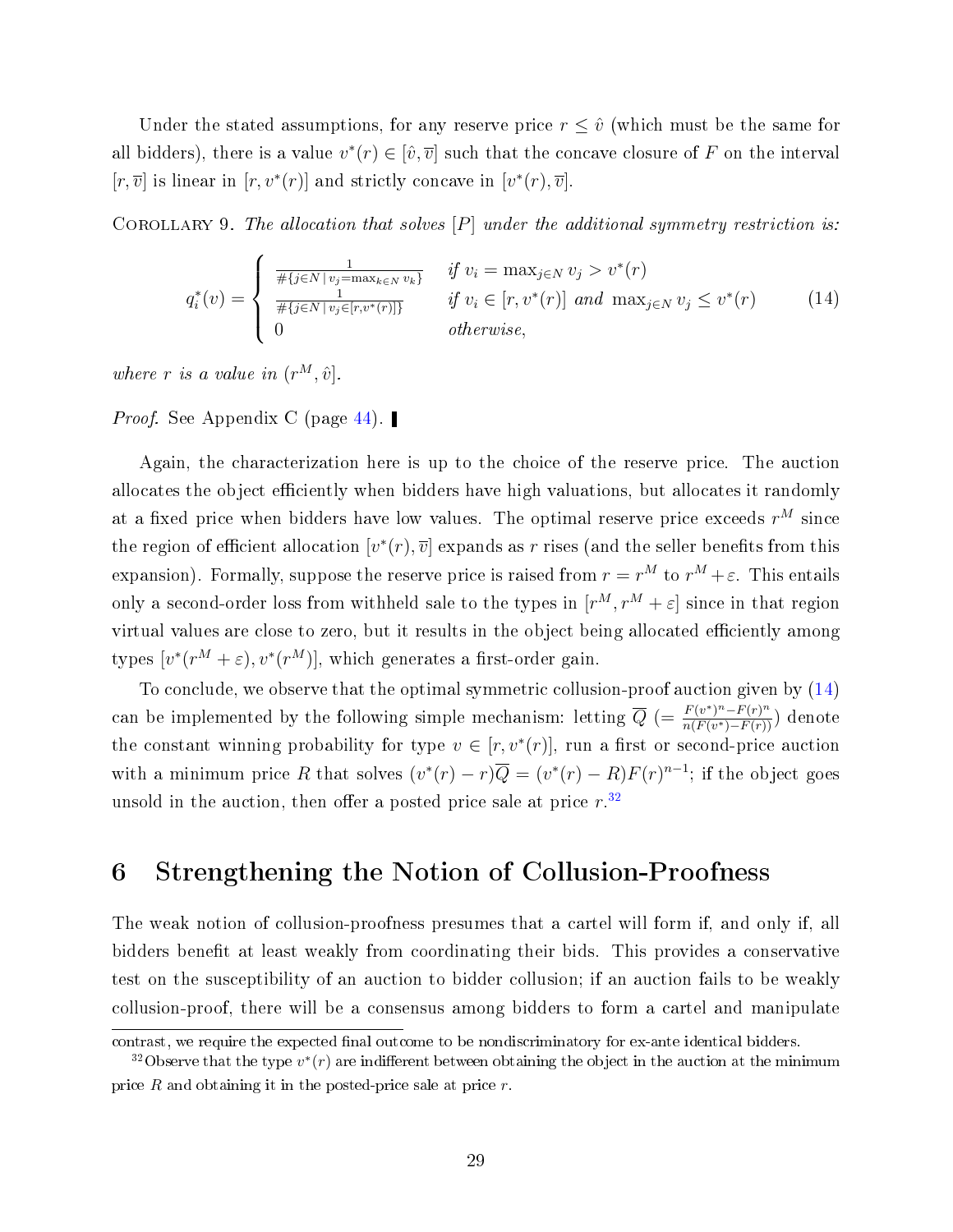Under the stated assumptions, for any reserve price $r \leq \hat{v}$ (which must be the same for all bidders), there is a value $v^*(r) \in [\hat{v}, \overline{v}]$ such that the concave closure of $F$ on the interval $[r, \overline{v}]$ is linear in $[r, v^*(r)]$ and strictly concave in $[v^*(r), \overline{v}]$.

Corollary 9. *The allocation that solves [P] under the additional symmetry restriction is:*

$$q_i^*(v) = \begin{cases} \frac{1}{\#\{j \in N \mid v_j = \max_{k \in N} v_k\}} & \text{if } v_i = \max_{j \in N} v_j > v^*(r) \\ \frac{1}{\#\{j \in N \mid v_j \in [r, v^*(r)]\}} & \text{if } v_i \in [r, v^*(r)] \text{ and } \max_{j \in N} v_j \leq v^*(r) \\ 0 & \text{otherwise,} \end{cases} \tag{14}$$

*where $r$ is a value in $(r^M, \hat{v}]$.*

*Proof.* See Appendix C (page 44). ▌

Again, the characterization here is up to the choice of the reserve price. The auction allocates the object efficiently when bidders have high valuations, but allocates it randomly at a fixed price when bidders have low values. The optimal reserve price exceeds $r^M$ since the region of efficient allocation $[v^*(r), \overline{v}]$ expands as $r$ rises (and the seller benefits from this expansion). Formally, suppose the reserve price is raised from $r = r^M$ to $r^M + \varepsilon$. This entails only a second-order loss from withheld sale to the types in $[r^M, r^M + \varepsilon]$ since in that region virtual values are close to zero, but it results in the object being allocated efficiently among types $[v^*(r^M + \varepsilon), v^*(r^M)]$, which generates a first-order gain.

To conclude, we observe that the optimal symmetric collusion-proof auction given by (14) can be implemented by the following simple mechanism: letting $\overline{Q}$ $(= \frac{F(v^*)^n - F(r)^n}{n(F(v^*) - F(r))})$ denote the constant winning probability for type $v \in [r, v^*(r)]$, run a first or second-price auction with a minimum price $R$ that solves $(v^*(r) - r)\overline{Q} = (v^*(r) - R)F(r)^{n-1}$; if the object goes unsold in the auction, then offer a posted price sale at price $r$.[32]

# 6 Strengthening the Notion of Collusion-Proofness

The weak notion of collusion-proofness presumes that a cartel will form if, and only if, all bidders benefit at least weakly from coordinating their bids. This provides a conservative test on the susceptibility of an auction to bidder collusion; if an auction fails to be weakly collusion-proof, there will be a consensus among bidders to form a cartel and manipulate

contrast, we require the expected final outcome to be nondiscriminatory for ex-ante identical bidders.

[32] Observe that the type $v^*(r)$ are indifferent between obtaining the object in the auction at the minimum price $R$ and obtaining it in the posted-price sale at price $r$.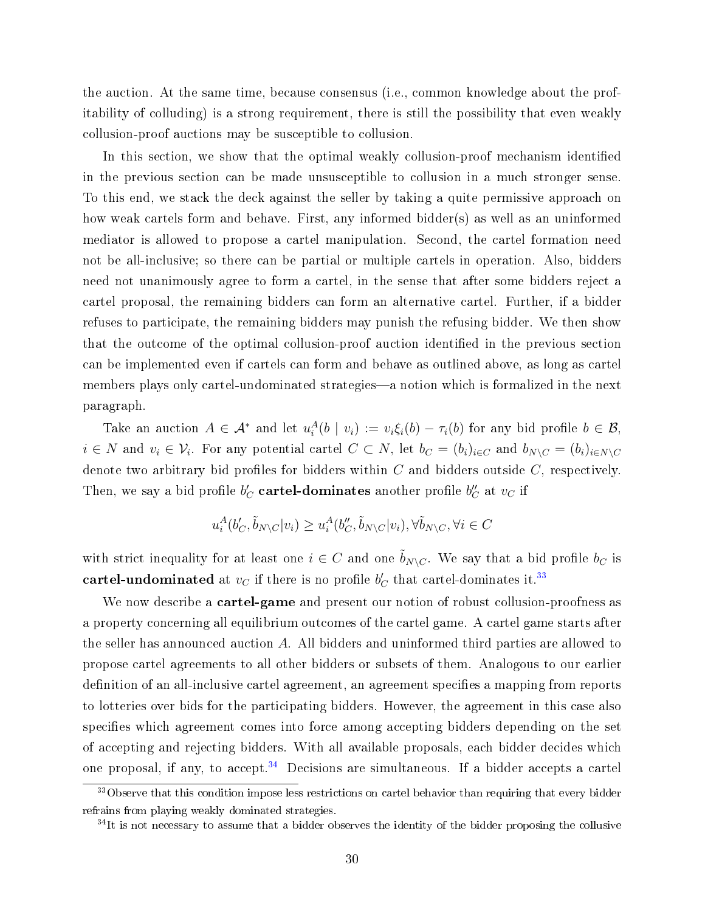the auction. At the same time, because consensus (i.e., common knowledge about the profitability of colluding) is a strong requirement, there is still the possibility that even weakly collusion-proof auctions may be susceptible to collusion.

In this section, we show that the optimal weakly collusion-proof mechanism identified in the previous section can be made unsusceptible to collusion in a much stronger sense. To this end, we stack the deck against the seller by taking a quite permissive approach on how weak cartels form and behave. First, any informed bidder(s) as well as an uninformed mediator is allowed to propose a cartel manipulation. Second, the cartel formation need not be all-inclusive; so there can be partial or multiple cartels in operation. Also, bidders need not unanimously agree to form a cartel, in the sense that after some bidders reject a cartel proposal, the remaining bidders can form an alternative cartel. Further, if a bidder refuses to participate, the remaining bidders may punish the refusing bidder. We then show that the outcome of the optimal collusion-proof auction identified in the previous section can be implemented even if cartels can form and behave as outlined above, as long as cartel members plays only cartel-undominated strategies—a notion which is formalized in the next paragraph.

Take an auction $A \in \mathcal{A}^*$ and let $u_i^A(b \mid v_i) := v_i \xi_i(b) - \tau_i(b)$ for any bid profile $b \in \mathcal{B}$, $i \in N$ and $v_i \in \mathcal{V}_i$. For any potential cartel $C \subset N$, let $b_C = (b_i)_{i \in C}$ and $b_{N \setminus C} = (b_i)_{i \in N \setminus C}$ denote two arbitrary bid profiles for bidders within $C$ and bidders outside $C$, respectively. Then, we say a bid profile $b'_C$ **cartel-dominates** another profile $b''_C$ at $v_C$ if

$$u_i^A(b'_C, \tilde{b}_{N\setminus C}|v_i) \geq u_i^A(b''_C, \tilde{b}_{N\setminus C}|v_i), \forall \tilde{b}_{N\setminus C}, \forall i \in C$$

with strict inequality for at least one $i \in C$ and one $\tilde{b}_{N\setminus C}$. We say that a bid profile $b_C$ is **cartel-undominated** at $v_C$ if there is no profile $b'_C$ that cartel-dominates it.[33]

We now describe a **cartel-game** and present our notion of robust collusion-proofness as a property concerning all equilibrium outcomes of the cartel game. A cartel game starts after the seller has announced auction $A$. All bidders and uninformed third parties are allowed to propose cartel agreements to all other bidders or subsets of them. Analogous to our earlier definition of an all-inclusive cartel agreement, an agreement specifies a mapping from reports to lotteries over bids for the participating bidders. However, the agreement in this case also specifies which agreement comes into force among accepting bidders depending on the set of accepting and rejecting bidders. With all available proposals, each bidder decides which one proposal, if any, to accept.[34] Decisions are simultaneous. If a bidder accepts a cartel

[33] Observe that this condition impose less restrictions on cartel behavior than requiring that every bidder refrains from playing weakly dominated strategies.

[34] It is not necessary to assume that a bidder observes the identity of the bidder proposing the collusive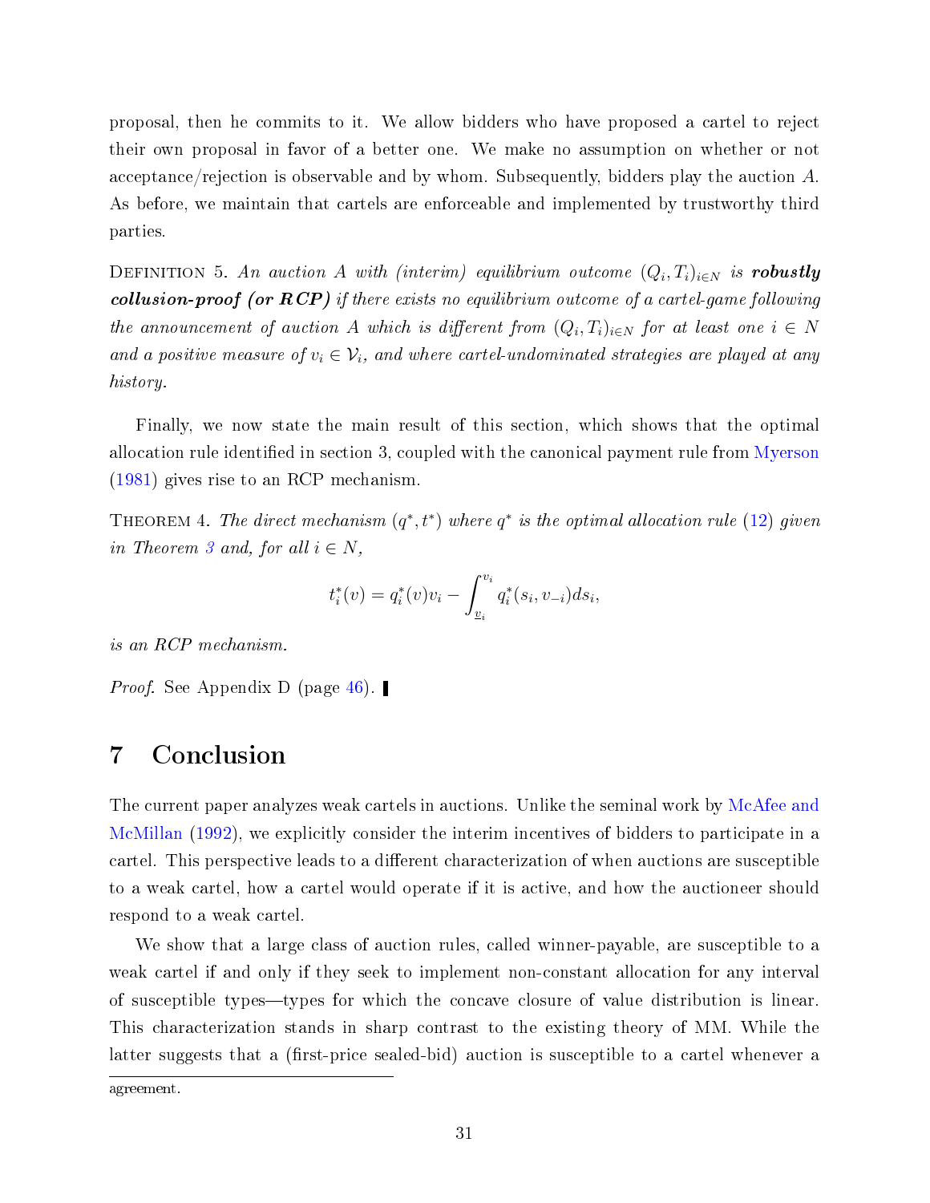proposal, then he commits to it. We allow bidders who have proposed a cartel to reject their own proposal in favor of a better one. We make no assumption on whether or not acceptance/rejection is observable and by whom. Subsequently, bidders play the auction $A$. As before, we maintain that cartels are enforceable and implemented by trustworthy third parties.

Definition 5. *An auction $A$ with (interim) equilibrium outcome $(Q_i, T_i)_{i\in N}$ is* ***robustly collusion-proof (or RCP)*** *if there exists no equilibrium outcome of a cartel-game following the announcement of auction $A$ which is different from $(Q_i, T_i)_{i\in N}$ for at least one $i \in N$ and a positive measure of $v_i \in \mathcal{V}_i$, and where cartel-undominated strategies are played at any history.*

Finally, we now state the main result of this section, which shows that the optimal allocation rule identified in section 3, coupled with the canonical payment rule from Myerson (1981) gives rise to an RCP mechanism.

Theorem 4. *The direct mechanism $(q^*, t^*)$ where $q^*$ is the optimal allocation rule (12) given in Theorem 3 and, for all $i \in N$,*

$$t_i^*(v) = q_i^*(v)v_i - \int_{\underline{v}_i}^{v_i} q_i^*(s_i, v_{-i})ds_i,$$

*is an RCP mechanism.*

*Proof.* See Appendix D (page 46). ▌

## 7 Conclusion

The current paper analyzes weak cartels in auctions. Unlike the seminal work by McAfee and McMillan (1992), we explicitly consider the interim incentives of bidders to participate in a cartel. This perspective leads to a different characterization of when auctions are susceptible to a weak cartel, how a cartel would operate if it is active, and how the auctioneer should respond to a weak cartel.

We show that a large class of auction rules, called winner-payable, are susceptible to a weak cartel if and only if they seek to implement non-constant allocation for any interval of susceptible types—types for which the concave closure of value distribution is linear. This characterization stands in sharp contrast to the existing theory of MM. While the latter suggests that a (first-price sealed-bid) auction is susceptible to a cartel whenever a

agreement.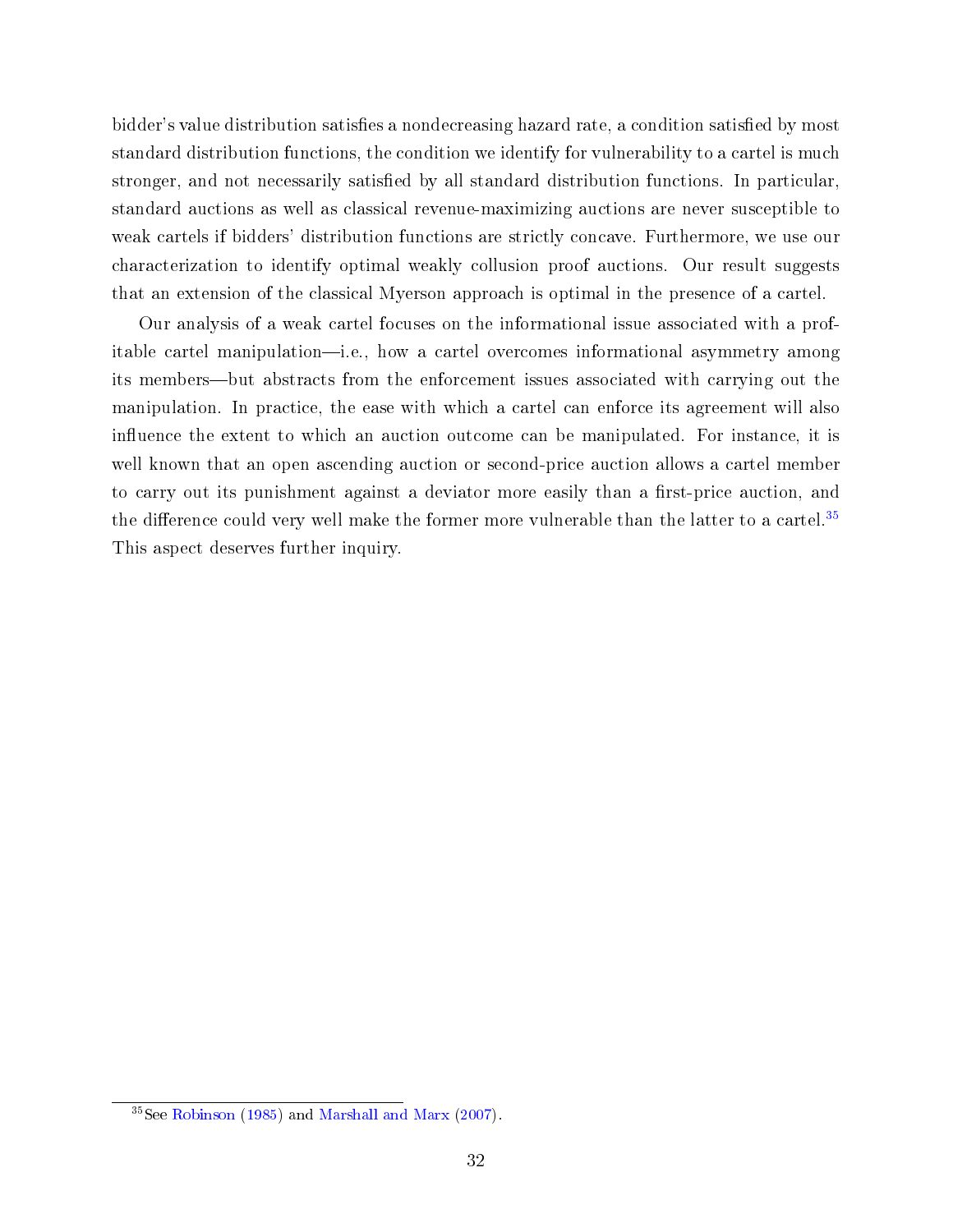bidder's value distribution satisfies a nondecreasing hazard rate, a condition satisfied by most standard distribution functions, the condition we identify for vulnerability to a cartel is much stronger, and not necessarily satisfied by all standard distribution functions. In particular, standard auctions as well as classical revenue-maximizing auctions are never susceptible to weak cartels if bidders' distribution functions are strictly concave. Furthermore, we use our characterization to identify optimal weakly collusion proof auctions. Our result suggests that an extension of the classical Myerson approach is optimal in the presence of a cartel.

Our analysis of a weak cartel focuses on the informational issue associated with a profitable cartel manipulation—i.e., how a cartel overcomes informational asymmetry among its members—but abstracts from the enforcement issues associated with carrying out the manipulation. In practice, the ease with which a cartel can enforce its agreement will also influence the extent to which an auction outcome can be manipulated. For instance, it is well known that an open ascending auction or second-price auction allows a cartel member to carry out its punishment against a deviator more easily than a first-price auction, and the difference could very well make the former more vulnerable than the latter to a cartel.[35] This aspect deserves further inquiry.

[35] See Robinson (1985) and Marshall and Marx (2007).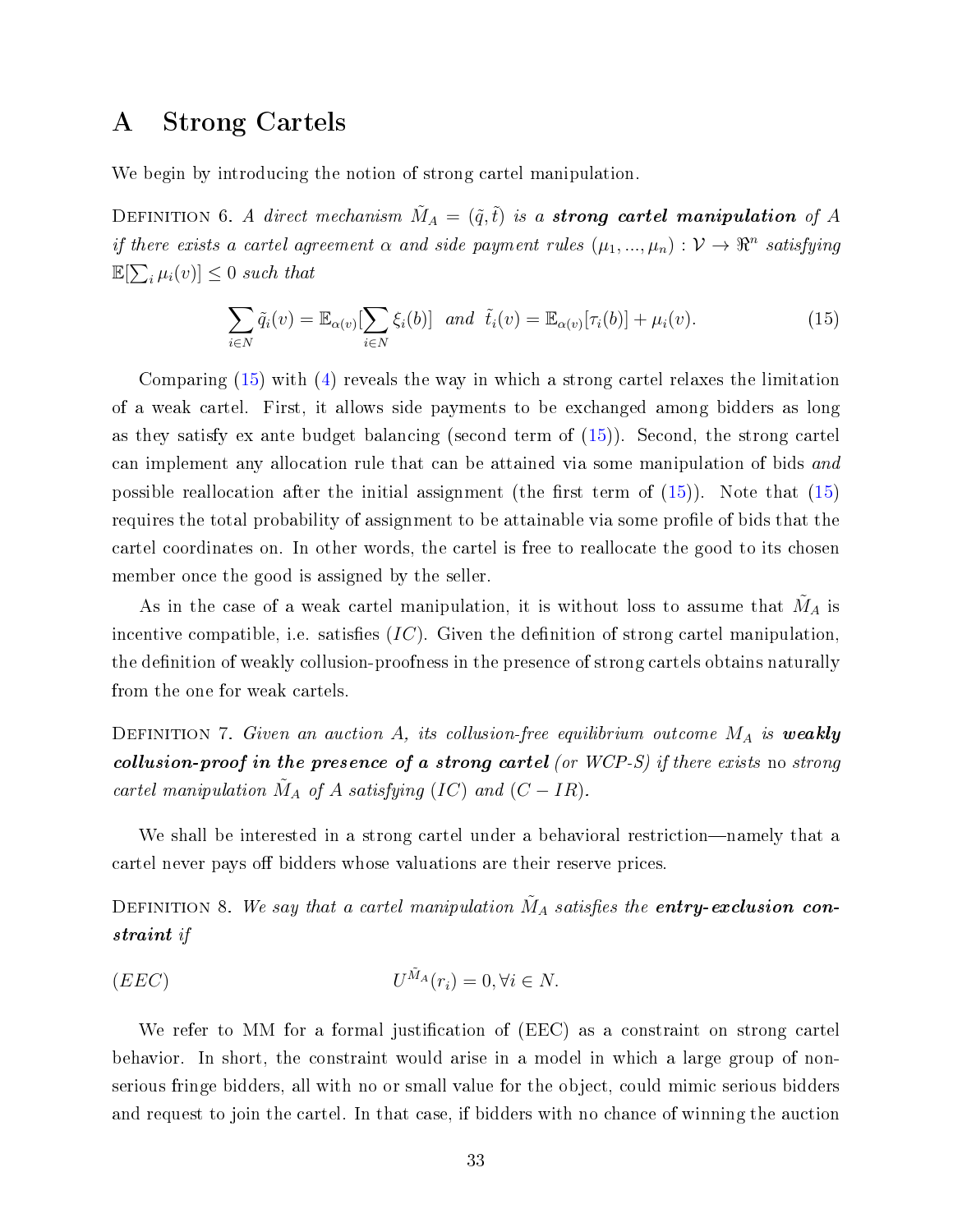# A Strong Cartels

We begin by introducing the notion of strong cartel manipulation.

Definition 6. *A direct mechanism $\tilde{M}_A = (\tilde{q}, \tilde{t})$ is a* ***strong cartel manipulation*** *of $A$ if there exists a cartel agreement $\alpha$ and side payment rules $(\mu_1, ..., \mu_n) : \mathcal{V} \to \Re^n$ satisfying $\mathbb{E}[\sum_i \mu_i(v)] \leq 0$ such that*

$$\sum_{i \in N} \tilde{q}_i(v) = \mathbb{E}_{\alpha(v)}[\sum_{i \in N} \xi_i(b)] \text{ and } \tilde{t}_i(v) = \mathbb{E}_{\alpha(v)}[\tau_i(b)] + \mu_i(v). \tag{15}$$

Comparing (15) with (4) reveals the way in which a strong cartel relaxes the limitation of a weak cartel. First, it allows side payments to be exchanged among bidders as long as they satisfy ex ante budget balancing (second term of (15)). Second, the strong cartel can implement any allocation rule that can be attained via some manipulation of bids *and* possible reallocation after the initial assignment (the first term of (15)). Note that (15) requires the total probability of assignment to be attainable via some profile of bids that the cartel coordinates on. In other words, the cartel is free to reallocate the good to its chosen member once the good is assigned by the seller.

As in the case of a weak cartel manipulation, it is without loss to assume that $\tilde{M}_A$ is incentive compatible, i.e. satisfies $(IC)$. Given the definition of strong cartel manipulation, the definition of weakly collusion-proofness in the presence of strong cartels obtains naturally from the one for weak cartels.

Definition 7. *Given an auction $A$, its collusion-free equilibrium outcome $M_A$ is* ***weakly collusion-proof in the presence of a strong cartel*** *(or WCP-S) if there exists* no *strong cartel manipulation $\tilde{M}_A$ of $A$ satisfying $(IC)$ and $(C-IR)$.*

We shall be interested in a strong cartel under a behavioral restriction—namely that a cartel never pays off bidders whose valuations are their reserve prices.

Definition 8. *We say that a cartel manipulation $\tilde{M}_A$ satisfies the* ***entry-exclusion constraint*** *if*

$$(EEC) \qquad\qquad U^{\tilde{M}_A}(r_i) = 0, \forall i \in N.$$

We refer to MM for a formal justification of (EEC) as a constraint on strong cartel behavior. In short, the constraint would arise in a model in which a large group of non-serious fringe bidders, all with no or small value for the object, could mimic serious bidders and request to join the cartel. In that case, if bidders with no chance of winning the auction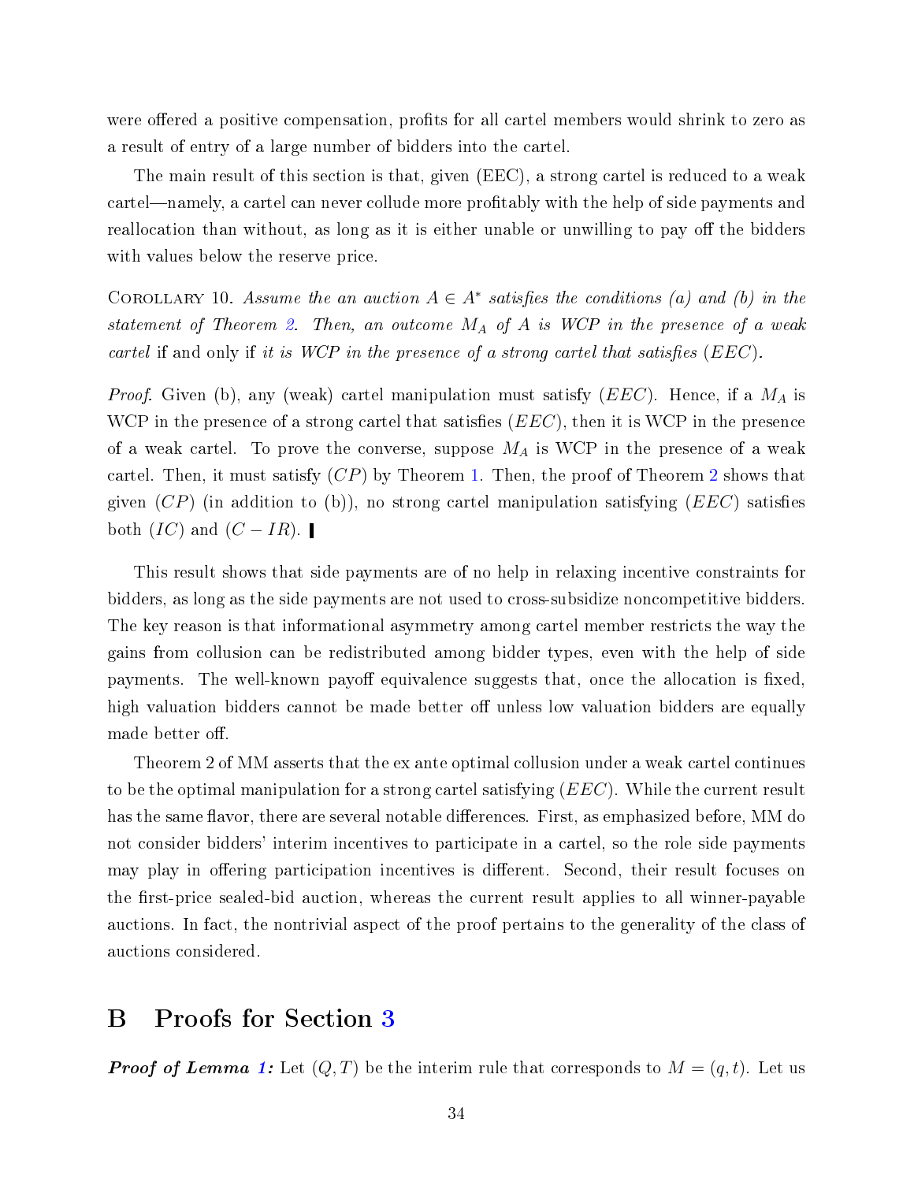were offered a positive compensation, profits for all cartel members would shrink to zero as a result of entry of a large number of bidders into the cartel.

The main result of this section is that, given (EEC), a strong cartel is reduced to a weak cartel—namely, a cartel can never collude more profitably with the help of side payments and reallocation than without, as long as it is either unable or unwilling to pay off the bidders with values below the reserve price.

Corollary 10. *Assume the an auction $A \in A^*$ satisfies the conditions (a) and (b) in the statement of Theorem 2. Then, an outcome $M_A$ of $A$ is WCP in the presence of a weak cartel* if and only if *it is WCP in the presence of a strong cartel that satisfies $(EEC)$.*

*Proof.* Given (b), any (weak) cartel manipulation must satisfy $(EEC)$. Hence, if a $M_A$ is WCP in the presence of a strong cartel that satisfies $(EEC)$, then it is WCP in the presence of a weak cartel. To prove the converse, suppose $M_A$ is WCP in the presence of a weak cartel. Then, it must satisfy $(CP)$ by Theorem 1. Then, the proof of Theorem 2 shows that given $(CP)$ (in addition to (b)), no strong cartel manipulation satisfying $(EEC)$ satisfies both $(IC)$ and $(C-IR)$. ▌

This result shows that side payments are of no help in relaxing incentive constraints for bidders, as long as the side payments are not used to cross-subsidize noncompetitive bidders. The key reason is that informational asymmetry among cartel member restricts the way the gains from collusion can be redistributed among bidder types, even with the help of side payments. The well-known payoff equivalence suggests that, once the allocation is fixed, high valuation bidders cannot be made better off unless low valuation bidders are equally made better off.

Theorem 2 of MM asserts that the ex ante optimal collusion under a weak cartel continues to be the optimal manipulation for a strong cartel satisfying $(EEC)$. While the current result has the same flavor, there are several notable differences. First, as emphasized before, MM do not consider bidders' interim incentives to participate in a cartel, so the role side payments may play in offering participation incentives is different. Second, their result focuses on the first-price sealed-bid auction, whereas the current result applies to all winner-payable auctions. In fact, the nontrivial aspect of the proof pertains to the generality of the class of auctions considered.

# B Proofs for Section 3

***Proof of Lemma 1:*** Let $(Q, T)$ be the interim rule that corresponds to $M = (q, t)$. Let us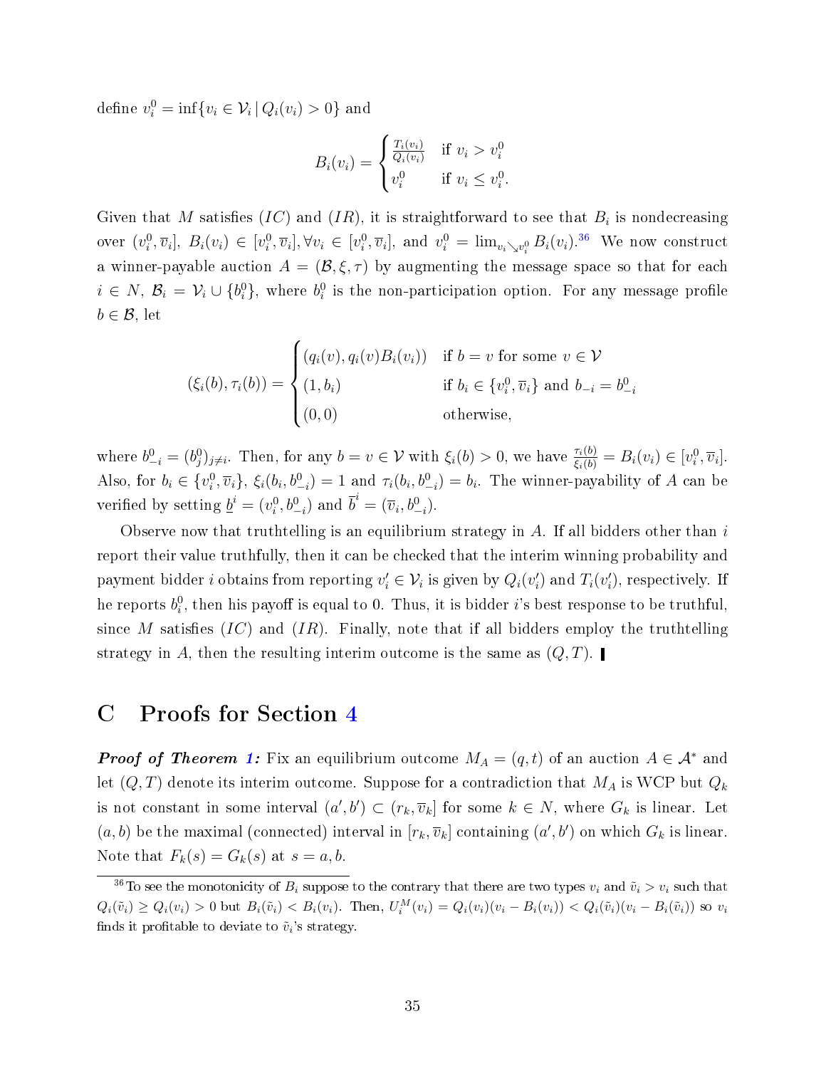define $v_i^0 = \inf\{v_i \in \mathcal{V}_i \,|\, Q_i(v_i) > 0\}$ and

$$B_i(v_i) = \begin{cases} \frac{T_i(v_i)}{Q_i(v_i)} & \text{if } v_i > v_i^0 \\ v_i^0 & \text{if } v_i \leq v_i^0. \end{cases}$$

Given that $M$ satisfies $(IC)$ and $(IR)$, it is straightforward to see that $B_i$ is nondecreasing over $(v_i^0, \overline{v}_i]$, $B_i(v_i) \in [v_i^0, \overline{v}_i], \forall v_i \in [v_i^0, \overline{v}_i]$, and $v_i^0 = \lim_{v_i \searrow v_i^0} B_i(v_i)$.[36] We now construct a winner-payable auction $A = (\mathcal{B}, \xi, \tau)$ by augmenting the message space so that for each $i \in N$, $\mathcal{B}_i = \mathcal{V}_i \cup \{b_i^0\}$, where $b_i^0$ is the non-participation option. For any message profile $b \in \mathcal{B}$, let

$$(\xi_i(b), \tau_i(b)) = \begin{cases} (q_i(v), q_i(v)B_i(v_i)) & \text{if } b = v \text{ for some } v \in \mathcal{V} \\ (1, b_i) & \text{if } b_i \in \{v_i^0, \overline{v}_i\} \text{ and } b_{-i} = b_{-i}^0 \\ (0, 0) & \text{otherwise,} \end{cases}$$

where $b_{-i}^0 = (b_j^0)_{j \neq i}$. Then, for any $b = v \in \mathcal{V}$ with $\xi_i(b) > 0$, we have $\frac{\tau_i(b)}{\xi_i(b)} = B_i(v_i) \in [v_i^0, \overline{v}_i]$. Also, for $b_i \in \{v_i^0, \overline{v}_i\}$, $\xi_i(b_i, b_{-i}^0) = 1$ and $\tau_i(b_i, b_{-i}^0) = b_i$. The winner-payability of $A$ can be verified by setting $\underline{b}^i = (v_i^0, b_{-i}^0)$ and $\overline{b}^i = (\overline{v}_i, b_{-i}^0)$.

Observe now that truthtelling is an equilibrium strategy in $A$. If all bidders other than $i$ report their value truthfully, then it can be checked that the interim winning probability and payment bidder $i$ obtains from reporting $v_i' \in \mathcal{V}_i$ is given by $Q_i(v_i')$ and $T_i(v_i')$, respectively. If he reports $b_i^0$, then his payoff is equal to 0. Thus, it is bidder $i$'s best response to be truthful, since $M$ satisfies $(IC)$ and $(IR)$. Finally, note that if all bidders employ the truthtelling strategy in $A$, then the resulting interim outcome is the same as $(Q, T)$. ∎

# C Proofs for Section 4

***Proof of Theorem 1:*** Fix an equilibrium outcome $M_A = (q, t)$ of an auction $A \in \mathcal{A}^*$ and let $(Q, T)$ denote its interim outcome. Suppose for a contradiction that $M_A$ is WCP but $Q_k$ is not constant in some interval $(a', b') \subset (r_k, \overline{v}_k]$ for some $k \in N$, where $G_k$ is linear. Let $(a, b)$ be the maximal (connected) interval in $[r_k, \overline{v}_k]$ containing $(a', b')$ on which $G_k$ is linear. Note that $F_k(s) = G_k(s)$ at $s = a, b$.

[36] To see the monotonicity of $B_i$ suppose to the contrary that there are two types $v_i$ and $\tilde{v}_i > v_i$ such that $Q_i(\tilde{v}_i) \geq Q_i(v_i) > 0$ but $B_i(\tilde{v}_i) < B_i(v_i)$. Then, $U_i^M(v_i) = Q_i(v_i)(v_i - B_i(v_i)) < Q_i(\tilde{v}_i)(v_i - B_i(\tilde{v}_i))$ so $v_i$ finds it profitable to deviate to $\tilde{v}_i$'s strategy.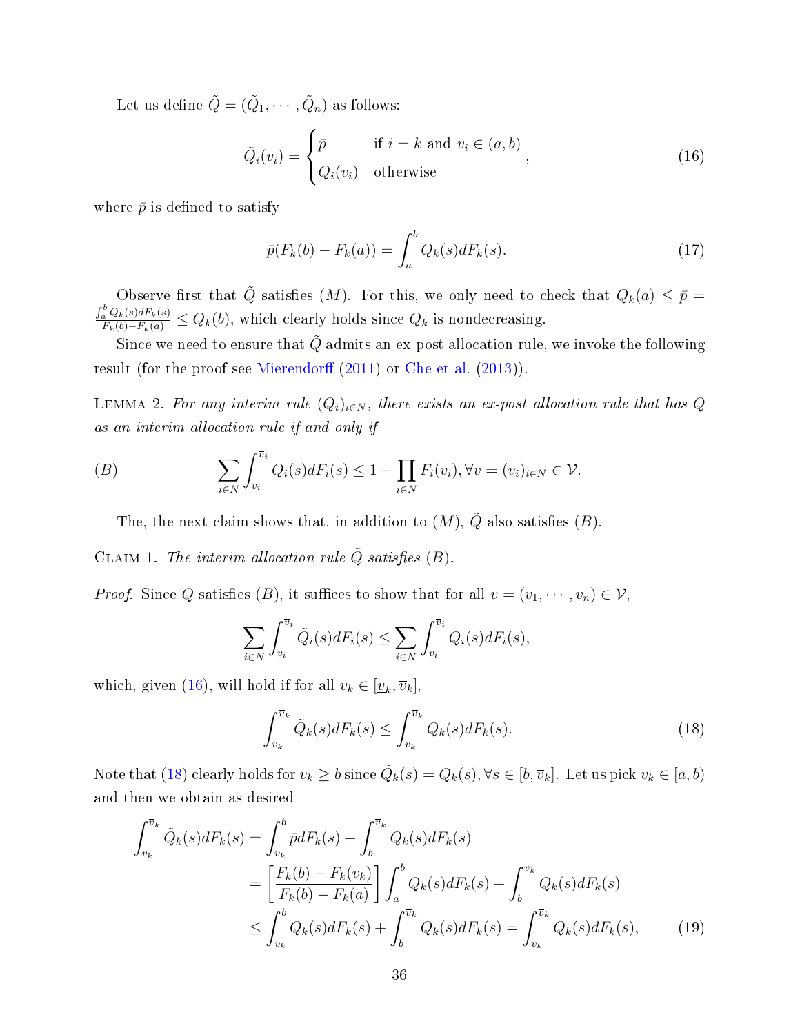Let us define $\tilde{Q} = (\tilde{Q}_1, \cdots, \tilde{Q}_n)$ as follows:

$$\tilde{Q}_i(v_i) = \begin{cases} \bar{p} & \text{if } i = k \text{ and } v_i \in (a, b) \\ Q_i(v_i) & \text{otherwise} \end{cases}, \tag{16}$$

where $\bar{p}$ is defined to satisfy

$$\bar{p}(F_k(b) - F_k(a)) = \int_a^b Q_k(s) dF_k(s). \tag{17}$$

Observe first that $\tilde{Q}$ satisfies $(M)$. For this, we only need to check that $Q_k(a) \leq \bar{p} = \frac{\int_a^b Q_k(s)dF_k(s)}{F_k(b)-F_k(a)} \leq Q_k(b)$, which clearly holds since $Q_k$ is nondecreasing.

Since we need to ensure that $\tilde{Q}$ admits an ex-post allocation rule, we invoke the following result (for the proof see Mierendorff (2011) or Che et al. (2013)).

Lemma 2. *For any interim rule $(Q_i)_{i \in N}$, there exists an ex-post allocation rule that has $Q$ as an interim allocation rule if and only if*

$$(B) \qquad \sum_{i \in N} \int_{v_i}^{\overline{v}_i} Q_i(s) dF_i(s) \leq 1 - \prod_{i \in N} F_i(v_i), \forall v = (v_i)_{i \in N} \in \mathcal{V}.$$

The, the next claim shows that, in addition to $(M)$, $\tilde{Q}$ also satisfies $(B)$.

Claim 1. *The interim allocation rule $\tilde{Q}$ satisfies $(B)$.*

*Proof.* Since $Q$ satisfies $(B)$, it suffices to show that for all $v = (v_1, \cdots, v_n) \in \mathcal{V}$,

$$\sum_{i \in N} \int_{v_i}^{\overline{v}_i} \tilde{Q}_i(s) dF_i(s) \leq \sum_{i \in N} \int_{v_i}^{\overline{v}_i} Q_i(s) dF_i(s),$$

which, given (16), will hold if for all $v_k \in [\underline{v}_k, \overline{v}_k]$,

$$\int_{v_k}^{\overline{v}_k} \tilde{Q}_k(s) dF_k(s) \leq \int_{v_k}^{\overline{v}_k} Q_k(s) dF_k(s). \tag{18}$$

Note that (18) clearly holds for $v_k \geq b$ since $\tilde{Q}_k(s) = Q_k(s), \forall s \in [b, \overline{v}_k]$. Let us pick $v_k \in [a, b)$ and then we obtain as desired

$$\begin{aligned}
\int_{v_k}^{\overline{v}_k} \tilde{Q}_k(s) dF_k(s) &= \int_{v_k}^{b} \bar{p} dF_k(s) + \int_{b}^{\overline{v}_k} Q_k(s) dF_k(s) \\
&= \left[ \frac{F_k(b) - F_k(v_k)}{F_k(b) - F_k(a)} \right] \int_a^b Q_k(s) dF_k(s) + \int_b^{\overline{v}_k} Q_k(s) dF_k(s) \\
&\leq \int_{v_k}^{b} Q_k(s) dF_k(s) + \int_b^{\overline{v}_k} Q_k(s) dF_k(s) = \int_{v_k}^{\overline{v}_k} Q_k(s) dF_k(s),
\end{aligned} \tag{19}$$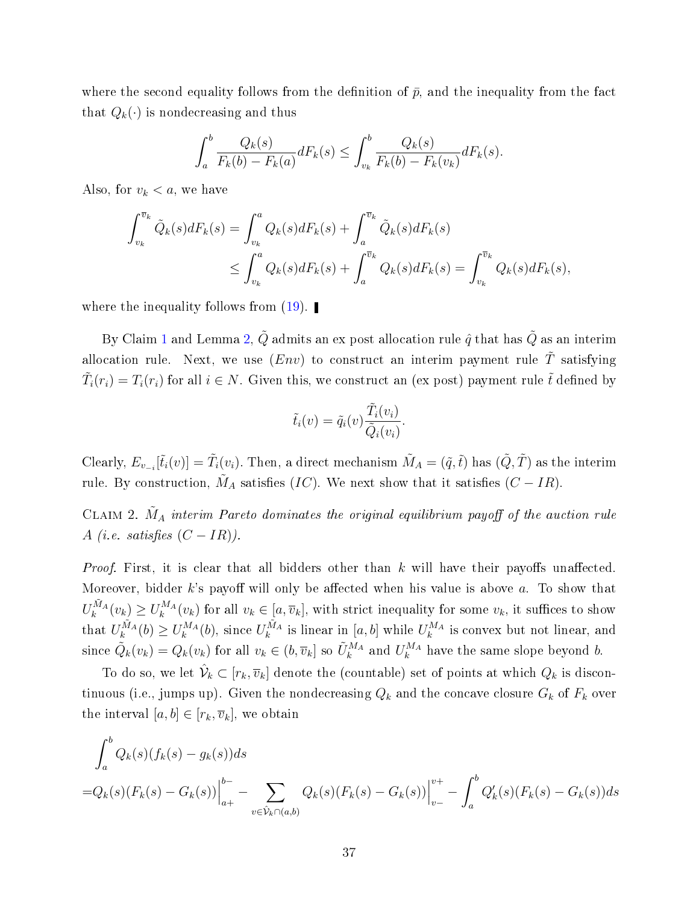where the second equality follows from the definition of $\bar{p}$, and the inequality from the fact that $Q_k(\cdot)$ is nondecreasing and thus

$$\int_a^b \frac{Q_k(s)}{F_k(b) - F_k(a)} dF_k(s) \leq \int_{v_k}^b \frac{Q_k(s)}{F_k(b) - F_k(v_k)} dF_k(s).$$

Also, for $v_k < a$, we have

$$\begin{aligned}
\int_{v_k}^{\overline{v}_k} \tilde{Q}_k(s) dF_k(s) &= \int_{v_k}^{a} Q_k(s) dF_k(s) + \int_{a}^{\overline{v}_k} \tilde{Q}_k(s) dF_k(s) \\
&\leq \int_{v_k}^{a} Q_k(s) dF_k(s) + \int_{a}^{\overline{v}_k} Q_k(s) dF_k(s) = \int_{v_k}^{\overline{v}_k} Q_k(s) dF_k(s),
\end{aligned}$$

where the inequality follows from (19). ∎

By Claim 1 and Lemma 2, $\tilde{Q}$ admits an ex post allocation rule $\hat{q}$ that has $\tilde{Q}$ as an interim allocation rule. Next, we use $(Env)$ to construct an interim payment rule $\tilde{T}$ satisfying $\tilde{T}_i(r_i) = T_i(r_i)$ for all $i \in N$. Given this, we construct an (ex post) payment rule $\tilde{t}$ defined by

$$\tilde{t}_i(v) = \tilde{q}_i(v) \frac{\tilde{T}_i(v_i)}{\tilde{Q}_i(v_i)}.$$

Clearly, $E_{v_{-i}}[\tilde{t}_i(v)] = \tilde{T}_i(v_i)$. Then, a direct mechanism $\tilde{M}_A = (\tilde{q}, \tilde{t})$ has $(\tilde{Q}, \tilde{T})$ as the interim rule. By construction, $\tilde{M}_A$ satisfies $(IC)$. We next show that it satisfies $(C-IR)$.

Claim 2. *$\tilde{M}_A$ interim Pareto dominates the original equilibrium payoff of the auction rule $A$ (i.e. satisfies $(C-IR)$).*

*Proof.* First, it is clear that all bidders other than $k$ will have their payoffs unaffected. Moreover, bidder $k$'s payoff will only be affected when his value is above $a$. To show that $U_k^{\tilde{M}_A}(v_k) \geq U_k^{M_A}(v_k)$ for all $v_k \in [a, \overline{v}_k]$, with strict inequality for some $v_k$, it suffices to show that $U_k^{\tilde{M}_A}(b) \geq U_k^{M_A}(b)$, since $U_k^{\tilde{M}_A}$ is linear in $[a, b]$ while $U_k^{M_A}$ is convex but not linear, and since $\tilde{Q}_k(v_k) = Q_k(v_k)$ for all $v_k \in (b, \overline{v}_k]$ so $\tilde{U}_k^{M_A}$ and $U_k^{M_A}$ have the same slope beyond $b$.

To do so, we let $\hat{\mathcal{V}}_k \subset [r_k, \overline{v}_k]$ denote the (countable) set of points at which $Q_k$ is discontinuous (i.e., jumps up). Given the nondecreasing $Q_k$ and the concave closure $G_k$ of $F_k$ over the interval $[a, b] \in [r_k, \overline{v}_k]$, we obtain

$$\begin{aligned}
&\int_a^b Q_k(s)(f_k(s) - g_k(s)) ds \\
=& Q_k(s)(F_k(s) - G_k(s)) \Big|_{a+}^{b-} - \sum_{v \in \hat{\mathcal{V}}_k \cap (a,b)} Q_k(s)(F_k(s) - G_k(s)) \Big|_{v-}^{v+} - \int_a^b Q_k'(s)(F_k(s) - G_k(s)) ds
\end{aligned}$$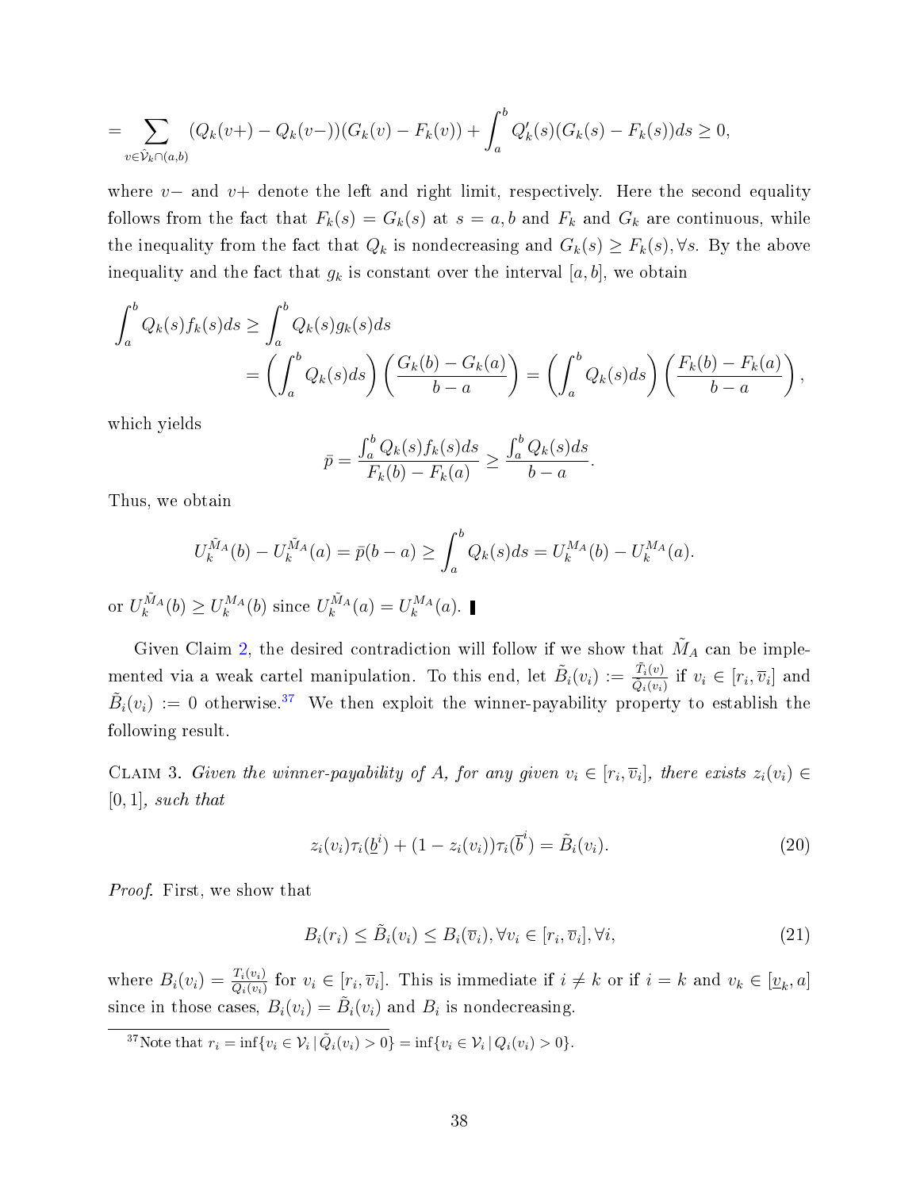$$= \sum_{v \in \hat{\mathcal{V}}_k \cap (a,b)} (Q_k(v+) - Q_k(v-))(G_k(v) - F_k(v)) + \int_a^b Q_k'(s)(G_k(s) - F_k(s))ds \geq 0,$$

where $v-$ and $v+$ denote the left and right limit, respectively. Here the second equality follows from the fact that $F_k(s) = G_k(s)$ at $s = a, b$ and $F_k$ and $G_k$ are continuous, while the inequality from the fact that $Q_k$ is nondecreasing and $G_k(s) \geq F_k(s), \forall s$. By the above inequality and the fact that $g_k$ is constant over the interval $[a, b]$, we obtain

$$\int_a^b Q_k(s) f_k(s) ds \geq \int_a^b Q_k(s) g_k(s) ds$$
$$= \left(\int_a^b Q_k(s) ds\right)\left(\frac{G_k(b) - G_k(a)}{b-a}\right) = \left(\int_a^b Q_k(s) ds\right)\left(\frac{F_k(b) - F_k(a)}{b-a}\right),$$

which yields

$$\bar{p} = \frac{\int_a^b Q_k(s) f_k(s) ds}{F_k(b) - F_k(a)} \geq \frac{\int_a^b Q_k(s) ds}{b-a}.$$

Thus, we obtain

$$U_k^{\tilde{M}_A}(b) - U_k^{\tilde{M}_A}(a) = \bar{p}(b-a) \geq \int_a^b Q_k(s) ds = U_k^{M_A}(b) - U_k^{M_A}(a).$$

or $U_k^{\tilde{M}_A}(b) \geq U_k^{M_A}(b)$ since $U_k^{\tilde{M}_A}(a) = U_k^{M_A}(a)$. ∎

Given Claim 2, the desired contradiction will follow if we show that $\tilde{M}_A$ can be implemented via a weak cartel manipulation. To this end, let $\tilde{B}_i(v_i) := \frac{\tilde{T}_i(v)}{\tilde{Q}_i(v_i)}$ if $v_i \in [r_i, \overline{v}_i]$ and $\tilde{B}_i(v_i) := 0$ otherwise.[37] We then exploit the winner-payability property to establish the following result.

Claim 3. *Given the winner-payability of $A$, for any given $v_i \in [r_i, \overline{v}_i]$, there exists $z_i(v_i) \in [0, 1]$, such that*

$$z_i(v_i)\tau_i(\underline{b}^i) + (1 - z_i(v_i))\tau_i(\overline{b}^i) = \tilde{B}_i(v_i). \tag{20}$$

*Proof.* First, we show that

$$B_i(r_i) \leq \tilde{B}_i(v_i) \leq B_i(\overline{v}_i), \forall v_i \in [r_i, \overline{v}_i], \forall i, \tag{21}$$

where $B_i(v_i) = \frac{T_i(v_i)}{Q_i(v_i)}$ for $v_i \in [r_i, \overline{v}_i]$. This is immediate if $i \neq k$ or if $i = k$ and $v_k \in [\underline{v}_k, a]$ since in those cases, $B_i(v_i) = \tilde{B}_i(v_i)$ and $B_i$ is nondecreasing.

[37] Note that $r_i = \inf\{v_i \in \mathcal{V}_i \,|\, \tilde{Q}_i(v_i) > 0\} = \inf\{v_i \in \mathcal{V}_i \,|\, Q_i(v_i) > 0\}$.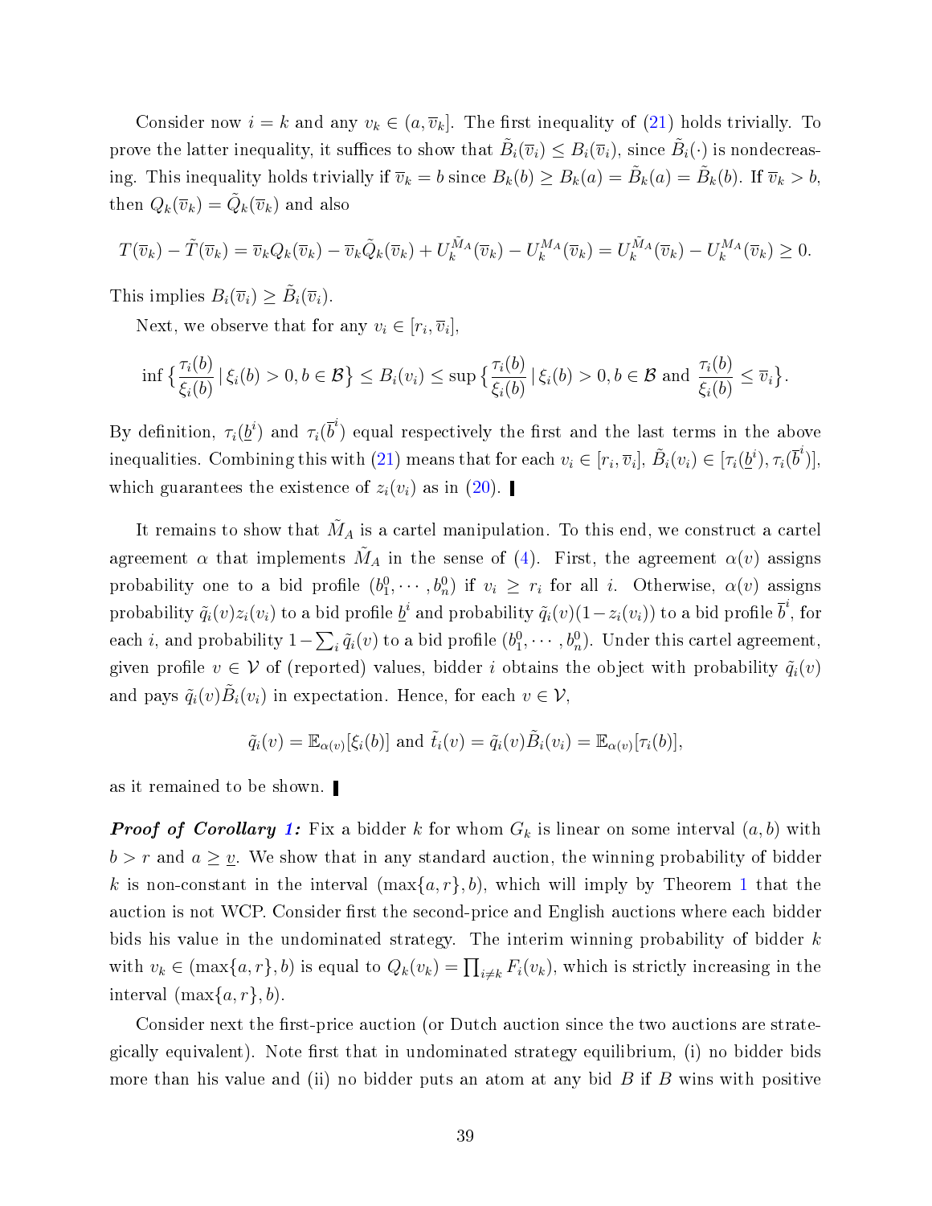Consider now $i = k$ and any $v_k \in (a, \overline{v}_k]$. The first inequality of (21) holds trivially. To prove the latter inequality, it suffices to show that $\tilde{B}_i(\overline{v}_i) \leq B_i(\overline{v}_i)$, since $\tilde{B}_i(\cdot)$ is nondecreasing. This inequality holds trivially if $\overline{v}_k = b$ since $B_k(b) \geq B_k(a) = \tilde{B}_k(a) = \tilde{B}_k(b)$. If $\overline{v}_k > b$, then $Q_k(\overline{v}_k) = \tilde{Q}_k(\overline{v}_k)$ and also

$$T(\overline{v}_k) - \tilde{T}(\overline{v}_k) = \overline{v}_k Q_k(\overline{v}_k) - \overline{v}_k \tilde{Q}_k(\overline{v}_k) + U_k^{\tilde{M}_A}(\overline{v}_k) - U_k^{M_A}(\overline{v}_k) = U_k^{\tilde{M}_A}(\overline{v}_k) - U_k^{M_A}(\overline{v}_k) \geq 0.$$

This implies $B_i(\overline{v}_i) \geq \tilde{B}_i(\overline{v}_i)$.

Next, we observe that for any $v_i \in [r_i, \overline{v}_i]$,

$$\inf\left\{\frac{\tau_i(b)}{\xi_i(b)} \,|\, \xi_i(b) > 0, b \in \mathcal{B}\right\} \leq B_i(v_i) \leq \sup\left\{\frac{\tau_i(b)}{\xi_i(b)} \,|\, \xi_i(b) > 0, b \in \mathcal{B} \text{ and } \frac{\tau_i(b)}{\xi_i(b)} \leq \overline{v}_i\right\}.$$

By definition, $\tau_i(\underline{b}^i)$ and $\tau_i(\overline{b}^i)$ equal respectively the first and the last terms in the above inequalities. Combining this with (21) means that for each $v_i \in [r_i, \overline{v}_i]$, $\tilde{B}_i(v_i) \in [\tau_i(\underline{b}^i), \tau_i(\overline{b}^i)]$, which guarantees the existence of $z_i(v_i)$ as in (20). ▌

It remains to show that $\tilde{M}_A$ is a cartel manipulation. To this end, we construct a cartel agreement $\alpha$ that implements $\tilde{M}_A$ in the sense of (4). First, the agreement $\alpha(v)$ assigns probability one to a bid profile $(b_1^0, \cdots, b_n^0)$ if $v_i \geq r_i$ for all $i$. Otherwise, $\alpha(v)$ assigns probability $\tilde{q}_i(v) z_i(v_i)$ to a bid profile $\underline{b}^i$ and probability $\tilde{q}_i(v)(1 - z_i(v_i))$ to a bid profile $\overline{b}^i$, for each $i$, and probability $1 - \sum_i \tilde{q}_i(v)$ to a bid profile $(b_1^0, \cdots, b_n^0)$. Under this cartel agreement, given profile $v \in \mathcal{V}$ of (reported) values, bidder $i$ obtains the object with probability $\tilde{q}_i(v)$ and pays $\tilde{q}_i(v)\tilde{B}_i(v_i)$ in expectation. Hence, for each $v \in \mathcal{V}$,

$$\tilde{q}_i(v) = \mathbb{E}_{\alpha(v)}[\xi_i(b)] \text{ and } \tilde{t}_i(v) = \tilde{q}_i(v)\tilde{B}_i(v_i) = \mathbb{E}_{\alpha(v)}[\tau_i(b)],$$

as it remained to be shown. ▌

***Proof of Corollary 1:*** Fix a bidder $k$ for whom $G_k$ is linear on some interval $(a, b)$ with $b > r$ and $a \geq \underline{v}$. We show that in any standard auction, the winning probability of bidder $k$ is non-constant in the interval $(\max\{a, r\}, b)$, which will imply by Theorem 1 that the auction is not WCP. Consider first the second-price and English auctions where each bidder bids his value in the undominated strategy. The interim winning probability of bidder $k$ with $v_k \in (\max\{a, r\}, b)$ is equal to $Q_k(v_k) = \prod_{i \neq k} F_i(v_k)$, which is strictly increasing in the interval $(\max\{a, r\}, b)$.

Consider next the first-price auction (or Dutch auction since the two auctions are strategically equivalent). Note first that in undominated strategy equilibrium, (i) no bidder bids more than his value and (ii) no bidder puts an atom at any bid $B$ if $B$ wins with positive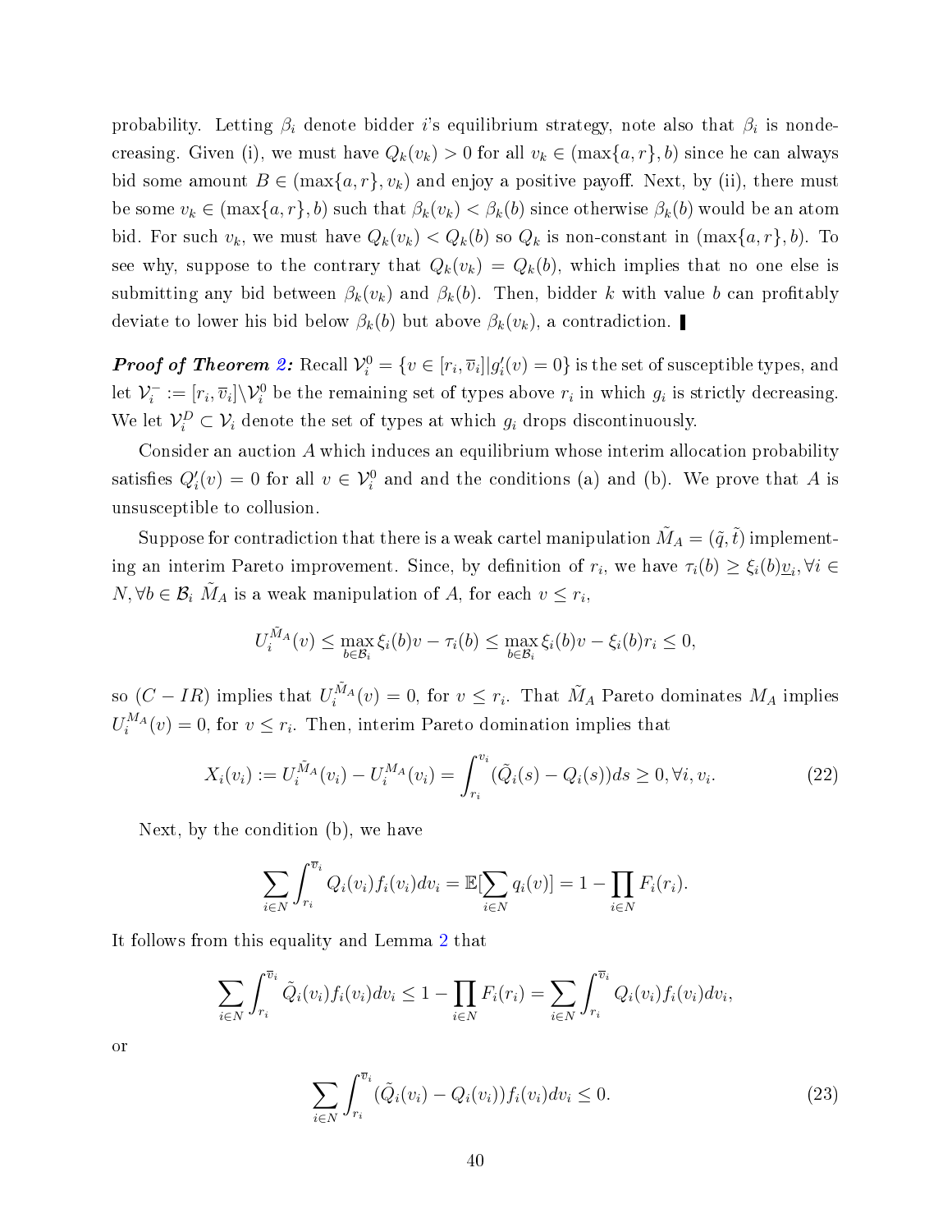probability. Letting $\beta_i$ denote bidder $i$'s equilibrium strategy, note also that $\beta_i$ is nondecreasing. Given (i), we must have $Q_k(v_k) > 0$ for all $v_k \in (\max\{a, r\}, b)$ since he can always bid some amount $B \in (\max\{a, r\}, v_k)$ and enjoy a positive payoff. Next, by (ii), there must be some $v_k \in (\max\{a, r\}, b)$ such that $\beta_k(v_k) < \beta_k(b)$ since otherwise $\beta_k(b)$ would be an atom bid. For such $v_k$, we must have $Q_k(v_k) < Q_k(b)$ so $Q_k$ is non-constant in $(\max\{a, r\}, b)$. To see why, suppose to the contrary that $Q_k(v_k) = Q_k(b)$, which implies that no one else is submitting any bid between $\beta_k(v_k)$ and $\beta_k(b)$. Then, bidder $k$ with value $b$ can profitably deviate to lower his bid below $\beta_k(b)$ but above $\beta_k(v_k)$, a contradiction. ▌

***Proof of Theorem 2:*** Recall $\mathcal{V}_i^0 = \{v \in [r_i, \overline{v}_i] | g_i'(v) = 0\}$ is the set of susceptible types, and let $\mathcal{V}_i^- := [r_i, \overline{v}_i] \backslash \mathcal{V}_i^0$ be the remaining set of types above $r_i$ in which $g_i$ is strictly decreasing. We let $\mathcal{V}_i^D \subset \mathcal{V}_i$ denote the set of types at which $g_i$ drops discontinuously.

Consider an auction $A$ which induces an equilibrium whose interim allocation probability satisfies $Q_i'(v) = 0$ for all $v \in \mathcal{V}_i^0$ and and the conditions (a) and (b). We prove that $A$ is unsusceptible to collusion.

Suppose for contradiction that there is a weak cartel manipulation $\tilde{M}_A = (\tilde{q}, \tilde{t})$ implementing an interim Pareto improvement. Since, by definition of $r_i$, we have $\tau_i(b) \geq \xi_i(b)\underline{v}_i, \forall i \in N, \forall b \in \mathcal{B}_i$ $\tilde{M}_A$ is a weak manipulation of $A$, for each $v \leq r_i$,

$$U_i^{\tilde{M}_A}(v) \leq \max_{b \in \mathcal{B}_i} \xi_i(b)v - \tau_i(b) \leq \max_{b \in \mathcal{B}_i} \xi_i(b)v - \xi_i(b)r_i \leq 0,$$

so $(C-IR)$ implies that $U_i^{\tilde{M}_A}(v) = 0$, for $v \leq r_i$. That $\tilde{M}_A$ Pareto dominates $M_A$ implies $U_i^{M_A}(v) = 0$, for $v \leq r_i$. Then, interim Pareto domination implies that

$$X_i(v_i) := U_i^{\tilde{M}_A}(v_i) - U_i^{M_A}(v_i) = \int_{r_i}^{v_i} (\tilde{Q}_i(s) - Q_i(s))ds \geq 0, \forall i, v_i. \tag{22}$$

Next, by the condition (b), we have

$$\sum_{i \in N} \int_{r_i}^{\overline{v}_i} Q_i(v_i) f_i(v_i) dv_i = \mathbb{E}[\sum_{i \in N} q_i(v)] = 1 - \prod_{i \in N} F_i(r_i).$$

It follows from this equality and Lemma 2 that

$$\sum_{i \in N} \int_{r_i}^{\overline{v}_i} \tilde{Q}_i(v_i) f_i(v_i) dv_i \leq 1 - \prod_{i \in N} F_i(r_i) = \sum_{i \in N} \int_{r_i}^{\overline{v}_i} Q_i(v_i) f_i(v_i) dv_i,$$

or

$$\sum_{i \in N} \int_{r_i}^{\overline{v}_i} (\tilde{Q}_i(v_i) - Q_i(v_i)) f_i(v_i) dv_i \leq 0. \tag{23}$$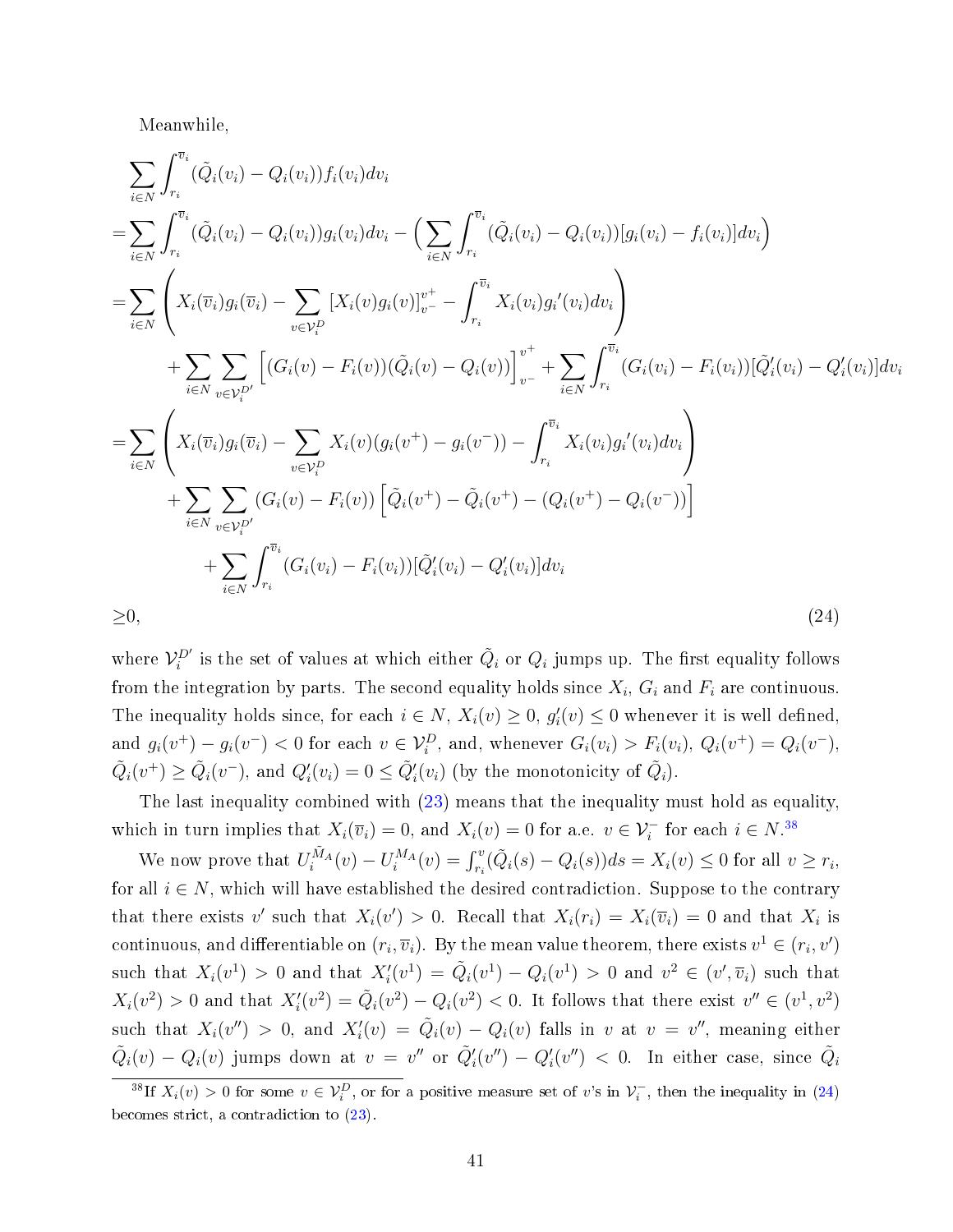Meanwhile,

$$
\begin{aligned}
&\sum_{i\in N}\int_{r_i}^{\overline{v}_i}(\tilde{Q}_i(v_i)-Q_i(v_i))f_i(v_i)dv_i\\
=&\sum_{i\in N}\int_{r_i}^{\overline{v}_i}(\tilde{Q}_i(v_i)-Q_i(v_i))g_i(v_i)dv_i-\Big(\sum_{i\in N}\int_{r_i}^{\overline{v}_i}(\tilde{Q}_i(v_i)-Q_i(v_i))[g_i(v_i)-f_i(v_i)]dv_i\Big)\\
=&\sum_{i\in N}\left(X_i(\overline{v}_i)g_i(\overline{v}_i)-\sum_{v\in\mathcal{V}_i^D}[X_i(v)g_i(v)]_{v^-}^{v^+}-\int_{r_i}^{\overline{v}_i}X_i(v_i)g_i{}'(v_i)dv_i\right)\\
&\quad+\sum_{i\in N}\sum_{v\in\mathcal{V}_i^{D'}}\Big[(G_i(v)-F_i(v))(\tilde{Q}_i(v)-Q_i(v))\Big]_{v^-}^{v^+}+\sum_{i\in N}\int_{r_i}^{\overline{v}_i}(G_i(v_i)-F_i(v_i))[\tilde{Q}_i'(v_i)-Q_i'(v_i)]dv_i\\
=&\sum_{i\in N}\left(X_i(\overline{v}_i)g_i(\overline{v}_i)-\sum_{v\in\mathcal{V}_i^D}X_i(v)(g_i(v^+)-g_i(v^-))-\int_{r_i}^{\overline{v}_i}X_i(v_i)g_i{}'(v_i)dv_i\right)\\
&\quad+\sum_{i\in N}\sum_{v\in\mathcal{V}_i^{D'}}(G_i(v)-F_i(v))\Big[\tilde{Q}_i(v^+)-\tilde{Q}_i(v^+)-(Q_i(v^+)-Q_i(v^-))\Big]\\
&\qquad+\sum_{i\in N}\int_{r_i}^{\overline{v}_i}(G_i(v_i)-F_i(v_i))[\tilde{Q}_i'(v_i)-Q_i'(v_i)]dv_i\\
\geq&0, \qquad\qquad\qquad\qquad\qquad\qquad\qquad\qquad\qquad\qquad\qquad\qquad\qquad\qquad\qquad\qquad (24)
\end{aligned}
$$

where $\mathcal{V}_i^{D'}$ is the set of values at which either $\tilde{Q}_i$ or $Q_i$ jumps up. The first equality follows from the integration by parts. The second equality holds since $X_i$, $G_i$ and $F_i$ are continuous. The inequality holds since, for each $i\in N$, $X_i(v)\geq 0$, $g_i'(v)\leq 0$ whenever it is well defined, and $g_i(v^+)-g_i(v^-)<0$ for each $v\in\mathcal{V}_i^D$, and, whenever $G_i(v_i)>F_i(v_i)$, $Q_i(v^+)=Q_i(v^-)$, $\tilde{Q}_i(v^+)\geq\tilde{Q}_i(v^-)$, and $Q_i'(v_i)=0\leq\tilde{Q}_i'(v_i)$ (by the monotonicity of $\tilde{Q}_i$).

The last inequality combined with (23) means that the inequality must hold as equality, which in turn implies that $X_i(\overline{v}_i)=0$, and $X_i(v)=0$ for a.e. $v\in\mathcal{V}_i^-$ for each $i\in N$.[38]

We now prove that $U_i^{\tilde{M}_A}(v)-U_i^{M_A}(v)=\int_{r_i}^{v}(\tilde{Q}_i(s)-Q_i(s))ds=X_i(v)\leq 0$ for all $v\geq r_i$, for all $i\in N$, which will have established the desired contradiction. Suppose to the contrary that there exists $v'$ such that $X_i(v')>0$. Recall that $X_i(r_i)=X_i(\overline{v}_i)=0$ and that $X_i$ is continuous, and differentiable on $(r_i,\overline{v}_i)$. By the mean value theorem, there exists $v^1\in(r_i,v')$ such that $X_i(v^1)>0$ and that $X_i'(v^1)=\tilde{Q}_i(v^1)-Q_i(v^1)>0$ and $v^2\in(v',\overline{v}_i)$ such that $X_i(v^2)>0$ and that $X_i'(v^2)=\tilde{Q}_i(v^2)-Q_i(v^2)<0$. It follows that there exist $v''\in(v^1,v^2)$ such that $X_i(v'')>0$, and $X_i'(v)=\tilde{Q}_i(v)-Q_i(v)$ falls in $v$ at $v=v''$, meaning either $\tilde{Q}_i(v)-Q_i(v)$ jumps down at $v=v''$ or $\tilde{Q}_i'(v'')-Q_i'(v'')<0$. In either case, since $\tilde{Q}_i$

[38] If $X_i(v)>0$ for some $v\in\mathcal{V}_i^D$, or for a positive measure set of $v$'s in $\mathcal{V}_i^-$, then the inequality in (24) becomes strict, a contradiction to (23).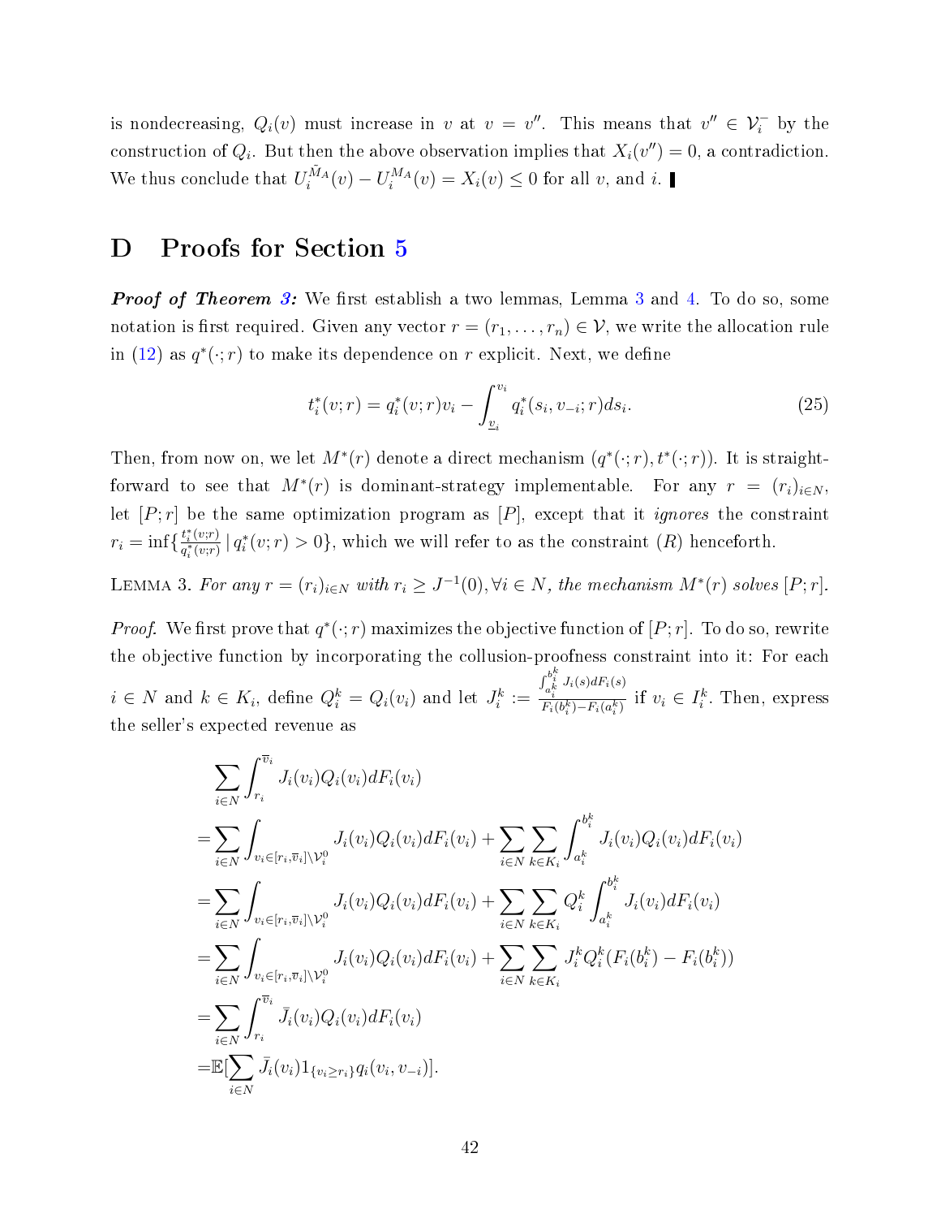is nondecreasing, $Q_i(v)$ must increase in $v$ at $v = v''$. This means that $v'' \in \mathcal{V}_i^-$ by the construction of $Q_i$. But then the above observation implies that $X_i(v'') = 0$, a contradiction. We thus conclude that $U_i^{\tilde{M}_A}(v) - U_i^{M_A}(v) = X_i(v) \leq 0$ for all $v$, and $i$. ▮

# D Proofs for Section 5

***Proof of Theorem 3:*** We first establish a two lemmas, Lemma 3 and 4. To do so, some notation is first required. Given any vector $r = (r_1, \ldots, r_n) \in \mathcal{V}$, we write the allocation rule in (12) as $q^*(\cdot; r)$ to make its dependence on $r$ explicit. Next, we define

$$t_i^*(v; r) = q_i^*(v; r)v_i - \int_{\underline{v}_i}^{v_i} q_i^*(s_i, v_{-i}; r)ds_i. \tag{25}$$

Then, from now on, we let $M^*(r)$ denote a direct mechanism $(q^*(\cdot; r), t^*(\cdot; r))$. It is straightforward to see that $M^*(r)$ is dominant-strategy implementable. For any $r = (r_i)_{i \in N}$, let $[P; r]$ be the same optimization program as $[P]$, except that it *ignores* the constraint $r_i = \inf\{\frac{t_i^*(v;r)}{q_i^*(v;r)} \mid q_i^*(v; r) > 0\}$, which we will refer to as the constraint $(R)$ henceforth.

LEMMA 3. *For any $r = (r_i)_{i \in N}$ with $r_i \geq J^{-1}(0), \forall i \in N$, the mechanism $M^*(r)$ solves $[P; r]$.*

*Proof.* We first prove that $q^*(\cdot; r)$ maximizes the objective function of $[P; r]$. To do so, rewrite the objective function by incorporating the collusion-proofness constraint into it: For each $i \in N$ and $k \in K_i$, define $Q_i^k = Q_i(v_i)$ and let $J_i^k := \frac{\int_{a_i^k}^{b_i^k} J_i(s)dF_i(s)}{F_i(b_i^k) - F_i(a_i^k)}$ if $v_i \in I_i^k$. Then, express the seller's expected revenue as

$$\begin{aligned}
&\sum_{i \in N} \int_{r_i}^{\overline{v}_i} J_i(v_i)Q_i(v_i)dF_i(v_i) \\
=&\sum_{i \in N} \int_{v_i \in [r_i, \overline{v}_i] \setminus \mathcal{V}_i^0} J_i(v_i)Q_i(v_i)dF_i(v_i) + \sum_{i \in N} \sum_{k \in K_i} \int_{a_i^k}^{b_i^k} J_i(v_i)Q_i(v_i)dF_i(v_i) \\
=&\sum_{i \in N} \int_{v_i \in [r_i, \overline{v}_i] \setminus \mathcal{V}_i^0} J_i(v_i)Q_i(v_i)dF_i(v_i) + \sum_{i \in N} \sum_{k \in K_i} Q_i^k \int_{a_i^k}^{b_i^k} J_i(v_i)dF_i(v_i) \\
=&\sum_{i \in N} \int_{v_i \in [r_i, \overline{v}_i] \setminus \mathcal{V}_i^0} J_i(v_i)Q_i(v_i)dF_i(v_i) + \sum_{i \in N} \sum_{k \in K_i} J_i^k Q_i^k (F_i(b_i^k) - F_i(b_i^k)) \\
=&\sum_{i \in N} \int_{r_i}^{\overline{v}_i} \bar{J}_i(v_i)Q_i(v_i)dF_i(v_i) \\
=&\mathbb{E}[\sum_{i \in N} \bar{J}_i(v_i)1_{\{v_i \geq r_i\}} q_i(v_i, v_{-i})].
\end{aligned}$$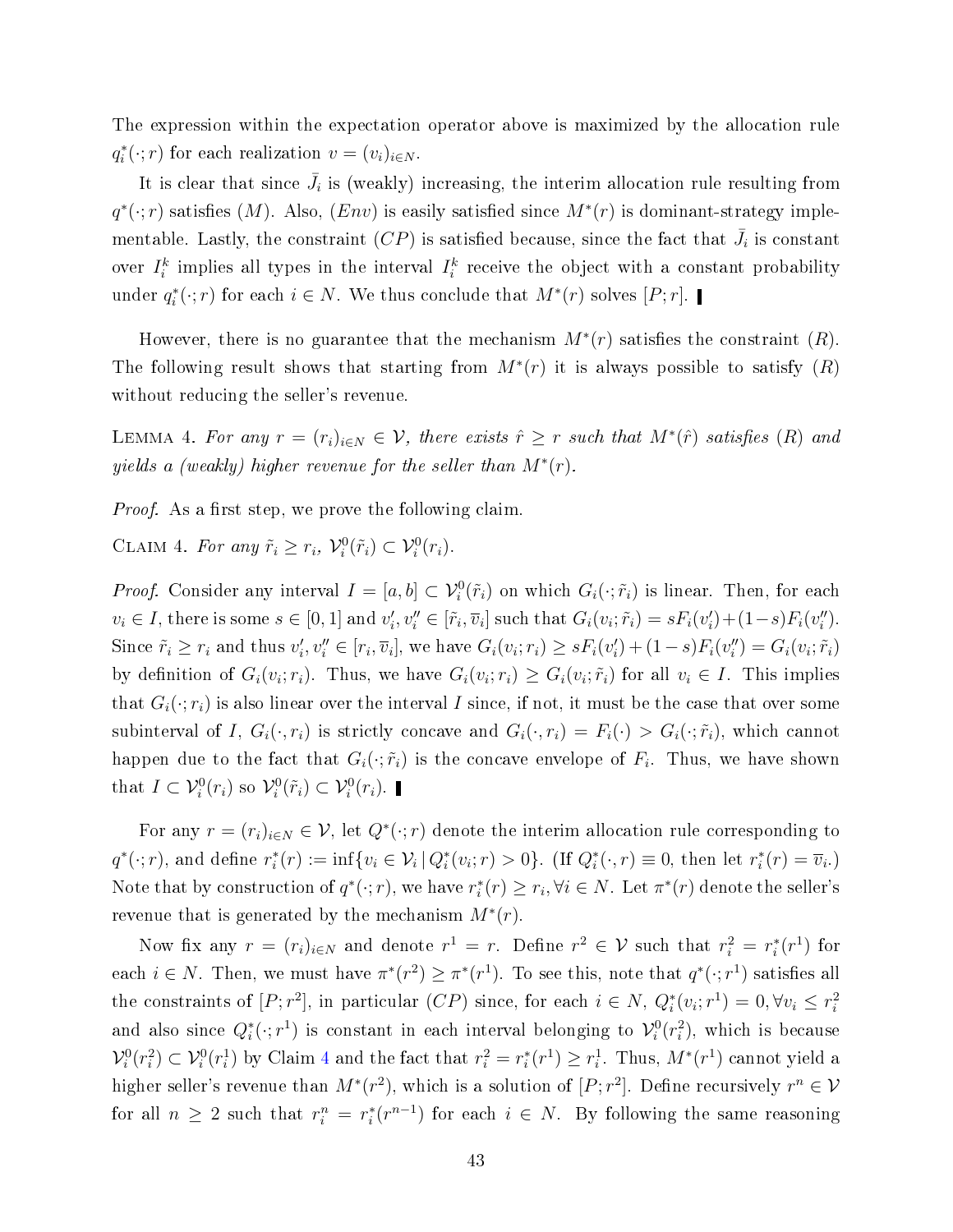The expression within the expectation operator above is maximized by the allocation rule $q_i^*(\cdot; r)$ for each realization $v = (v_i)_{i \in N}$.

It is clear that since $\bar{J}_i$ is (weakly) increasing, the interim allocation rule resulting from $q^*(\cdot; r)$ satisfies $(M)$. Also, $(Env)$ is easily satisfied since $M^*(r)$ is dominant-strategy implementable. Lastly, the constraint $(CP)$ is satisfied because, since the fact that $\bar{J}_i$ is constant over $I_i^k$ implies all types in the interval $I_i^k$ receive the object with a constant probability under $q_i^*(\cdot; r)$ for each $i \in N$. We thus conclude that $M^*(r)$ solves $[P; r]$. ∎

However, there is no guarantee that the mechanism $M^*(r)$ satisfies the constraint $(R)$. The following result shows that starting from $M^*(r)$ it is always possible to satisfy $(R)$ without reducing the seller's revenue.

Lemma 4. *For any $r = (r_i)_{i \in N} \in \mathcal{V}$, there exists $\hat{r} \geq r$ such that $M^*(\hat{r})$ satisfies $(R)$ and yields a (weakly) higher revenue for the seller than $M^*(r)$.*

*Proof.* As a first step, we prove the following claim.

Claim 4. *For any $\tilde{r}_i \geq r_i$, $\mathcal{V}_i^0(\tilde{r}_i) \subset \mathcal{V}_i^0(r_i)$.*

*Proof.* Consider any interval $I = [a, b] \subset \mathcal{V}_i^0(\tilde{r}_i)$ on which $G_i(\cdot; \tilde{r}_i)$ is linear. Then, for each $v_i \in I$, there is some $s \in [0, 1]$ and $v_i', v_i'' \in [\tilde{r}_i, \overline{v}_i]$ such that $G_i(v_i; \tilde{r}_i) = sF_i(v_i') + (1-s)F_i(v_i'')$. Since $\tilde{r}_i \geq r_i$ and thus $v_i', v_i'' \in [r_i, \overline{v}_i]$, we have $G_i(v_i; r_i) \geq sF_i(v_i') + (1-s)F_i(v_i'') = G_i(v_i; \tilde{r}_i)$ by definition of $G_i(v_i; r_i)$. Thus, we have $G_i(v_i; r_i) \geq G_i(v_i; \tilde{r}_i)$ for all $v_i \in I$. This implies that $G_i(\cdot; r_i)$ is also linear over the interval $I$ since, if not, it must be the case that over some subinterval of $I$, $G_i(\cdot, r_i)$ is strictly concave and $G_i(\cdot, r_i) = F_i(\cdot) > G_i(\cdot; \tilde{r}_i)$, which cannot happen due to the fact that $G_i(\cdot; \tilde{r}_i)$ is the concave envelope of $F_i$. Thus, we have shown that $I \subset \mathcal{V}_i^0(r_i)$ so $\mathcal{V}_i^0(\tilde{r}_i) \subset \mathcal{V}_i^0(r_i)$. ∎

For any $r = (r_i)_{i \in N} \in \mathcal{V}$, let $Q^*(\cdot; r)$ denote the interim allocation rule corresponding to $q^*(\cdot; r)$, and define $r_i^*(r) := \inf\{v_i \in \mathcal{V}_i \,|\, Q_i^*(v_i; r) > 0\}$. (If $Q_i^*(\cdot, r) \equiv 0$, then let $r_i^*(r) = \overline{v}_i$.) Note that by construction of $q^*(\cdot; r)$, we have $r_i^*(r) \geq r_i, \forall i \in N$. Let $\pi^*(r)$ denote the seller's revenue that is generated by the mechanism $M^*(r)$.

Now fix any $r = (r_i)_{i \in N}$ and denote $r^1 = r$. Define $r^2 \in \mathcal{V}$ such that $r_i^2 = r_i^*(r^1)$ for each $i \in N$. Then, we must have $\pi^*(r^2) \geq \pi^*(r^1)$. To see this, note that $q^*(\cdot; r^1)$ satisfies all the constraints of $[P; r^2]$, in particular $(CP)$ since, for each $i \in N$, $Q_i^*(v_i; r^1) = 0, \forall v_i \leq r_i^2$ and also since $Q_i^*(\cdot; r^1)$ is constant in each interval belonging to $\mathcal{V}_i^0(r_i^2)$, which is because $\mathcal{V}_i^0(r_i^2) \subset \mathcal{V}_i^0(r_i^1)$ by Claim 4 and the fact that $r_i^2 = r_i^*(r^1) \geq r_i^1$. Thus, $M^*(r^1)$ cannot yield a higher seller's revenue than $M^*(r^2)$, which is a solution of $[P; r^2]$. Define recursively $r^n \in \mathcal{V}$ for all $n \geq 2$ such that $r_i^n = r_i^*(r^{n-1})$ for each $i \in N$. By following the same reasoning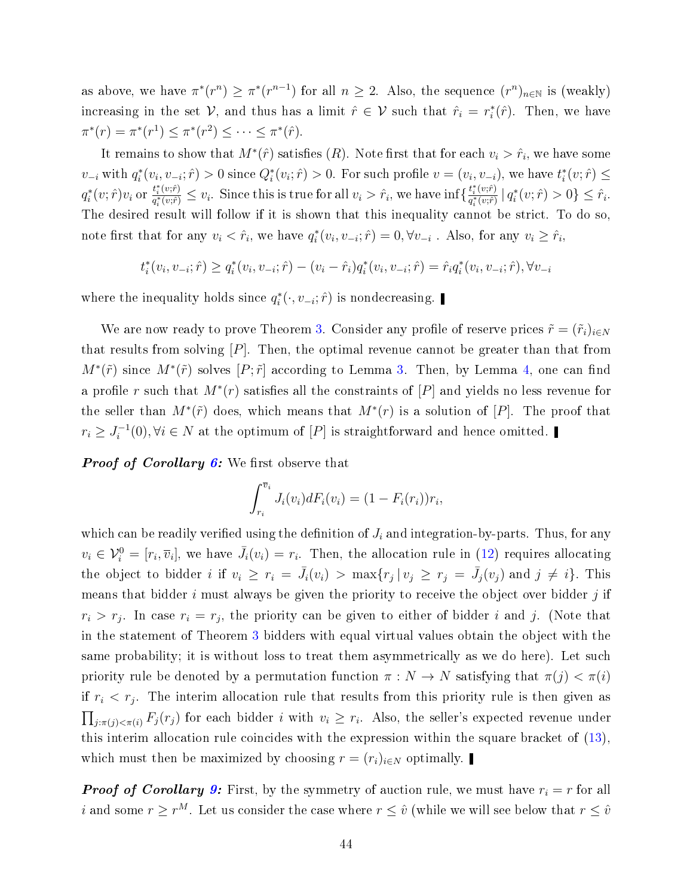as above, we have $\pi^*(r^n) \geq \pi^*(r^{n-1})$ for all $n \geq 2$. Also, the sequence $(r^n)_{n\in\mathbb{N}}$ is (weakly) increasing in the set $\mathcal{V}$, and thus has a limit $\hat{r} \in \mathcal{V}$ such that $\hat{r}_i = r_i^*(\hat{r})$. Then, we have $\pi^*(r) = \pi^*(r^1) \leq \pi^*(r^2) \leq \cdots \leq \pi^*(\hat{r})$.

It remains to show that $M^*(\hat{r})$ satisfies $(R)$. Note first that for each $v_i > \hat{r}_i$, we have some $v_{-i}$ with $q_i^*(v_i, v_{-i}; \hat{r}) > 0$ since $Q_i^*(v_i; \hat{r}) > 0$. For such profile $v = (v_i, v_{-i})$, we have $t_i^*(v; \hat{r}) \leq q_i^*(v; \hat{r})v_i$ or $\frac{t_i^*(v;\hat{r})}{q_i^*(v;\hat{r})} \leq v_i$. Since this is true for all $v_i > \hat{r}_i$, we have $\inf\{\frac{t_i^*(v;\hat{r})}{q_i^*(v;\hat{r})} \,|\, q_i^*(v;\hat{r}) > 0\} \leq \hat{r}_i$. The desired result will follow if it is shown that this inequality cannot be strict. To do so, note first that for any $v_i < \hat{r}_i$, we have $q_i^*(v_i, v_{-i}; \hat{r}) = 0, \forall v_{-i}$ . Also, for any $v_i \geq \hat{r}_i$,

$$t_i^*(v_i, v_{-i}; \hat{r}) \geq q_i^*(v_i, v_{-i}; \hat{r}) - (v_i - \hat{r}_i)q_i^*(v_i, v_{-i}; \hat{r}) = \hat{r}_i q_i^*(v_i, v_{-i}; \hat{r}), \forall v_{-i}$$

where the inequality holds since $q_i^*(\cdot, v_{-i}; \hat{r})$ is nondecreasing. ∎

We are now ready to prove Theorem 3. Consider any profile of reserve prices $\tilde{r} = (\tilde{r}_i)_{i\in N}$ that results from solving $[P]$. Then, the optimal revenue cannot be greater than that from $M^*(\tilde{r})$ since $M^*(\tilde{r})$ solves $[P;\tilde{r}]$ according to Lemma 3. Then, by Lemma 4, one can find a profile $r$ such that $M^*(r)$ satisfies all the constraints of $[P]$ and yields no less revenue for the seller than $M^*(\tilde{r})$ does, which means that $M^*(r)$ is a solution of $[P]$. The proof that $r_i \geq J_i^{-1}(0), \forall i \in N$ at the optimum of $[P]$ is straightforward and hence omitted. ∎

***Proof of Corollary 6:*** We first observe that

$$\int_{r_i}^{\overline{v}_i} J_i(v_i)dF_i(v_i) = (1 - F_i(r_i))r_i,$$

which can be readily verified using the definition of $J_i$ and integration-by-parts. Thus, for any $v_i \in \mathcal{V}_i^0 = [r_i, \overline{v}_i]$, we have $\bar{J}_i(v_i) = r_i$. Then, the allocation rule in (12) requires allocating the object to bidder $i$ if $v_i \geq r_i = \bar{J}_i(v_i) > \max\{r_j \,|\, v_j \geq r_j = \bar{J}_j(v_j) \text{ and } j \neq i\}$. This means that bidder $i$ must always be given the priority to receive the object over bidder $j$ if $r_i > r_j$. In case $r_i = r_j$, the priority can be given to either of bidder $i$ and $j$. (Note that in the statement of Theorem 3 bidders with equal virtual values obtain the object with the same probability; it is without loss to treat them asymmetrically as we do here). Let such priority rule be denoted by a permutation function $\pi : N \to N$ satisfying that $\pi(j) < \pi(i)$ if $r_i < r_j$. The interim allocation rule that results from this priority rule is then given as $\prod_{j:\pi(j)<\pi(i)} F_j(r_j)$ for each bidder $i$ with $v_i \geq r_i$. Also, the seller's expected revenue under this interim allocation rule coincides with the expression within the square bracket of (13), which must then be maximized by choosing $r = (r_i)_{i\in N}$ optimally. ∎

***Proof of Corollary 9:*** First, by the symmetry of auction rule, we must have $r_i = r$ for all $i$ and some $r \geq r^M$. Let us consider the case where $r \leq \hat{v}$ (while we will see below that $r \leq \hat{v}$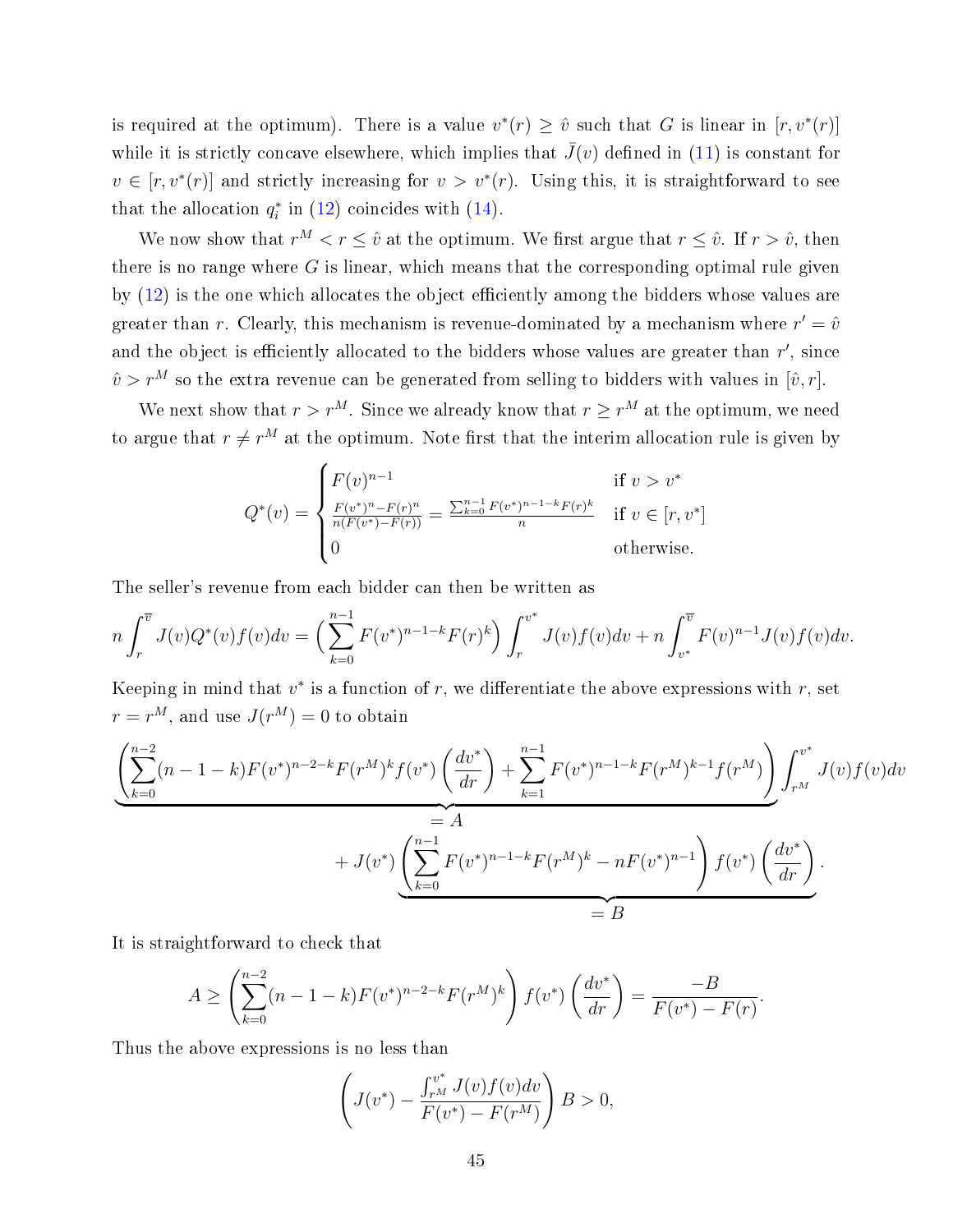is required at the optimum). There is a value $v^*(r) \geq \hat{v}$ such that $G$ is linear in $[r, v^*(r)]$ while it is strictly concave elsewhere, which implies that $\bar{J}(v)$ defined in (11) is constant for $v \in [r, v^*(r)]$ and strictly increasing for $v > v^*(r)$. Using this, it is straightforward to see that the allocation $q_i^*$ in (12) coincides with (14).

We now show that $r^M < r \leq \hat{v}$ at the optimum. We first argue that $r \leq \hat{v}$. If $r > \hat{v}$, then there is no range where $G$ is linear, which means that the corresponding optimal rule given by (12) is the one which allocates the object efficiently among the bidders whose values are greater than $r$. Clearly, this mechanism is revenue-dominated by a mechanism where $r' = \hat{v}$ and the object is efficiently allocated to the bidders whose values are greater than $r'$, since $\hat{v} > r^M$ so the extra revenue can be generated from selling to bidders with values in $[\hat{v}, r]$.

We next show that $r > r^M$. Since we already know that $r \geq r^M$ at the optimum, we need to argue that $r \neq r^M$ at the optimum. Note first that the interim allocation rule is given by

$$
Q^*(v) = \begin{cases} F(v)^{n-1} & \text{if } v > v^* \\ \frac{F(v^*)^n - F(r)^n}{n(F(v^*) - F(r))} = \frac{\sum_{k=0}^{n-1} F(v^*)^{n-1-k} F(r)^k}{n} & \text{if } v \in [r, v^*] \\ 0 & \text{otherwise.} \end{cases}
$$

The seller's revenue from each bidder can then be written as

$$
n \int_r^{\overline{v}} J(v) Q^*(v) f(v) dv = \Big( \sum_{k=0}^{n-1} F(v^*)^{n-1-k} F(r)^k \Big) \int_r^{v^*} J(v) f(v) dv + n \int_{v^*}^{\overline{v}} F(v)^{n-1} J(v) f(v) dv.
$$

Keeping in mind that $v^*$ is a function of $r$, we differentiate the above expressions with $r$, set $r = r^M$, and use $J(r^M) = 0$ to obtain

$$
\underbrace{\left( \sum_{k=0}^{n-2} (n-1-k) F(v^*)^{n-2-k} F(r^M)^k f(v^*) \left( \frac{dv^*}{dr} \right) + \sum_{k=1}^{n-1} F(v^*)^{n-1-k} F(r^M)^{k-1} f(r^M) \right)}_{=A} \int_{r^M}^{v^*} J(v) f(v) dv
$$

$$
+ J(v^*) \underbrace{\left( \sum_{k=0}^{n-1} F(v^*)^{n-1-k} F(r^M)^k - n F(v^*)^{n-1} \right) f(v^*) \left( \frac{dv^*}{dr} \right)}_{=B}.
$$

It is straightforward to check that

$$
A \geq \left( \sum_{k=0}^{n-2} (n-1-k) F(v^*)^{n-2-k} F(r^M)^k \right) f(v^*) \left( \frac{dv^*}{dr} \right) = \frac{-B}{F(v^*) - F(r)}.
$$

Thus the above expressions is no less than

$$
\left( J(v^*) - \frac{\int_{r^M}^{v^*} J(v) f(v) dv}{F(v^*) - F(r^M)} \right) B > 0,
$$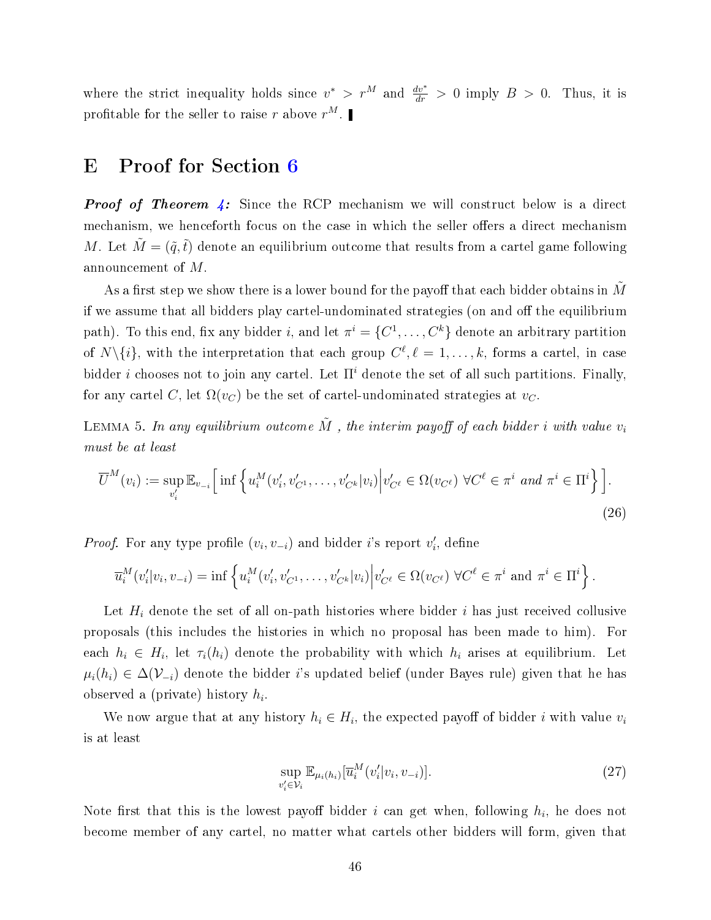where the strict inequality holds since $v^* > r^M$ and $\frac{dv^*}{dr} > 0$ imply $B > 0$. Thus, it is profitable for the seller to raise $r$ above $r^M$. ▮

# E Proof for Section 6

***Proof of Theorem 4:*** Since the RCP mechanism we will construct below is a direct mechanism, we henceforth focus on the case in which the seller offers a direct mechanism $M$. Let $\tilde{M} = (\tilde{q}, \tilde{t})$ denote an equilibrium outcome that results from a cartel game following announcement of $M$.

As a first step we show there is a lower bound for the payoff that each bidder obtains in $\tilde{M}$ if we assume that all bidders play cartel-undominated strategies (on and off the equilibrium path). To this end, fix any bidder $i$, and let $\pi^i = \{C^1, \ldots, C^k\}$ denote an arbitrary partition of $N \backslash \{i\}$, with the interpretation that each group $C^\ell, \ell = 1, \ldots, k$, forms a cartel, in case bidder $i$ chooses not to join any cartel. Let $\Pi^i$ denote the set of all such partitions. Finally, for any cartel $C$, let $\Omega(v_C)$ be the set of cartel-undominated strategies at $v_C$.

Lemma 5. *In any equilibrium outcome $\tilde{M}$ , the interim payoff of each bidder $i$ with value $v_i$ must be at least*

$$\overline{U}^M(v_i) := \sup_{v_i'} \mathbb{E}_{v_{-i}}\Big[ \inf \Big\{ u_i^M(v_i', v_{C^1}', \ldots, v_{C^k}'|v_i) \Big| v_{C^\ell}' \in \Omega(v_{C^\ell}) \ \forall C^\ell \in \pi^i \text{ and } \pi^i \in \Pi^i \Big\} \Big]. \tag{26}$$

*Proof.* For any type profile $(v_i, v_{-i})$ and bidder $i$'s report $v_i'$, define

$$\overline{u}_i^M(v_i'|v_i, v_{-i}) = \inf \Big\{ u_i^M(v_i', v_{C^1}', \ldots, v_{C^k}'|v_i) \Big| v_{C^\ell}' \in \Omega(v_{C^\ell}) \ \forall C^\ell \in \pi^i \text{ and } \pi^i \in \Pi^i \Big\}.$$

Let $H_i$ denote the set of all on-path histories where bidder $i$ has just received collusive proposals (this includes the histories in which no proposal has been made to him). For each $h_i \in H_i$, let $\tau_i(h_i)$ denote the probability with which $h_i$ arises at equilibrium. Let $\mu_i(h_i) \in \Delta(\mathcal{V}_{-i})$ denote the bidder $i$'s updated belief (under Bayes rule) given that he has observed a (private) history $h_i$.

We now argue that at any history $h_i \in H_i$, the expected payoff of bidder $i$ with value $v_i$ is at least

$$\sup_{v_i' \in \mathcal{V}_i} \mathbb{E}_{\mu_i(h_i)}[\overline{u}_i^M(v_i'|v_i, v_{-i})]. \tag{27}$$

Note first that this is the lowest payoff bidder $i$ can get when, following $h_i$, he does not become member of any cartel, no matter what cartels other bidders will form, given that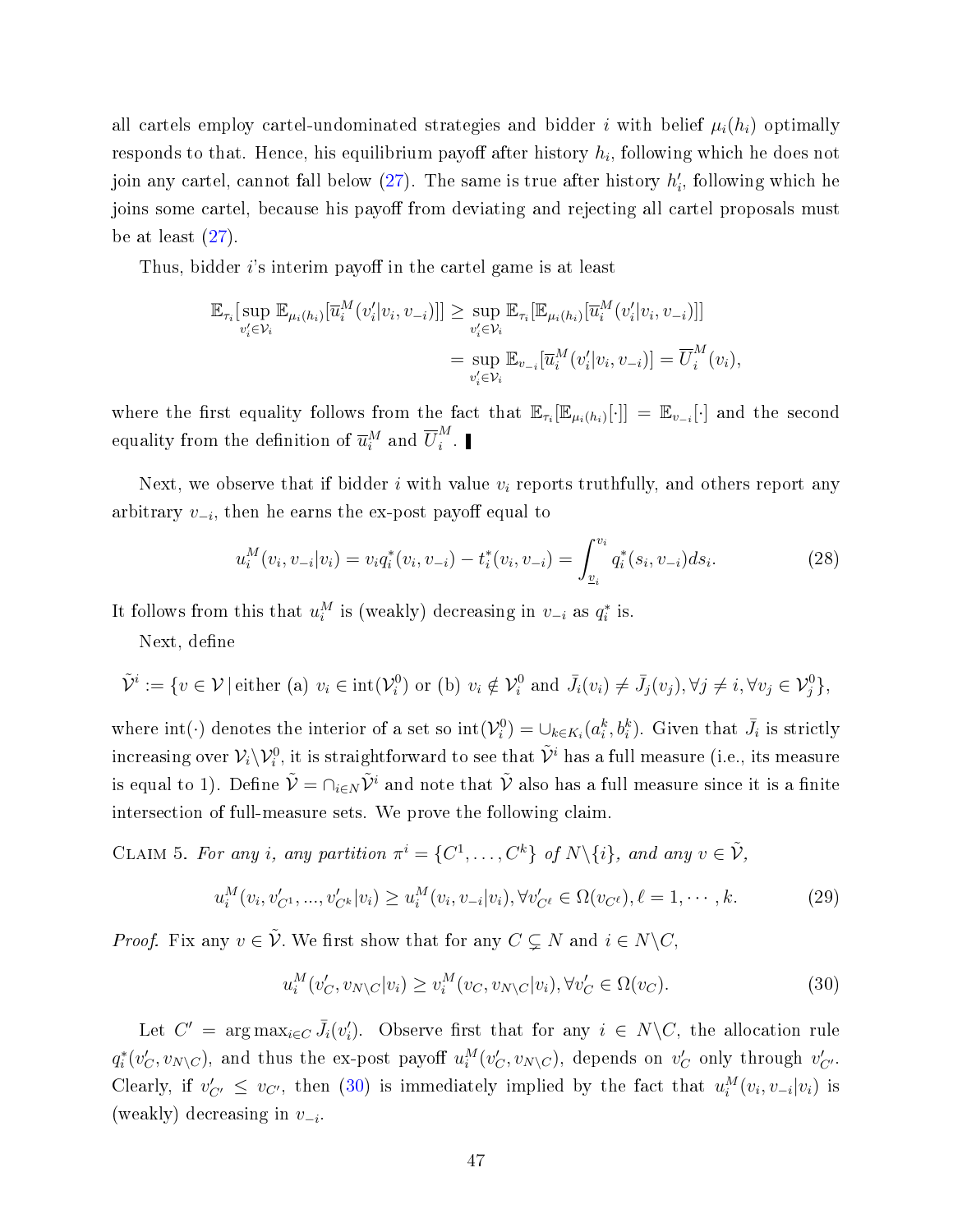all cartels employ cartel-undominated strategies and bidder $i$ with belief $\mu_i(h_i)$ optimally responds to that. Hence, his equilibrium payoff after history $h_i$, following which he does not join any cartel, cannot fall below (27). The same is true after history $h_i'$, following which he joins some cartel, because his payoff from deviating and rejecting all cartel proposals must be at least (27).

Thus, bidder $i$'s interim payoff in the cartel game is at least

$$\mathbb{E}_{\tau_i}[\sup_{v_i' \in \mathcal{V}_i} \mathbb{E}_{\mu_i(h_i)}[\overline{u}_i^M(v_i'|v_i, v_{-i})]] \geq \sup_{v_i' \in \mathcal{V}_i} \mathbb{E}_{\tau_i}[\mathbb{E}_{\mu_i(h_i)}[\overline{u}_i^M(v_i'|v_i, v_{-i})]]$$
$$= \sup_{v_i' \in \mathcal{V}_i} \mathbb{E}_{v_{-i}}[\overline{u}_i^M(v_i'|v_i, v_{-i})] = \overline{U}_i^M(v_i),$$

where the first equality follows from the fact that $\mathbb{E}_{\tau_i}[\mathbb{E}_{\mu_i(h_i)}[\cdot]] = \mathbb{E}_{v_{-i}}[\cdot]$ and the second equality from the definition of $\overline{u}_i^M$ and $\overline{U}_i^M$. ∎

Next, we observe that if bidder $i$ with value $v_i$ reports truthfully, and others report any arbitrary $v_{-i}$, then he earns the ex-post payoff equal to

$$u_i^M(v_i, v_{-i}|v_i) = v_i q_i^*(v_i, v_{-i}) - t_i^*(v_i, v_{-i}) = \int_{\underline{v}_i}^{v_i} q_i^*(s_i, v_{-i}) ds_i. \tag{28}$$

It follows from this that $u_i^M$ is (weakly) decreasing in $v_{-i}$ as $q_i^*$ is.

Next, define

$$\tilde{\mathcal{V}}^i := \{v \in \mathcal{V} \,|\, \text{either (a) } v_i \in \text{int}(\mathcal{V}_i^0) \text{ or (b) } v_i \notin \mathcal{V}_i^0 \text{ and } \bar{J}_i(v_i) \neq \bar{J}_j(v_j), \forall j \neq i, \forall v_j \in \mathcal{V}_j^0\},$$

where $\text{int}(\cdot)$ denotes the interior of a set so $\text{int}(\mathcal{V}_i^0) = \cup_{k \in K_i}(a_i^k, b_i^k)$. Given that $\bar{J}_i$ is strictly increasing over $\mathcal{V}_i \backslash \mathcal{V}_i^0$, it is straightforward to see that $\tilde{\mathcal{V}}^i$ has a full measure (i.e., its measure is equal to 1). Define $\tilde{\mathcal{V}} = \cap_{i \in N} \tilde{\mathcal{V}}^i$ and note that $\tilde{\mathcal{V}}$ also has a full measure since it is a finite intersection of full-measure sets. We prove the following claim.

Claim 5. *For any $i$, any partition $\pi^i = \{C^1, \ldots, C^k\}$ of $N\backslash\{i\}$, and any $v \in \tilde{\mathcal{V}}$,*

$$u_i^M(v_i, v'_{C^1}, ..., v'_{C^k}|v_i) \geq u_i^M(v_i, v_{-i}|v_i), \forall v'_{C^\ell} \in \Omega(v_{C^\ell}), \ell = 1, \cdots, k. \tag{29}$$

*Proof.* Fix any $v \in \tilde{\mathcal{V}}$. We first show that for any $C \subsetneq N$ and $i \in N \backslash C$,

$$u_i^M(v'_C, v_{N\backslash C}|v_i) \geq v_i^M(v_C, v_{N\backslash C}|v_i), \forall v'_C \in \Omega(v_C). \tag{30}$$

Let $C' = \arg\max_{i \in C} \bar{J}_i(v'_i)$. Observe first that for any $i \in N\backslash C$, the allocation rule $q_i^*(v'_C, v_{N\backslash C})$, and thus the ex-post payoff $u_i^M(v'_C, v_{N\backslash C})$, depends on $v'_C$ only through $v'_{C'}$. Clearly, if $v'_{C'} \leq v_{C'}$, then (30) is immediately implied by the fact that $u_i^M(v_i, v_{-i}|v_i)$ is (weakly) decreasing in $v_{-i}$.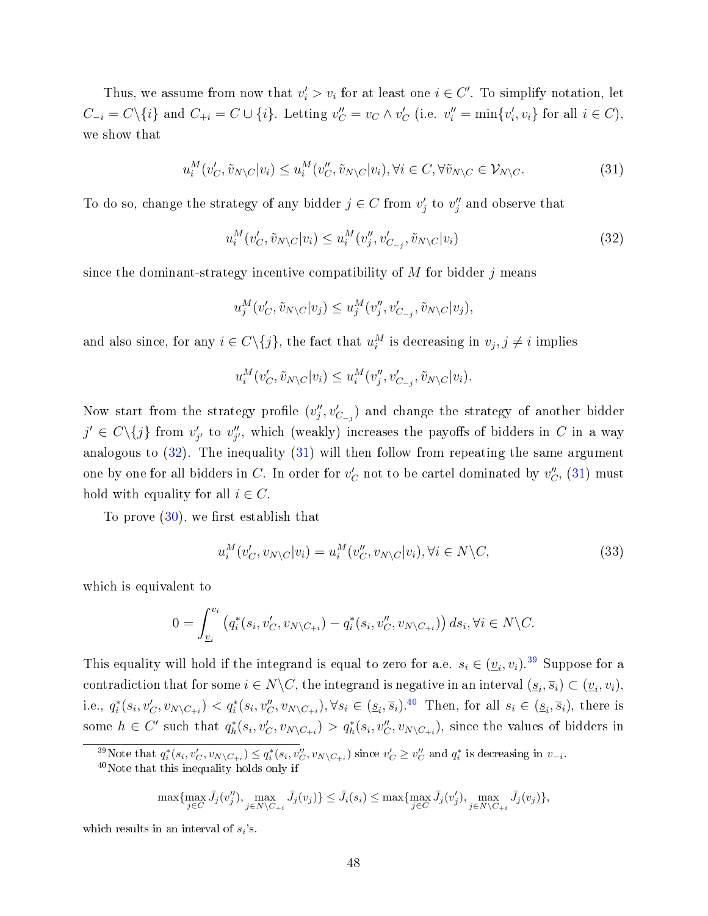Thus, we assume from now that $v'_i > v_i$ for at least one $i \in C'$. To simplify notation, let $C_{-i} = C \backslash \{i\}$ and $C_{+i} = C \cup \{i\}$. Letting $v''_C = v_C \wedge v'_C$ (i.e. $v''_i = \min\{v'_i, v_i\}$ for all $i \in C$), we show that

$$u_i^M(v'_C, \tilde{v}_{N\backslash C}|v_i) \leq u_i^M(v''_C, \tilde{v}_{N\backslash C}|v_i), \forall i \in C, \forall \tilde{v}_{N\backslash C} \in \mathcal{V}_{N\backslash C}. \tag{31}$$

To do so, change the strategy of any bidder $j \in C$ from $v'_j$ to $v''_j$ and observe that

$$u_i^M(v'_C, \tilde{v}_{N\backslash C}|v_i) \leq u_i^M(v''_j, v'_{C_{-j}}, \tilde{v}_{N\backslash C}|v_i) \tag{32}$$

since the dominant-strategy incentive compatibility of $M$ for bidder $j$ means

$$u_j^M(v'_C, \tilde{v}_{N\backslash C}|v_j) \leq u_j^M(v''_j, v'_{C_{-j}}, \tilde{v}_{N\backslash C}|v_j),$$

and also since, for any $i \in C\backslash\{j\}$, the fact that $u_i^M$ is decreasing in $v_j, j \neq i$ implies

$$u_i^M(v'_C, \tilde{v}_{N\backslash C}|v_i) \leq u_i^M(v''_j, v'_{C_{-j}}, \tilde{v}_{N\backslash C}|v_i).$$

Now start from the strategy profile $(v''_j, v'_{C_{-j}})$ and change the strategy of another bidder $j' \in C\backslash\{j\}$ from $v'_{j'}$ to $v''_{j'}$, which (weakly) increases the payoffs of bidders in $C$ in a way analogous to (32). The inequality (31) will then follow from repeating the same argument one by one for all bidders in $C$. In order for $v'_C$ not to be cartel dominated by $v''_C$, (31) must hold with equality for all $i \in C$.

To prove (30), we first establish that

$$u_i^M(v'_C, v_{N\backslash C}|v_i) = u_i^M(v''_C, v_{N\backslash C}|v_i), \forall i \in N\backslash C, \tag{33}$$

which is equivalent to

$$0 = \int_{\underline{v}_i}^{v_i} \left( q_i^*(s_i, v'_C, v_{N\backslash C_{+i}}) - q_i^*(s_i, v''_C, v_{N\backslash C_{+i}}) \right) ds_i, \forall i \in N\backslash C.$$

This equality will hold if the integrand is equal to zero for a.e. $s_i \in (\underline{v}_i, v_i)$.[39] Suppose for a contradiction that for some $i \in N\backslash C$, the integrand is negative in an interval $(\underline{s}_i, \overline{s}_i) \subset (\underline{v}_i, v_i)$, i.e., $q_i^*(s_i, v'_C, v_{N\backslash C_{+i}}) < q_i^*(s_i, v''_C, v_{N\backslash C_{+i}}), \forall s_i \in (\underline{s}_i, \overline{s}_i)$.[40] Then, for all $s_i \in (\underline{s}_i, \overline{s}_i)$, there is some $h \in C'$ such that $q_h^*(s_i, v'_C, v_{N\backslash C_{+i}}) > q_h^*(s_i, v''_C, v_{N\backslash C_{+i}})$, since the values of bidders in

[39] Note that $q_i^*(s_i, v'_C, v_{N\backslash C_{+i}}) \leq q_i^*(s_i, v''_C, v_{N\backslash C_{+i}})$ since $v'_C \geq v''_C$ and $q_i^*$ is decreasing in $v_{-i}$.

[40] Note that this inequality holds only if

$$\max\{\max_{j \in C} \bar{J}_j(v''_j), \max_{j \in N\backslash C_{+i}} \bar{J}_j(v_j)\} \leq \bar{J}_i(s_i) \leq \max\{\max_{j \in C} \bar{J}_j(v'_j), \max_{j \in N\backslash C_{+i}} \bar{J}_j(v_j)\},$$

which results in an interval of $s_i$'s.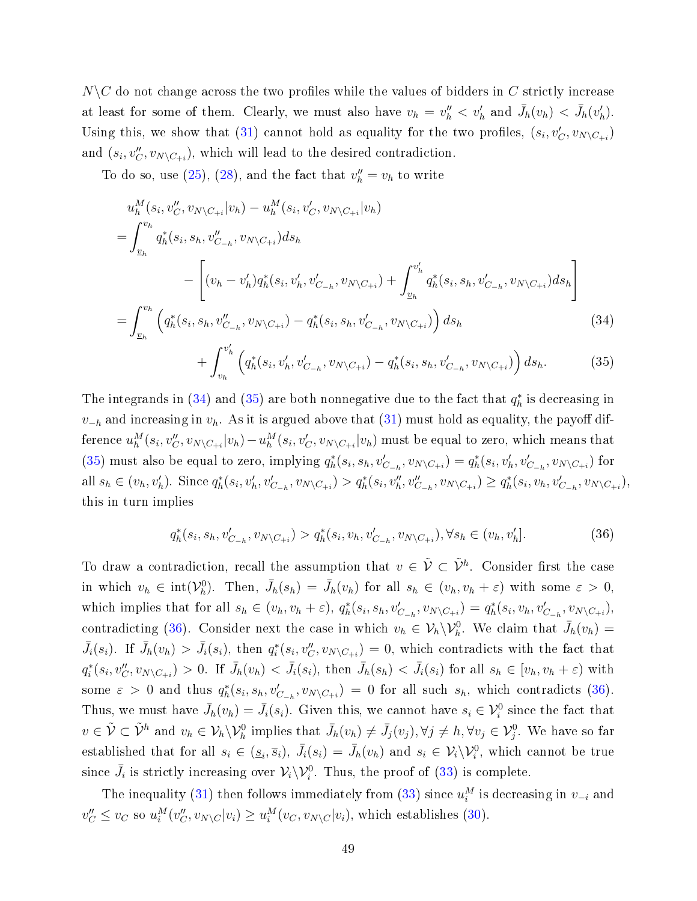$N \backslash C$ do not change across the two profiles while the values of bidders in $C$ strictly increase at least for some of them. Clearly, we must also have $v_h = v''_h < v'_h$ and $\bar{J}_h(v_h) < \bar{J}_h(v'_h)$. Using this, we show that (31) cannot hold as equality for the two profiles, $(s_i, v'_C, v_{N\backslash C_{+i}})$ and $(s_i, v''_C, v_{N\backslash C_{+i}})$, which will lead to the desired contradiction.

To do so, use (25), (28), and the fact that $v''_h = v_h$ to write

$$
\begin{aligned}
& u^M_h(s_i, v''_C, v_{N\backslash C_{+i}}|v_h) - u^M_h(s_i, v'_C, v_{N\backslash C_{+i}}|v_h) \\
=& \int_{\underline{v}_h}^{v_h} q^*_h(s_i, s_h, v''_{C_{-h}}, v_{N\backslash C_{+i}}) ds_h \\
& \qquad - \left[ (v_h - v'_h) q^*_h(s_i, v'_h, v'_{C_{-h}}, v_{N\backslash C_{+i}}) + \int_{\underline{v}_h}^{v'_h} q^*_h(s_i, s_h, v'_{C_{-h}}, v_{N\backslash C_{+i}}) ds_h \right] \\
=& \int_{\underline{v}_h}^{v_h} \left( q^*_h(s_i, s_h, v''_{C_{-h}}, v_{N\backslash C_{+i}}) - q^*_h(s_i, s_h, v'_{C_{-h}}, v_{N\backslash C_{+i}}) \right) ds_h \qquad (34) \\
& \qquad + \int_{v_h}^{v'_h} \left( q^*_h(s_i, v'_h, v'_{C_{-h}}, v_{N\backslash C_{+i}}) - q^*_h(s_i, s_h, v'_{C_{-h}}, v_{N\backslash C_{+i}}) \right) ds_h. \qquad (35)
\end{aligned}
$$

The integrands in (34) and (35) are both nonnegative due to the fact that $q^*_h$ is decreasing in $v_{-h}$ and increasing in $v_h$. As it is argued above that (31) must hold as equality, the payoff difference $u^M_h(s_i, v''_C, v_{N\backslash C_{+i}}|v_h) - u^M_h(s_i, v'_C, v_{N\backslash C_{+i}}|v_h)$ must be equal to zero, which means that (35) must also be equal to zero, implying $q^*_h(s_i, s_h, v'_{C_{-h}}, v_{N\backslash C_{+i}}) = q^*_h(s_i, v'_h, v'_{C_{-h}}, v_{N\backslash C_{+i}})$ for all $s_h \in (v_h, v'_h)$. Since $q^*_h(s_i, v'_h, v'_{C_{-h}}, v_{N\backslash C_{+i}}) > q^*_h(s_i, v''_h, v''_{C_{-h}}, v_{N\backslash C_{+i}}) \geq q^*_h(s_i, v_h, v'_{C_{-h}}, v_{N\backslash C_{+i}})$, this in turn implies

$$
q^*_h(s_i, s_h, v'_{C_{-h}}, v_{N\backslash C_{+i}}) > q^*_h(s_i, v_h, v'_{C_{-h}}, v_{N\backslash C_{+i}}), \forall s_h \in (v_h, v'_h]. \qquad (36)
$$

To draw a contradiction, recall the assumption that $v \in \tilde{\mathcal{V}} \subset \tilde{\mathcal{V}}^h$. Consider first the case in which $v_h \in \text{int}(\mathcal{V}^0_h)$. Then, $\bar{J}_h(s_h) = \bar{J}_h(v_h)$ for all $s_h \in (v_h, v_h + \varepsilon)$ with some $\varepsilon > 0$, which implies that for all $s_h \in (v_h, v_h + \varepsilon)$, $q^*_h(s_i, s_h, v'_{C_{-h}}, v_{N\backslash C_{+i}}) = q^*_h(s_i, v_h, v'_{C_{-h}}, v_{N\backslash C_{+i}})$, contradicting (36). Consider next the case in which $v_h \in \mathcal{V}_h \backslash \mathcal{V}^0_h$. We claim that $\bar{J}_h(v_h) = \bar{J}_i(s_i)$. If $\bar{J}_h(v_h) > \bar{J}_i(s_i)$, then $q^*_i(s_i, v''_C, v_{N\backslash C_{+i}}) = 0$, which contradicts with the fact that $q^*_i(s_i, v''_C, v_{N\backslash C_{+i}}) > 0$. If $\bar{J}_h(v_h) < \bar{J}_i(s_i)$, then $\bar{J}_h(s_h) < \bar{J}_i(s_i)$ for all $s_h \in [v_h, v_h + \varepsilon)$ with some $\varepsilon > 0$ and thus $q^*_h(s_i, s_h, v'_{C_{-h}}, v_{N\backslash C_{+i}}) = 0$ for all such $s_h$, which contradicts (36). Thus, we must have $\bar{J}_h(v_h) = \bar{J}_i(s_i)$. Given this, we cannot have $s_i \in \mathcal{V}^0_i$ since the fact that $v \in \tilde{\mathcal{V}} \subset \tilde{\mathcal{V}}^h$ and $v_h \in \mathcal{V}_h \backslash \mathcal{V}^0_h$ implies that $\bar{J}_h(v_h) \neq \bar{J}_j(v_j), \forall j \neq h, \forall v_j \in \mathcal{V}^0_j$. We have so far established that for all $s_i \in (\underline{s}_i, \overline{s}_i)$, $\bar{J}_i(s_i) = \bar{J}_h(v_h)$ and $s_i \in \mathcal{V}_i \backslash \mathcal{V}^0_i$, which cannot be true since $\bar{J}_i$ is strictly increasing over $\mathcal{V}_i \backslash \mathcal{V}^0_i$. Thus, the proof of (33) is complete.

The inequality (31) then follows immediately from (33) since $u^M_i$ is decreasing in $v_{-i}$ and $v''_C \leq v_C$ so $u^M_i(v''_C, v_{N\backslash C}|v_i) \geq u^M_i(v_C, v_{N\backslash C}|v_i)$, which establishes (30).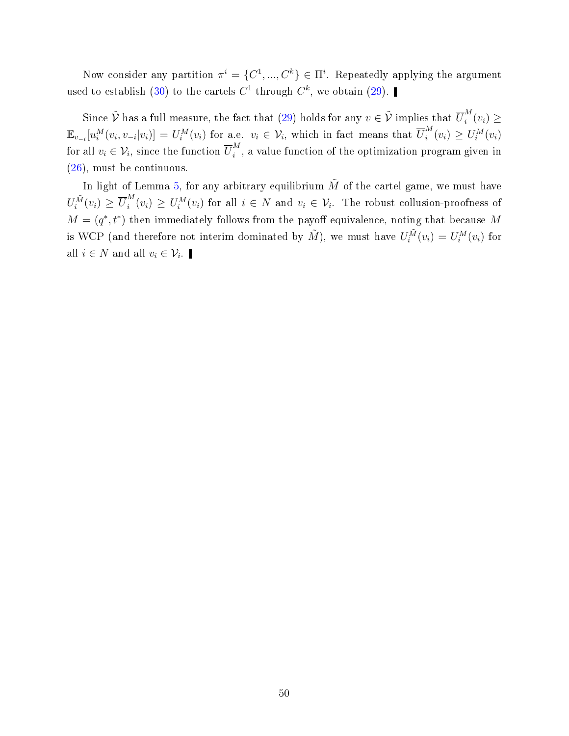Now consider any partition $\pi^i = \{C^1, ..., C^k\} \in \Pi^i$. Repeatedly applying the argument used to establish (30) to the cartels $C^1$ through $C^k$, we obtain (29). ∎

Since $\tilde{\mathcal{V}}$ has a full measure, the fact that (29) holds for any $v \in \tilde{\mathcal{V}}$ implies that $\overline{U}_i^M(v_i) \geq \mathbb{E}_{v_{-i}}[u_i^M(v_i, v_{-i}|v_i)] = U_i^M(v_i)$ for a.e. $v_i \in \mathcal{V}_i$, which in fact means that $\overline{U}_i^M(v_i) \geq U_i^M(v_i)$ for all $v_i \in \mathcal{V}_i$, since the function $\overline{U}_i^M$, a value function of the optimization program given in (26), must be continuous.

In light of Lemma 5, for any arbitrary equilibrium $\tilde{M}$ of the cartel game, we must have $U_i^{\tilde{M}}(v_i) \geq \overline{U}_i^M(v_i) \geq U_i^M(v_i)$ for all $i \in N$ and $v_i \in \mathcal{V}_i$. The robust collusion-proofness of $M = (q^*, t^*)$ then immediately follows from the payoff equivalence, noting that because $M$ is WCP (and therefore not interim dominated by $\tilde{M}$), we must have $U_i^{\tilde{M}}(v_i) = U_i^M(v_i)$ for all $i \in N$ and all $v_i \in \mathcal{V}_i$. ∎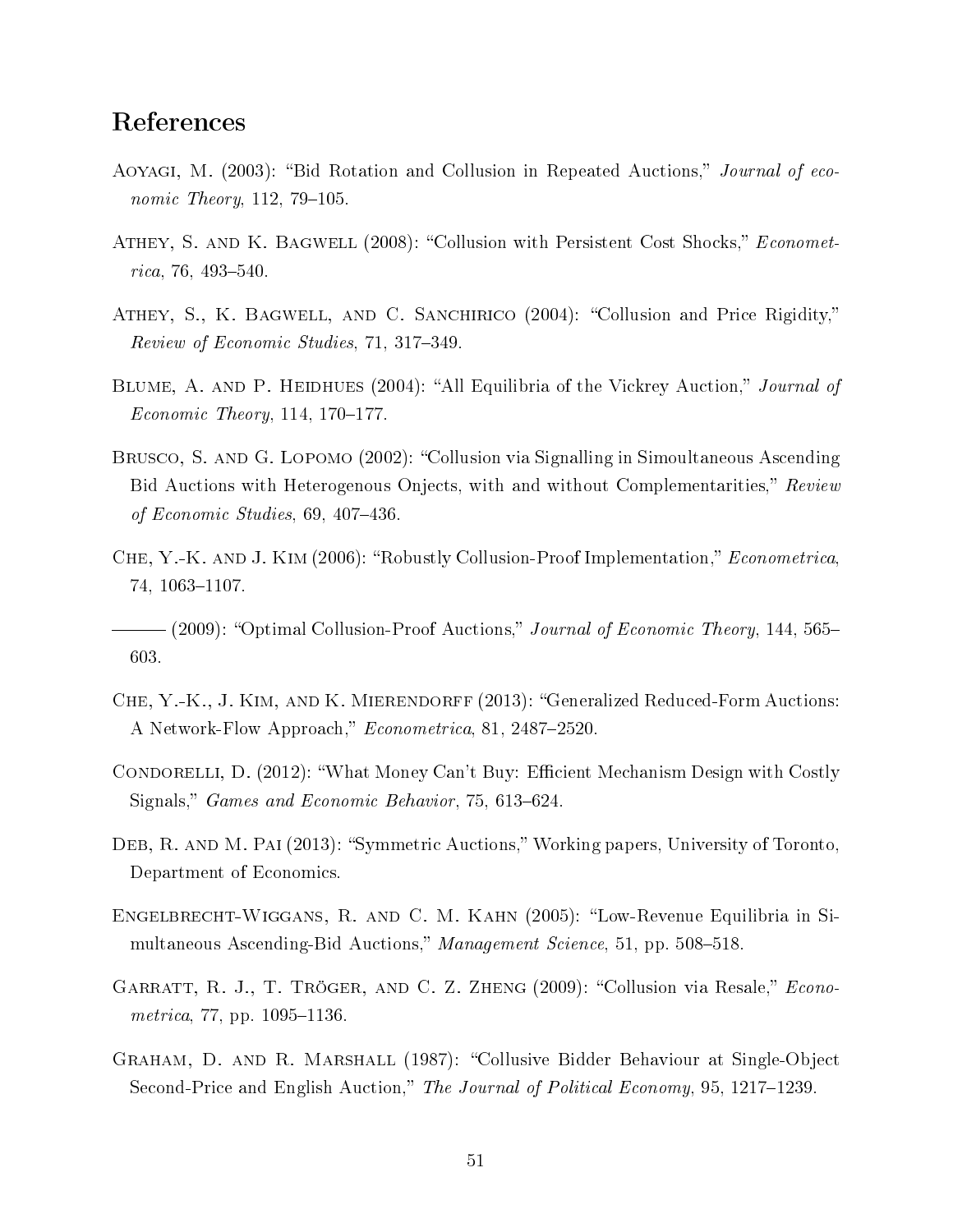# References

Aoyagi, M. (2003): "Bid Rotation and Collusion in Repeated Auctions," *Journal of economic Theory*, 112, 79–105.

Athey, S. and K. Bagwell (2008): "Collusion with Persistent Cost Shocks," *Econometrica*, 76, 493–540.

Athey, S., K. Bagwell, and C. Sanchirico (2004): "Collusion and Price Rigidity," *Review of Economic Studies*, 71, 317–349.

Blume, A. and P. Heidhues (2004): "All Equilibria of the Vickrey Auction," *Journal of Economic Theory*, 114, 170–177.

Brusco, S. and G. Lopomo (2002): "Collusion via Signalling in Simoultaneous Ascending Bid Auctions with Heterogenous Onjects, with and without Complementarities," *Review of Economic Studies*, 69, 407–436.

Che, Y.-K. and J. Kim (2006): "Robustly Collusion-Proof Implementation," *Econometrica*, 74, 1063–1107.

——— (2009): "Optimal Collusion-Proof Auctions," *Journal of Economic Theory*, 144, 565–603.

Che, Y.-K., J. Kim, and K. Mierendorff (2013): "Generalized Reduced-Form Auctions: A Network-Flow Approach," *Econometrica*, 81, 2487–2520.

Condorelli, D. (2012): "What Money Can't Buy: Efficient Mechanism Design with Costly Signals," *Games and Economic Behavior*, 75, 613–624.

Deb, R. and M. Pai (2013): "Symmetric Auctions," Working papers, University of Toronto, Department of Economics.

Engelbrecht-Wiggans, R. and C. M. Kahn (2005): "Low-Revenue Equilibria in Simultaneous Ascending-Bid Auctions," *Management Science*, 51, pp. 508–518.

Garratt, R. J., T. Tröger, and C. Z. Zheng (2009): "Collusion via Resale," *Econometrica*, 77, pp. 1095–1136.

Graham, D. and R. Marshall (1987): "Collusive Bidder Behaviour at Single-Object Second-Price and English Auction," *The Journal of Political Economy*, 95, 1217–1239.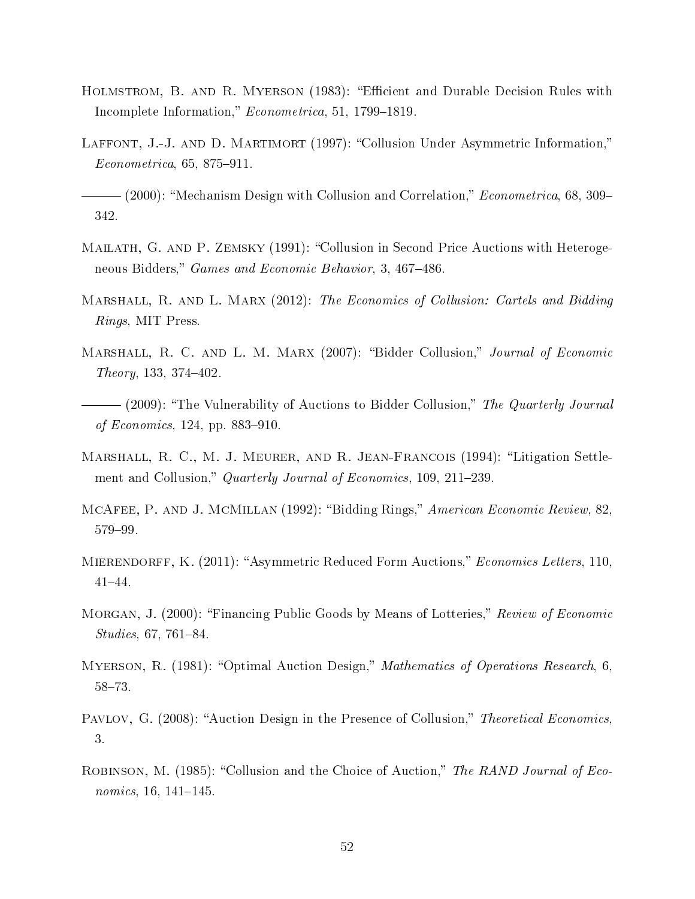Holmstrom, B. and R. Myerson (1983): "Efficient and Durable Decision Rules with Incomplete Information," *Econometrica*, 51, 1799–1819.

Laffont, J.-J. and D. Martimort (1997): "Collusion Under Asymmetric Information," *Econometrica*, 65, 875–911.

——— (2000): "Mechanism Design with Collusion and Correlation," *Econometrica*, 68, 309–342.

Mailath, G. and P. Zemsky (1991): "Collusion in Second Price Auctions with Heterogeneous Bidders," *Games and Economic Behavior*, 3, 467–486.

Marshall, R. and L. Marx (2012): *The Economics of Collusion: Cartels and Bidding Rings*, MIT Press.

Marshall, R. C. and L. M. Marx (2007): "Bidder Collusion," *Journal of Economic Theory*, 133, 374–402.

——— (2009): "The Vulnerability of Auctions to Bidder Collusion," *The Quarterly Journal of Economics*, 124, pp. 883–910.

Marshall, R. C., M. J. Meurer, and R. Jean-Francois (1994): "Litigation Settlement and Collusion," *Quarterly Journal of Economics*, 109, 211–239.

McAfee, P. and J. McMillan (1992): "Bidding Rings," *American Economic Review*, 82, 579–99.

Mierendorff, K. (2011): "Asymmetric Reduced Form Auctions," *Economics Letters*, 110, 41–44.

Morgan, J. (2000): "Financing Public Goods by Means of Lotteries," *Review of Economic Studies*, 67, 761–84.

Myerson, R. (1981): "Optimal Auction Design," *Mathematics of Operations Research*, 6, 58–73.

Pavlov, G. (2008): "Auction Design in the Presence of Collusion," *Theoretical Economics*, 3.

Robinson, M. (1985): "Collusion and the Choice of Auction," *The RAND Journal of Economics*, 16, 141–145.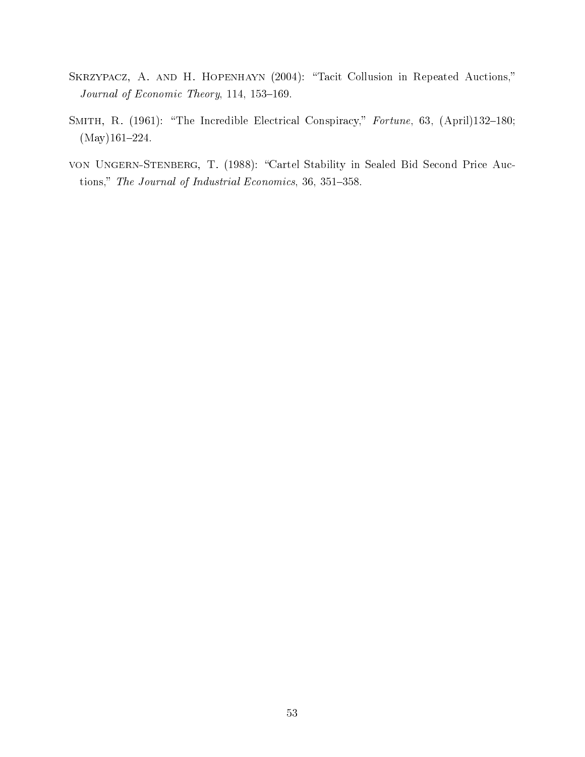Skrzypacz, A. and H. Hopenhayn (2004): "Tacit Collusion in Repeated Auctions," *Journal of Economic Theory*, 114, 153–169.

Smith, R. (1961): "The Incredible Electrical Conspiracy," *Fortune*, 63, (April)132–180; (May)161–224.

von Ungern-Stenberg, T. (1988): "Cartel Stability in Sealed Bid Second Price Auctions," *The Journal of Industrial Economics*, 36, 351–358.